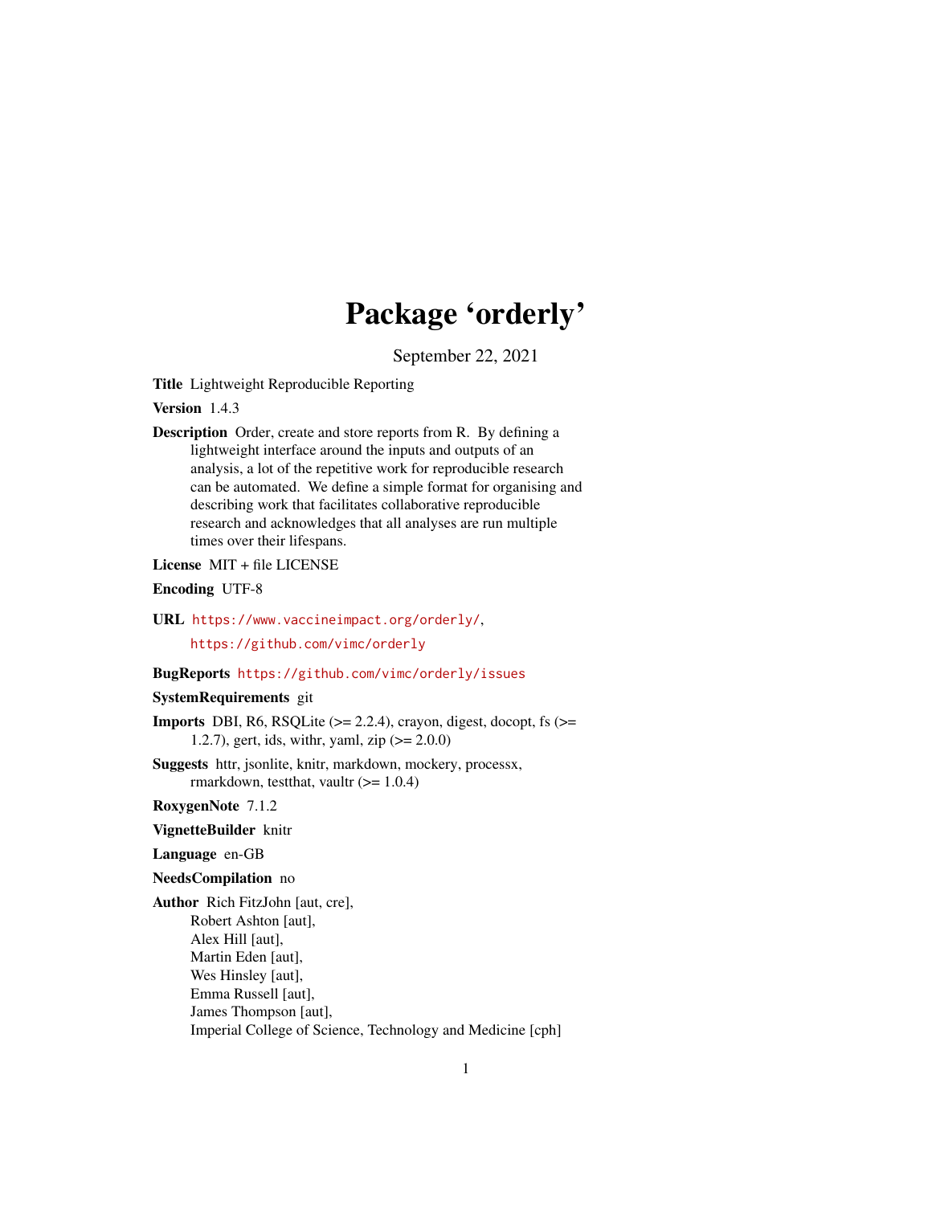# Package 'orderly'

September 22, 2021

**Title** Lightweight Reproducible Reporting

**Version** 1.4.3

**Description** Order, create and store reports from R. By defining a lightweight interface around the inputs and outputs of an analysis, a lot of the repetitive work for reproducible research can be automated. We define a simple format for organising and describing work that facilitates collaborative reproducible research and acknowledges that all analyses are run multiple times over their lifespans.

**License** MIT + file LICENSE

**Encoding** UTF-8

**URL** https://www.vaccineimpact.org/orderly/,
https://github.com/vimc/orderly

**BugReports** https://github.com/vimc/orderly/issues

**SystemRequirements** git

**Imports** DBI, R6, RSQLite (>= 2.2.4), crayon, digest, docopt, fs (>= 1.2.7), gert, ids, withr, yaml, zip (>= 2.0.0)

**Suggests** httr, jsonlite, knitr, markdown, mockery, processx, rmarkdown, testthat, vaultr (>= 1.0.4)

**RoxygenNote** 7.1.2

**VignetteBuilder** knitr

**Language** en-GB

**NeedsCompilation** no

**Author** Rich FitzJohn [aut, cre],
Robert Ashton [aut],
Alex Hill [aut],
Martin Eden [aut],
Wes Hinsley [aut],
Emma Russell [aut],
James Thompson [aut],
Imperial College of Science, Technology and Medicine [cph]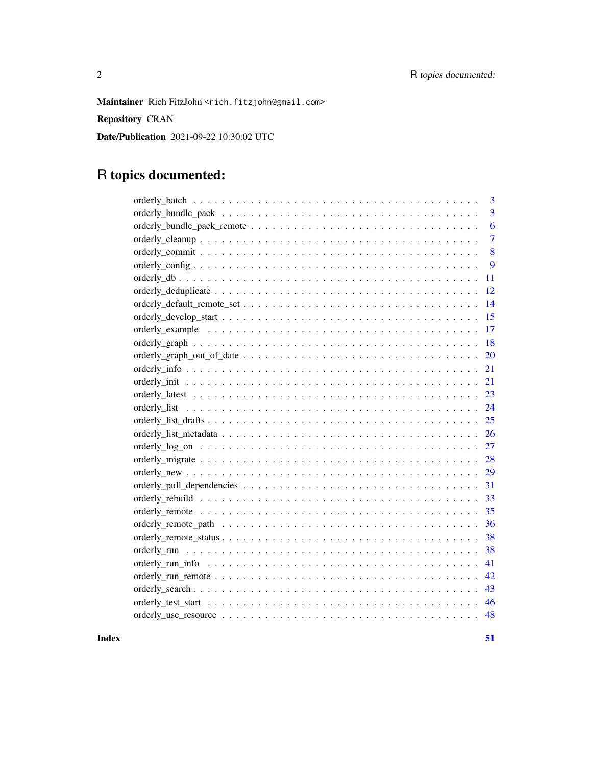**Maintainer** Rich FitzJohn <rich.fitzjohn@gmail.com>

**Repository** CRAN

**Date/Publication** 2021-09-22 10:30:02 UTC

# R topics documented:

| | |
|---|---|
| orderly_batch | 3 |
| orderly_bundle_pack | 3 |
| orderly_bundle_pack_remote | 6 |
| orderly_cleanup | 7 |
| orderly_commit | 8 |
| orderly_config | 9 |
| orderly_db | 11 |
| orderly_deduplicate | 12 |
| orderly_default_remote_set | 14 |
| orderly_develop_start | 15 |
| orderly_example | 17 |
| orderly_graph | 18 |
| orderly_graph_out_of_date | 20 |
| orderly_info | 21 |
| orderly_init | 21 |
| orderly_latest | 23 |
| orderly_list | 24 |
| orderly_list_drafts | 25 |
| orderly_list_metadata | 26 |
| orderly_log_on | 27 |
| orderly_migrate | 28 |
| orderly_new | 29 |
| orderly_pull_dependencies | 31 |
| orderly_rebuild | 33 |
| orderly_remote | 35 |
| orderly_remote_path | 36 |
| orderly_remote_status | 38 |
| orderly_run | 38 |
| orderly_run_info | 41 |
| orderly_run_remote | 42 |
| orderly_search | 43 |
| orderly_test_start | 46 |
| orderly_use_resource | 48 |

**Index** **51**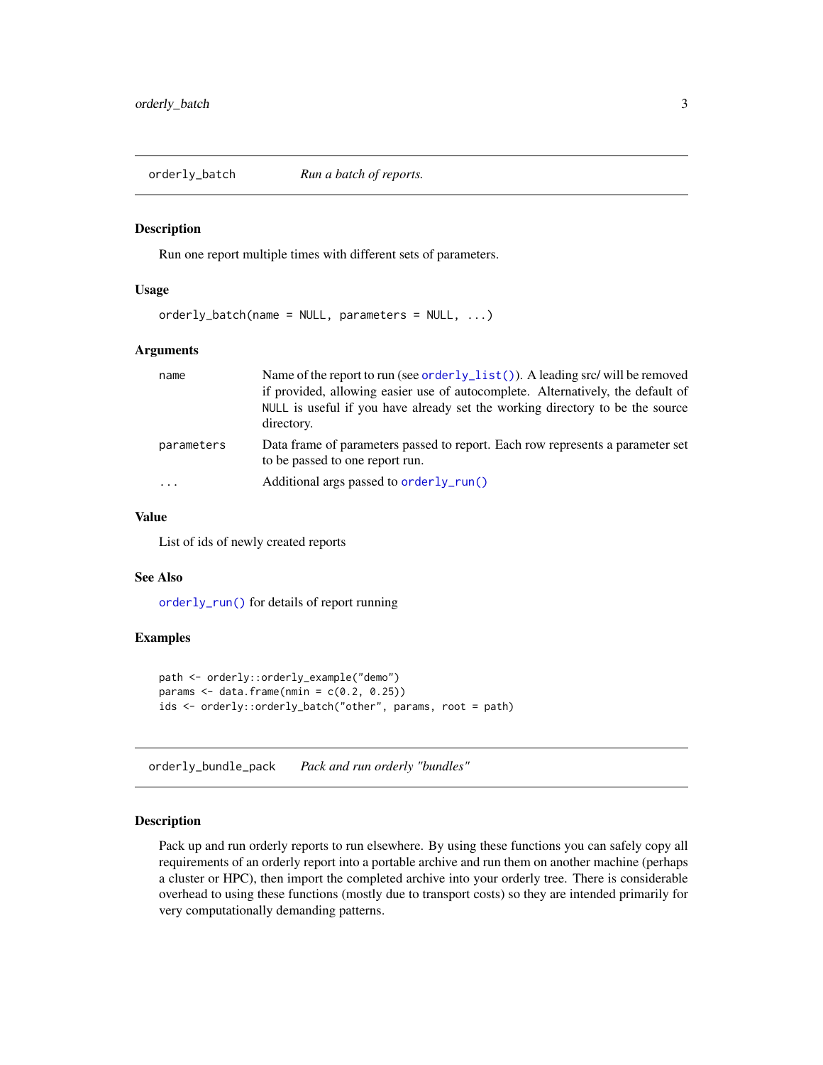## orderly_batch — *Run a batch of reports.*

### Description

Run one report multiple times with different sets of parameters.

### Usage

```
orderly_batch(name = NULL, parameters = NULL, ...)
```

### Arguments

| | |
|---|---|
| `name` | Name of the report to run (see `orderly_list()`). A leading src/ will be removed if provided, allowing easier use of autocomplete. Alternatively, the default of `NULL` is useful if you have already set the working directory to be the source directory. |
| `parameters` | Data frame of parameters passed to report. Each row represents a parameter set to be passed to one report run. |
| `...` | Additional args passed to `orderly_run()` |

### Value

List of ids of newly created reports

### See Also

`orderly_run()` for details of report running

### Examples

```
path <- orderly::orderly_example("demo")
params <- data.frame(nmin = c(0.2, 0.25))
ids <- orderly::orderly_batch("other", params, root = path)
```

## orderly_bundle_pack — *Pack and run orderly "bundles"*

### Description

Pack up and run orderly reports to run elsewhere. By using these functions you can safely copy all requirements of an orderly report into a portable archive and run them on another machine (perhaps a cluster or HPC), then import the completed archive into your orderly tree. There is considerable overhead to using these functions (mostly due to transport costs) so they are intended primarily for very computationally demanding patterns.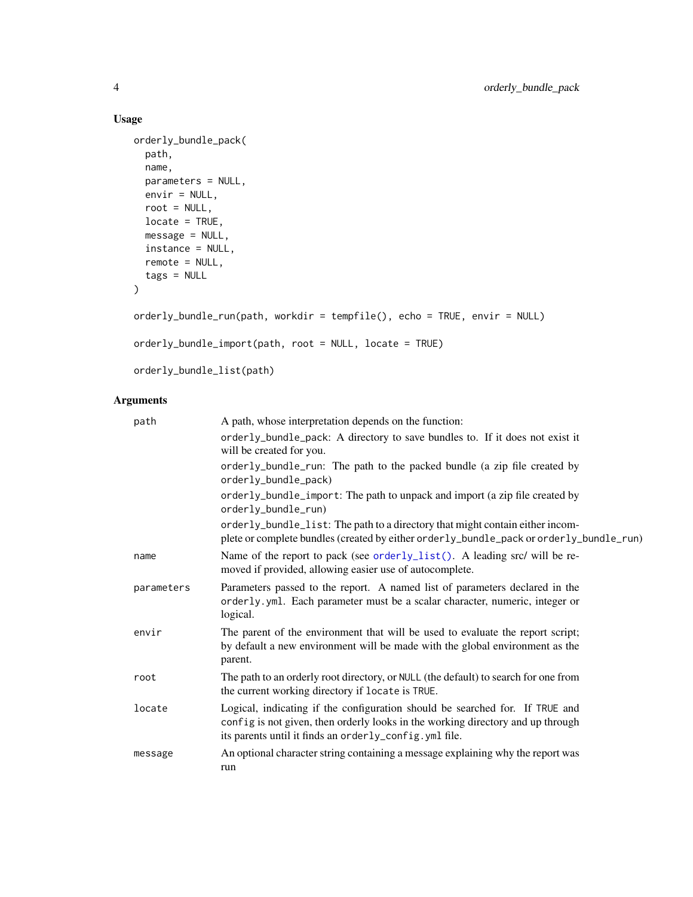## Usage

```
orderly_bundle_pack(
  path,
  name,
  parameters = NULL,
  envir = NULL,
  root = NULL,
  locate = TRUE,
  message = NULL,
  instance = NULL,
  remote = NULL,
  tags = NULL
)

orderly_bundle_run(path, workdir = tempfile(), echo = TRUE, envir = NULL)

orderly_bundle_import(path, root = NULL, locate = TRUE)

orderly_bundle_list(path)
```

## Arguments

| | |
|---|---|
| `path` | A path, whose interpretation depends on the function:<br>`orderly_bundle_pack`: A directory to save bundles to. If it does not exist it will be created for you.<br>`orderly_bundle_run`: The path to the packed bundle (a zip file created by `orderly_bundle_pack`)<br>`orderly_bundle_import`: The path to unpack and import (a zip file created by `orderly_bundle_run`)<br>`orderly_bundle_list`: The path to a directory that might contain either incomplete or complete bundles (created by either `orderly_bundle_pack` or `orderly_bundle_run`) |
| `name` | Name of the report to pack (see `orderly_list()`. A leading src/ will be removed if provided, allowing easier use of autocomplete. |
| `parameters` | Parameters passed to the report. A named list of parameters declared in the `orderly.yml`. Each parameter must be a scalar character, numeric, integer or logical. |
| `envir` | The parent of the environment that will be used to evaluate the report script; by default a new environment will be made with the global environment as the parent. |
| `root` | The path to an orderly root directory, or `NULL` (the default) to search for one from the current working directory if `locate` is `TRUE`. |
| `locate` | Logical, indicating if the configuration should be searched for. If `TRUE` and `config` is not given, then orderly looks in the working directory and up through its parents until it finds an `orderly_config.yml` file. |
| `message` | An optional character string containing a message explaining why the report was run |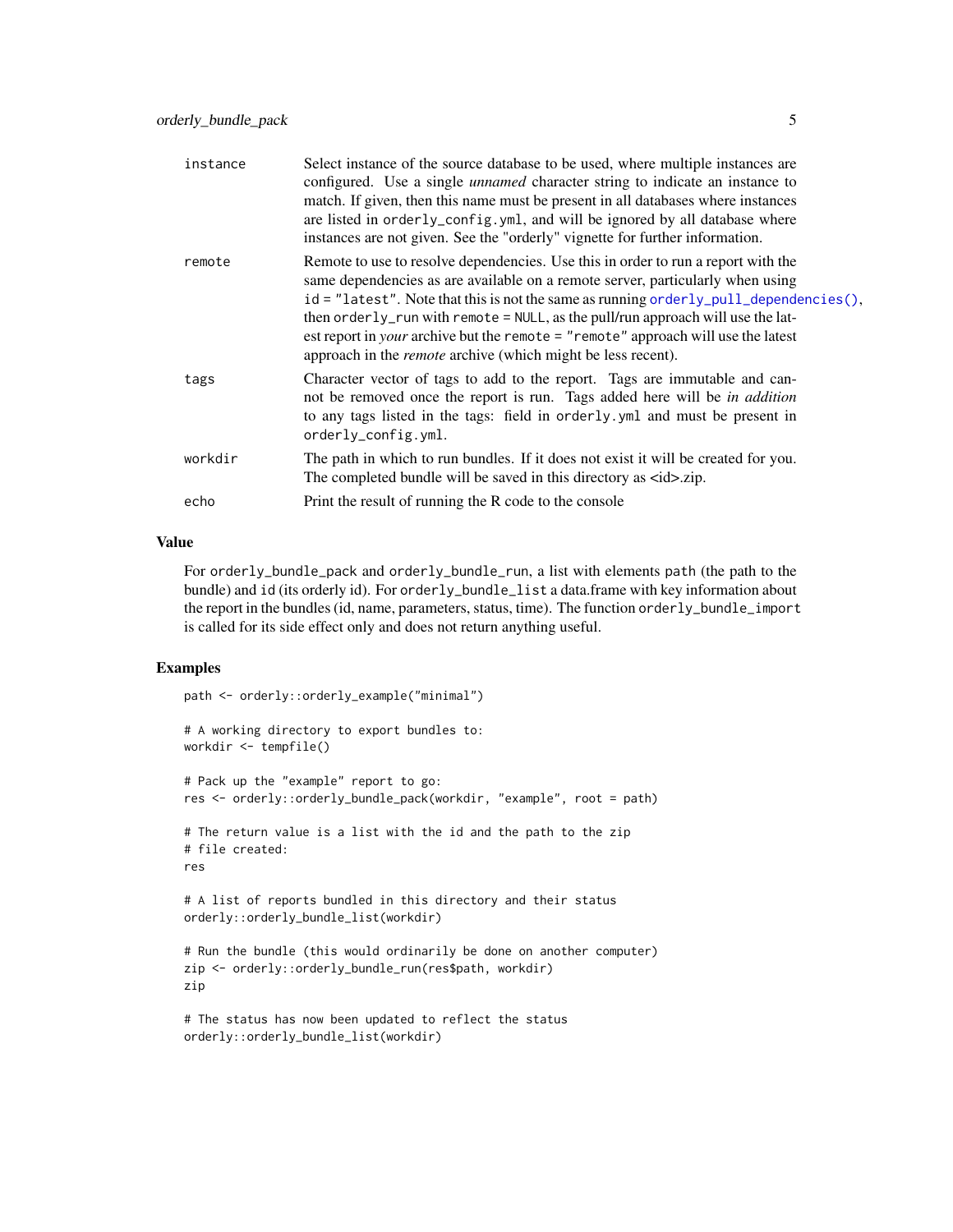| | |
|---|---|
| instance | Select instance of the source database to be used, where multiple instances are configured. Use a single *unnamed* character string to indicate an instance to match. If given, then this name must be present in all databases where instances are listed in `orderly_config.yml`, and will be ignored by all database where instances are not given. See the "orderly" vignette for further information. |
| remote | Remote to use to resolve dependencies. Use this in order to run a report with the same dependencies as are available on a remote server, particularly when using `id = "latest"`. Note that this is not the same as running `orderly_pull_dependencies()`, then `orderly_run` with `remote = NULL`, as the pull/run approach will use the latest report in *your* archive but the `remote = "remote"` approach will use the latest approach in the *remote* archive (which might be less recent). |
| tags | Character vector of tags to add to the report. Tags are immutable and cannot be removed once the report is run. Tags added here will be *in addition* to any tags listed in the tags: field in `orderly.yml` and must be present in `orderly_config.yml`. |
| workdir | The path in which to run bundles. If it does not exist it will be created for you. The completed bundle will be saved in this directory as <id>.zip. |
| echo | Print the result of running the R code to the console |

## Value

For `orderly_bundle_pack` and `orderly_bundle_run`, a list with elements `path` (the path to the bundle) and `id` (its orderly id). For `orderly_bundle_list` a data.frame with key information about the report in the bundles (id, name, parameters, status, time). The function `orderly_bundle_import` is called for its side effect only and does not return anything useful.

## Examples

```
path <- orderly::orderly_example("minimal")

# A working directory to export bundles to:
workdir <- tempfile()

# Pack up the "example" report to go:
res <- orderly::orderly_bundle_pack(workdir, "example", root = path)

# The return value is a list with the id and the path to the zip
# file created:
res

# A list of reports bundled in this directory and their status
orderly::orderly_bundle_list(workdir)

# Run the bundle (this would ordinarily be done on another computer)
zip <- orderly::orderly_bundle_run(res$path, workdir)
zip

# The status has now been updated to reflect the status
orderly::orderly_bundle_list(workdir)
```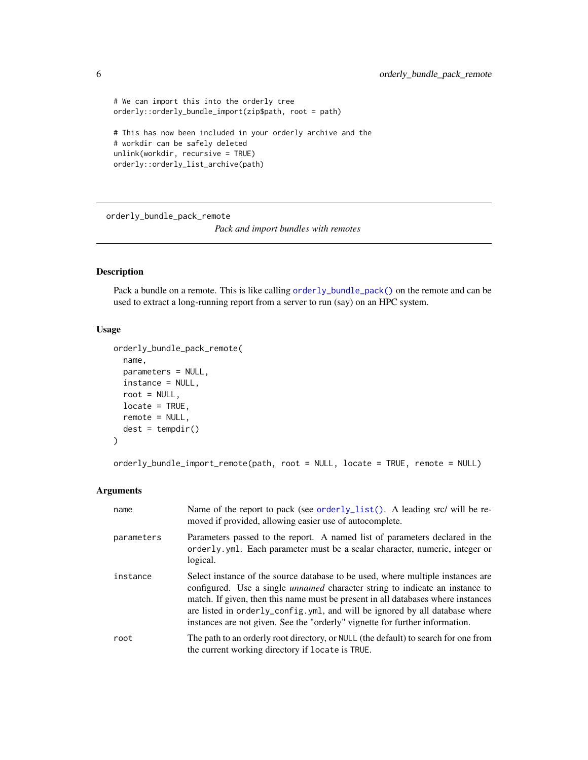```
# We can import this into the orderly tree
orderly::orderly_bundle_import(zip$path, root = path)

# This has now been included in your orderly archive and the
# workdir can be safely deleted
unlink(workdir, recursive = TRUE)
orderly::orderly_list_archive(path)
```

---

`orderly_bundle_pack_remote` *Pack and import bundles with remotes*

---

## Description

Pack a bundle on a remote. This is like calling `orderly_bundle_pack()` on the remote and can be used to extract a long-running report from a server to run (say) on an HPC system.

## Usage

```
orderly_bundle_pack_remote(
  name,
  parameters = NULL,
  instance = NULL,
  root = NULL,
  locate = TRUE,
  remote = NULL,
  dest = tempdir()
)

orderly_bundle_import_remote(path, root = NULL, locate = TRUE, remote = NULL)
```

## Arguments

| | |
|---|---|
| `name` | Name of the report to pack (see `orderly_list()`. A leading src/ will be removed if provided, allowing easier use of autocomplete. |
| `parameters` | Parameters passed to the report. A named list of parameters declared in the `orderly.yml`. Each parameter must be a scalar character, numeric, integer or logical. |
| `instance` | Select instance of the source database to be used, where multiple instances are configured. Use a single *unnamed* character string to indicate an instance to match. If given, then this name must be present in all databases where instances are listed in `orderly_config.yml`, and will be ignored by all database where instances are not given. See the "orderly" vignette for further information. |
| `root` | The path to an orderly root directory, or `NULL` (the default) to search for one from the current working directory if `locate` is `TRUE`. |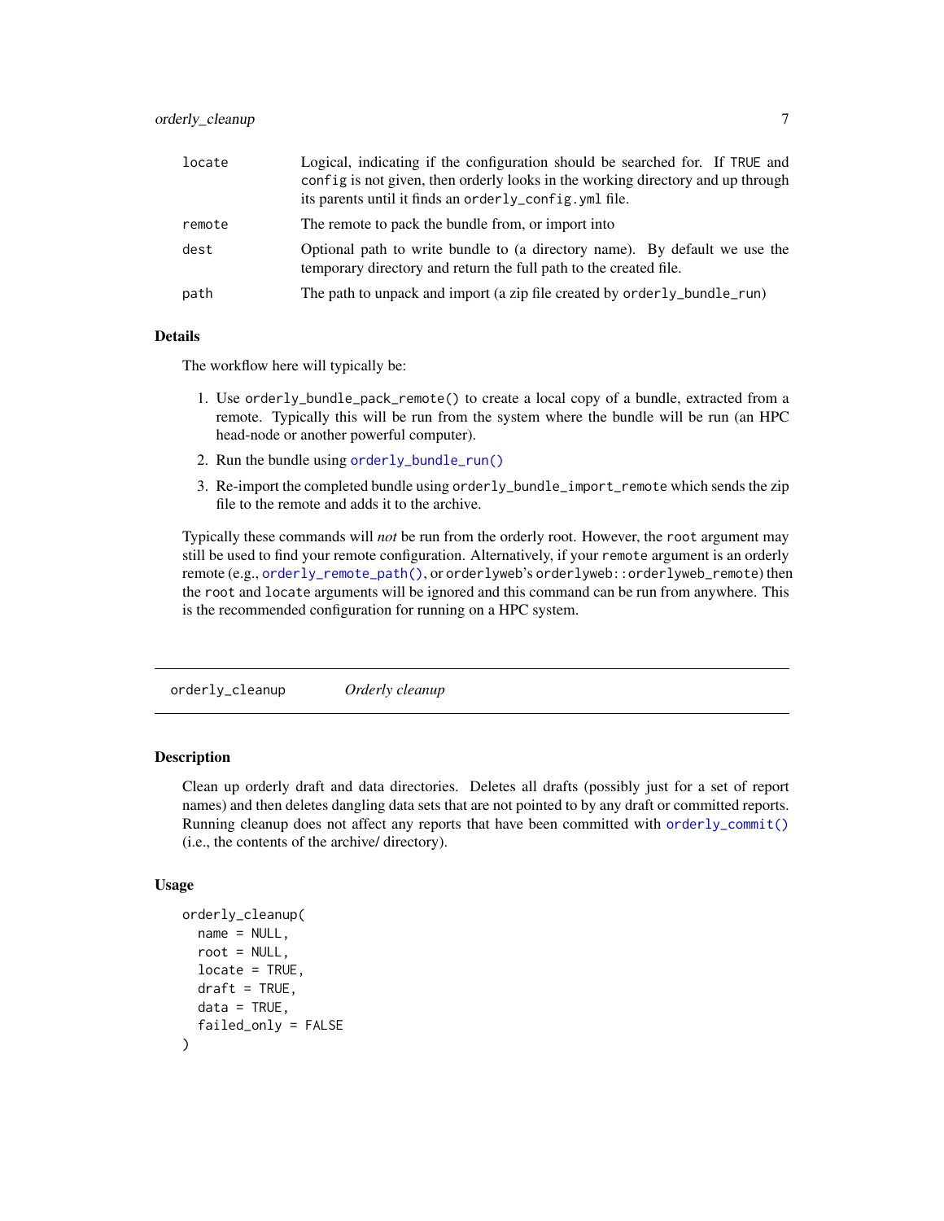| | |
|---|---|
| `locate` | Logical, indicating if the configuration should be searched for. If `TRUE` and `config` is not given, then orderly looks in the working directory and up through its parents until it finds an `orderly_config.yml` file. |
| `remote` | The remote to pack the bundle from, or import into |
| `dest` | Optional path to write bundle to (a directory name). By default we use the temporary directory and return the full path to the created file. |
| `path` | The path to unpack and import (a zip file created by `orderly_bundle_run`) |

### Details

The workflow here will typically be:

1. Use `orderly_bundle_pack_remote()` to create a local copy of a bundle, extracted from a remote. Typically this will be run from the system where the bundle will be run (an HPC head-node or another powerful computer).
2. Run the bundle using `orderly_bundle_run()`
3. Re-import the completed bundle using `orderly_bundle_import_remote` which sends the zip file to the remote and adds it to the archive.

Typically these commands will *not* be run from the orderly root. However, the `root` argument may still be used to find your remote configuration. Alternatively, if your `remote` argument is an orderly remote (e.g., `orderly_remote_path()`, or orderlyweb's `orderlyweb::orderlyweb_remote`) then the `root` and `locate` arguments will be ignored and this command can be run from anywhere. This is the recommended configuration for running on a HPC system.

---

## orderly_cleanup &nbsp;&nbsp;&nbsp; *Orderly cleanup*

### Description

Clean up orderly draft and data directories. Deletes all drafts (possibly just for a set of report names) and then deletes dangling data sets that are not pointed to by any draft or committed reports. Running cleanup does not affect any reports that have been committed with `orderly_commit()` (i.e., the contents of the archive/ directory).

### Usage

```
orderly_cleanup(
  name = NULL,
  root = NULL,
  locate = TRUE,
  draft = TRUE,
  data = TRUE,
  failed_only = FALSE
)
```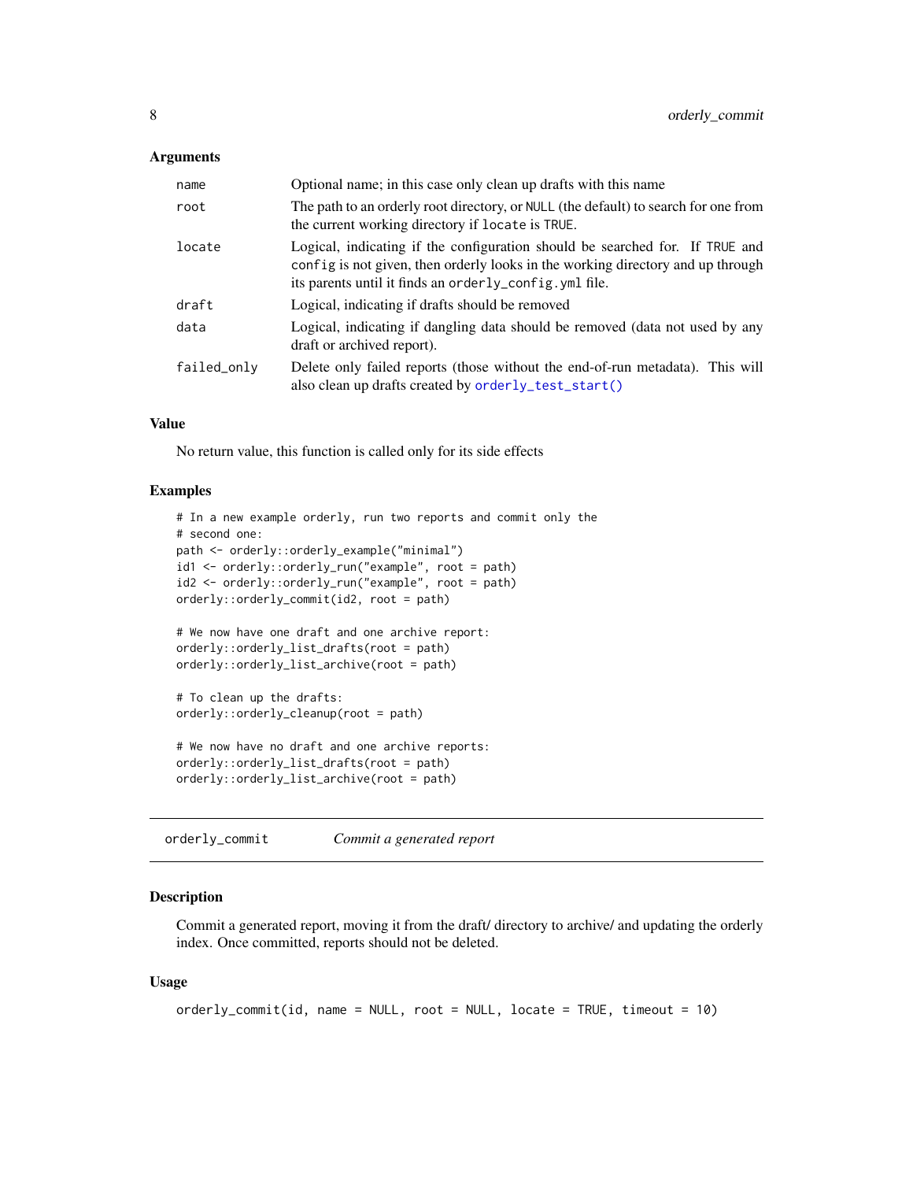### Arguments

| | |
|---|---|
| `name` | Optional name; in this case only clean up drafts with this name |
| `root` | The path to an orderly root directory, or `NULL` (the default) to search for one from the current working directory if `locate` is `TRUE`. |
| `locate` | Logical, indicating if the configuration should be searched for. If `TRUE` and `config` is not given, then orderly looks in the working directory and up through its parents until it finds an `orderly_config.yml` file. |
| `draft` | Logical, indicating if drafts should be removed |
| `data` | Logical, indicating if dangling data should be removed (data not used by any draft or archived report). |
| `failed_only` | Delete only failed reports (those without the end-of-run metadata). This will also clean up drafts created by `orderly_test_start()` |

### Value

No return value, this function is called only for its side effects

### Examples

```
# In a new example orderly, run two reports and commit only the
# second one:
path <- orderly::orderly_example("minimal")
id1 <- orderly::orderly_run("example", root = path)
id2 <- orderly::orderly_run("example", root = path)
orderly::orderly_commit(id2, root = path)

# We now have one draft and one archive report:
orderly::orderly_list_drafts(root = path)
orderly::orderly_list_archive(root = path)

# To clean up the drafts:
orderly::orderly_cleanup(root = path)

# We now have no draft and one archive reports:
orderly::orderly_list_drafts(root = path)
orderly::orderly_list_archive(root = path)
```

---

## `orderly_commit` *Commit a generated report*

### Description

Commit a generated report, moving it from the draft/ directory to archive/ and updating the orderly index. Once committed, reports should not be deleted.

### Usage

```
orderly_commit(id, name = NULL, root = NULL, locate = TRUE, timeout = 10)
```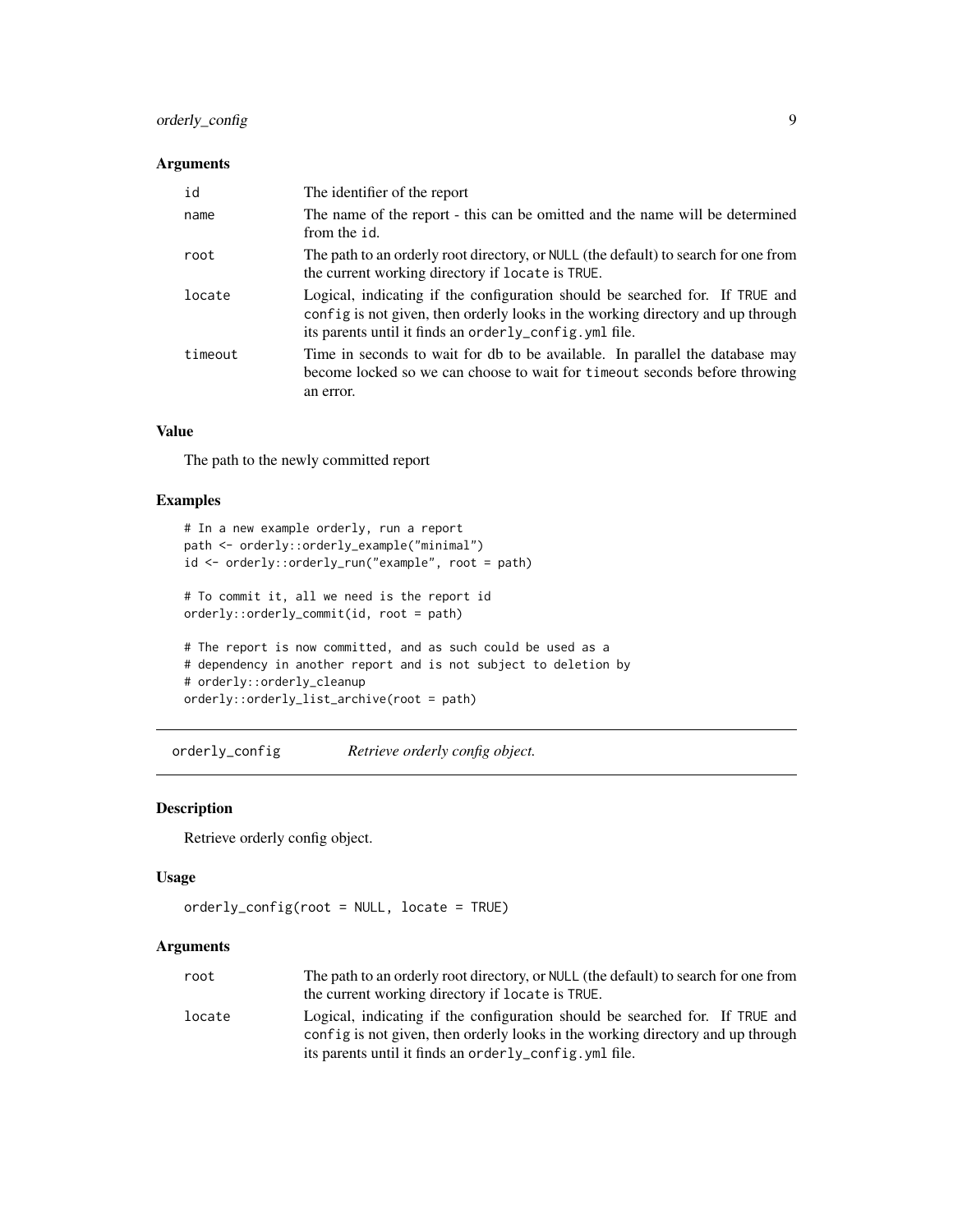### Arguments

| | |
|---|---|
| id | The identifier of the report |
| name | The name of the report - this can be omitted and the name will be determined from the id. |
| root | The path to an orderly root directory, or NULL (the default) to search for one from the current working directory if locate is TRUE. |
| locate | Logical, indicating if the configuration should be searched for. If TRUE and config is not given, then orderly looks in the working directory and up through its parents until it finds an orderly_config.yml file. |
| timeout | Time in seconds to wait for db to be available. In parallel the database may become locked so we can choose to wait for timeout seconds before throwing an error. |

### Value

The path to the newly committed report

### Examples

```
# In a new example orderly, run a report
path <- orderly::orderly_example("minimal")
id <- orderly::orderly_run("example", root = path)

# To commit it, all we need is the report id
orderly::orderly_commit(id, root = path)

# The report is now committed, and as such could be used as a
# dependency in another report and is not subject to deletion by
# orderly::orderly_cleanup
orderly::orderly_list_archive(root = path)
```

---

## orderly_config    *Retrieve orderly config object.*

### Description

Retrieve orderly config object.

### Usage

```
orderly_config(root = NULL, locate = TRUE)
```

### Arguments

| | |
|---|---|
| root | The path to an orderly root directory, or NULL (the default) to search for one from the current working directory if locate is TRUE. |
| locate | Logical, indicating if the configuration should be searched for. If TRUE and config is not given, then orderly looks in the working directory and up through its parents until it finds an orderly_config.yml file. |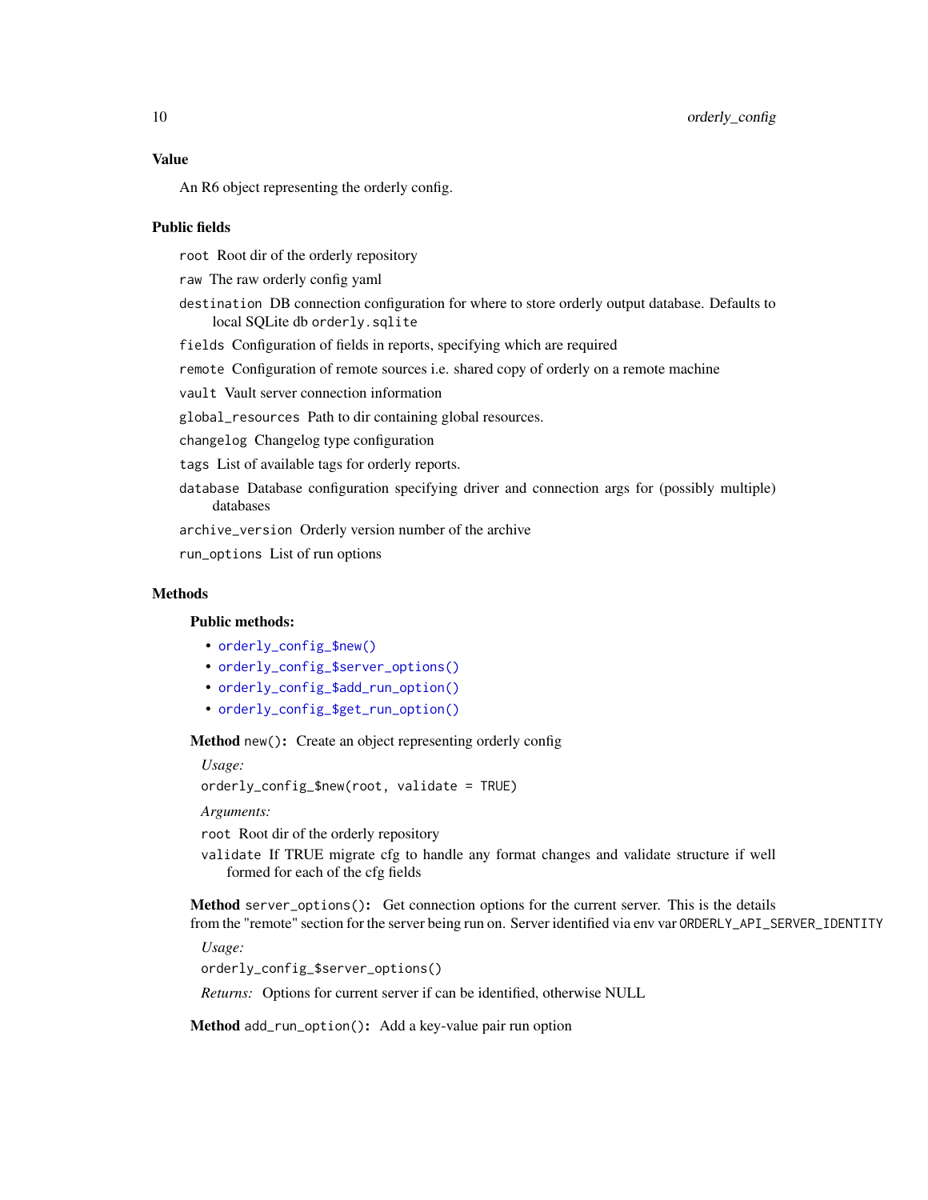### Value

An R6 object representing the orderly config.

### Public fields

`root` Root dir of the orderly repository

`raw` The raw orderly config yaml

`destination` DB connection configuration for where to store orderly output database. Defaults to local SQLite db `orderly.sqlite`

`fields` Configuration of fields in reports, specifying which are required

`remote` Configuration of remote sources i.e. shared copy of orderly on a remote machine

`vault` Vault server connection information

`global_resources` Path to dir containing global resources.

`changelog` Changelog type configuration

`tags` List of available tags for orderly reports.

`database` Database configuration specifying driver and connection args for (possibly multiple) databases

`archive_version` Orderly version number of the archive

`run_options` List of run options

### Methods

#### Public methods:

- `orderly_config_$new()`
- `orderly_config_$server_options()`
- `orderly_config_$add_run_option()`
- `orderly_config_$get_run_option()`

**Method** `new()`**:** Create an object representing orderly config

*Usage:*

```
orderly_config_$new(root, validate = TRUE)
```

*Arguments:*

`root` Root dir of the orderly repository

`validate` If TRUE migrate cfg to handle any format changes and validate structure if well formed for each of the cfg fields

**Method** `server_options()`**:** Get connection options for the current server. This is the details from the "remote" section for the server being run on. Server identified via env var `ORDERLY_API_SERVER_IDENTITY`

*Usage:*

```
orderly_config_$server_options()
```

*Returns:* Options for current server if can be identified, otherwise NULL

**Method** `add_run_option()`**:** Add a key-value pair run option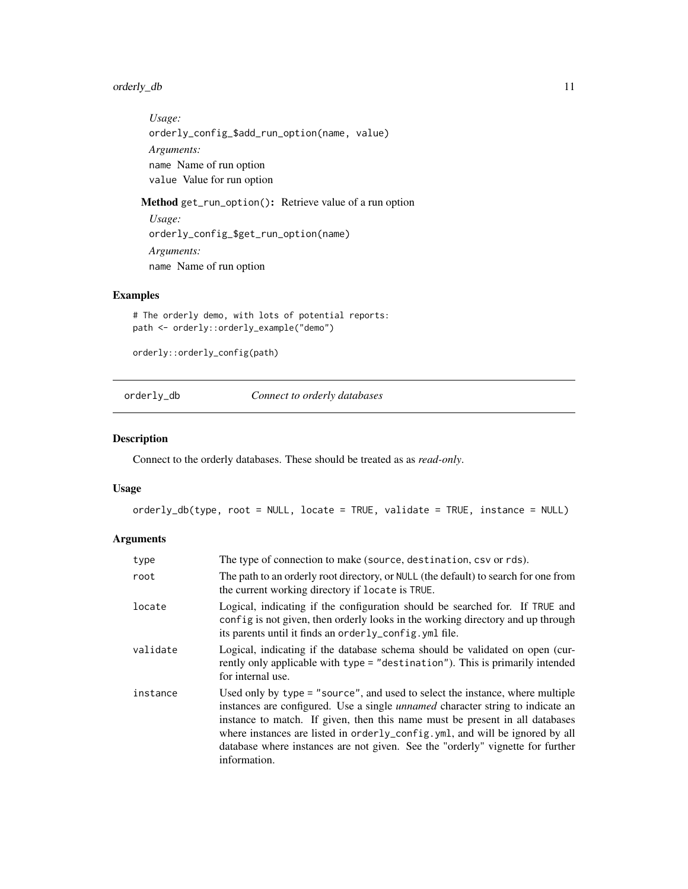*Usage:*

```
orderly_config_$add_run_option(name, value)
```

*Arguments:*

`name` Name of run option

`value` Value for run option

**Method** `get_run_option()`**:** Retrieve value of a run option

*Usage:*

```
orderly_config_$get_run_option(name)
```

*Arguments:*

`name` Name of run option

### Examples

```
# The orderly demo, with lots of potential reports:
path <- orderly::orderly_example("demo")

orderly::orderly_config(path)
```

---

## orderly_db *Connect to orderly databases*

---

### Description

Connect to the orderly databases. These should be treated as as *read-only*.

### Usage

```
orderly_db(type, root = NULL, locate = TRUE, validate = TRUE, instance = NULL)
```

### Arguments

| | |
|---|---|
| type | The type of connection to make (`source`, `destination`, `csv` or `rds`). |
| root | The path to an orderly root directory, or `NULL` (the default) to search for one from the current working directory if `locate` is `TRUE`. |
| locate | Logical, indicating if the configuration should be searched for. If `TRUE` and `config` is not given, then orderly looks in the working directory and up through its parents until it finds an `orderly_config.yml` file. |
| validate | Logical, indicating if the database schema should be validated on open (currently only applicable with `type = "destination"`). This is primarily intended for internal use. |
| instance | Used only by `type = "source"`, and used to select the instance, where multiple instances are configured. Use a single *unnamed* character string to indicate an instance to match. If given, then this name must be present in all databases where instances are listed in `orderly_config.yml`, and will be ignored by all database where instances are not given. See the "orderly" vignette for further information. |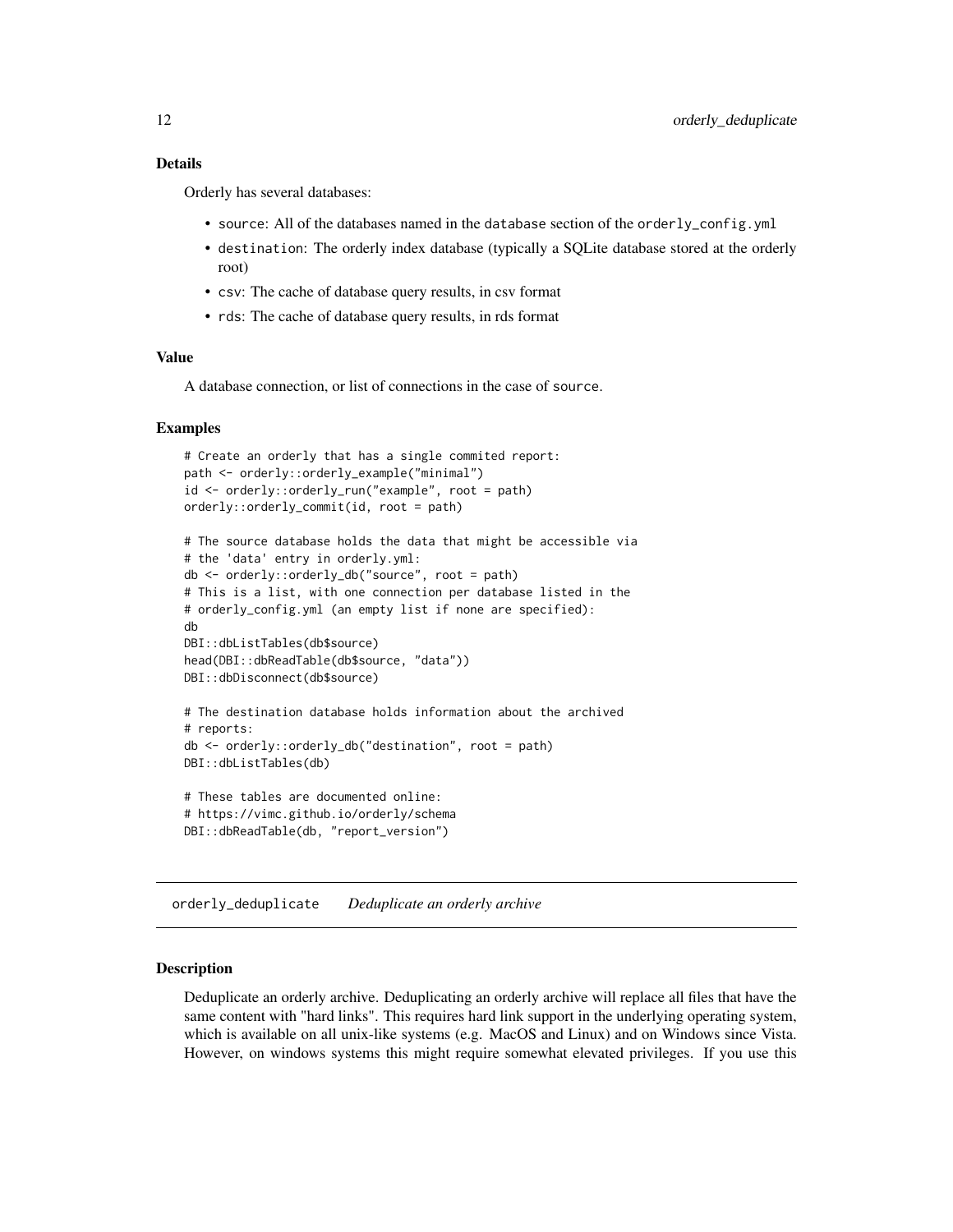### Details

Orderly has several databases:

- `source`: All of the databases named in the `database` section of the `orderly_config.yml`
- `destination`: The orderly index database (typically a SQLite database stored at the orderly root)
- `csv`: The cache of database query results, in csv format
- `rds`: The cache of database query results, in rds format

### Value

A database connection, or list of connections in the case of `source`.

### Examples

```
# Create an orderly that has a single commited report:
path <- orderly::orderly_example("minimal")
id <- orderly::orderly_run("example", root = path)
orderly::orderly_commit(id, root = path)

# The source database holds the data that might be accessible via
# the 'data' entry in orderly.yml:
db <- orderly::orderly_db("source", root = path)
# This is a list, with one connection per database listed in the
# orderly_config.yml (an empty list if none are specified):
db
DBI::dbListTables(db$source)
head(DBI::dbReadTable(db$source, "data"))
DBI::dbDisconnect(db$source)

# The destination database holds information about the archived
# reports:
db <- orderly::orderly_db("destination", root = path)
DBI::dbListTables(db)

# These tables are documented online:
# https://vimc.github.io/orderly/schema
DBI::dbReadTable(db, "report_version")
```

## orderly_deduplicate *Deduplicate an orderly archive*

### Description

Deduplicate an orderly archive. Deduplicating an orderly archive will replace all files that have the same content with "hard links". This requires hard link support in the underlying operating system, which is available on all unix-like systems (e.g. MacOS and Linux) and on Windows since Vista. However, on windows systems this might require somewhat elevated privileges. If you use this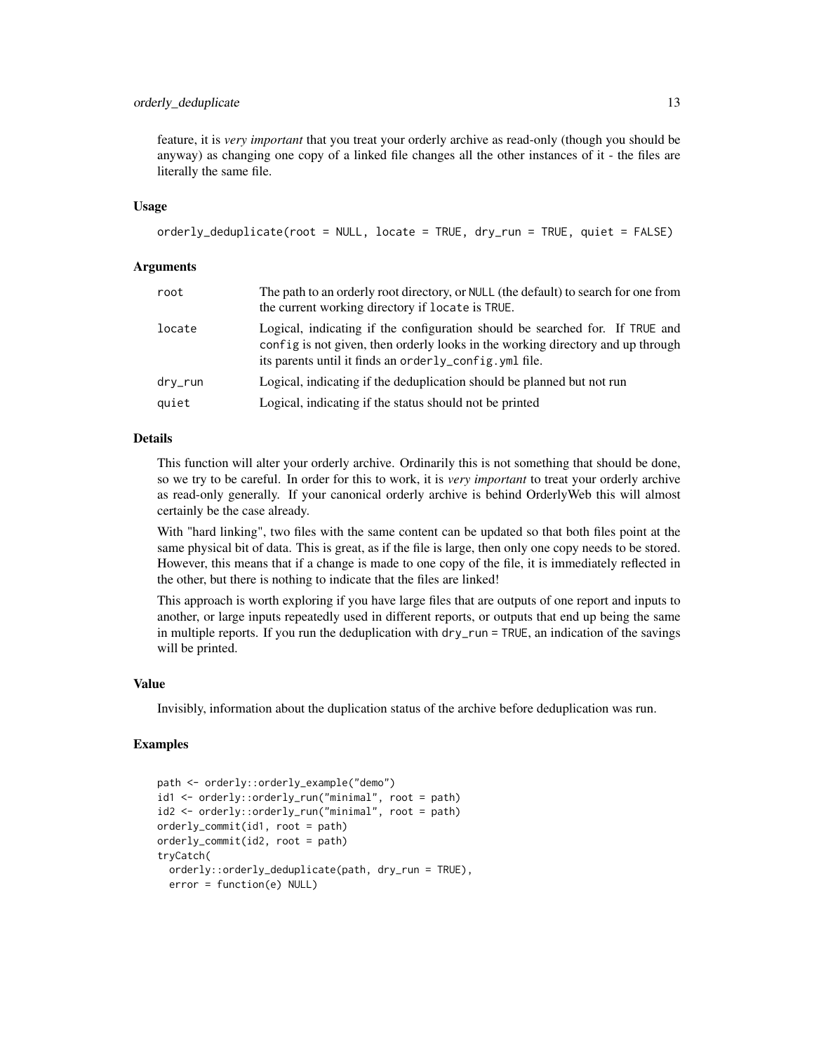feature, it is *very important* that you treat your orderly archive as read-only (though you should be anyway) as changing one copy of a linked file changes all the other instances of it - the files are literally the same file.

### Usage

```
orderly_deduplicate(root = NULL, locate = TRUE, dry_run = TRUE, quiet = FALSE)
```

### Arguments

| | |
|---|---|
| root | The path to an orderly root directory, or `NULL` (the default) to search for one from the current working directory if `locate` is `TRUE`. |
| locate | Logical, indicating if the configuration should be searched for. If `TRUE` and `config` is not given, then orderly looks in the working directory and up through its parents until it finds an `orderly_config.yml` file. |
| dry_run | Logical, indicating if the deduplication should be planned but not run |
| quiet | Logical, indicating if the status should not be printed |

### Details

This function will alter your orderly archive. Ordinarily this is not something that should be done, so we try to be careful. In order for this to work, it is *very important* to treat your orderly archive as read-only generally. If your canonical orderly archive is behind OrderlyWeb this will almost certainly be the case already.

With "hard linking", two files with the same content can be updated so that both files point at the same physical bit of data. This is great, as if the file is large, then only one copy needs to be stored. However, this means that if a change is made to one copy of the file, it is immediately reflected in the other, but there is nothing to indicate that the files are linked!

This approach is worth exploring if you have large files that are outputs of one report and inputs to another, or large inputs repeatedly used in different reports, or outputs that end up being the same in multiple reports. If you run the deduplication with `dry_run = TRUE`, an indication of the savings will be printed.

### Value

Invisibly, information about the duplication status of the archive before deduplication was run.

### Examples

```
path <- orderly::orderly_example("demo")
id1 <- orderly::orderly_run("minimal", root = path)
id2 <- orderly::orderly_run("minimal", root = path)
orderly_commit(id1, root = path)
orderly_commit(id2, root = path)
tryCatch(
  orderly::orderly_deduplicate(path, dry_run = TRUE),
  error = function(e) NULL)
```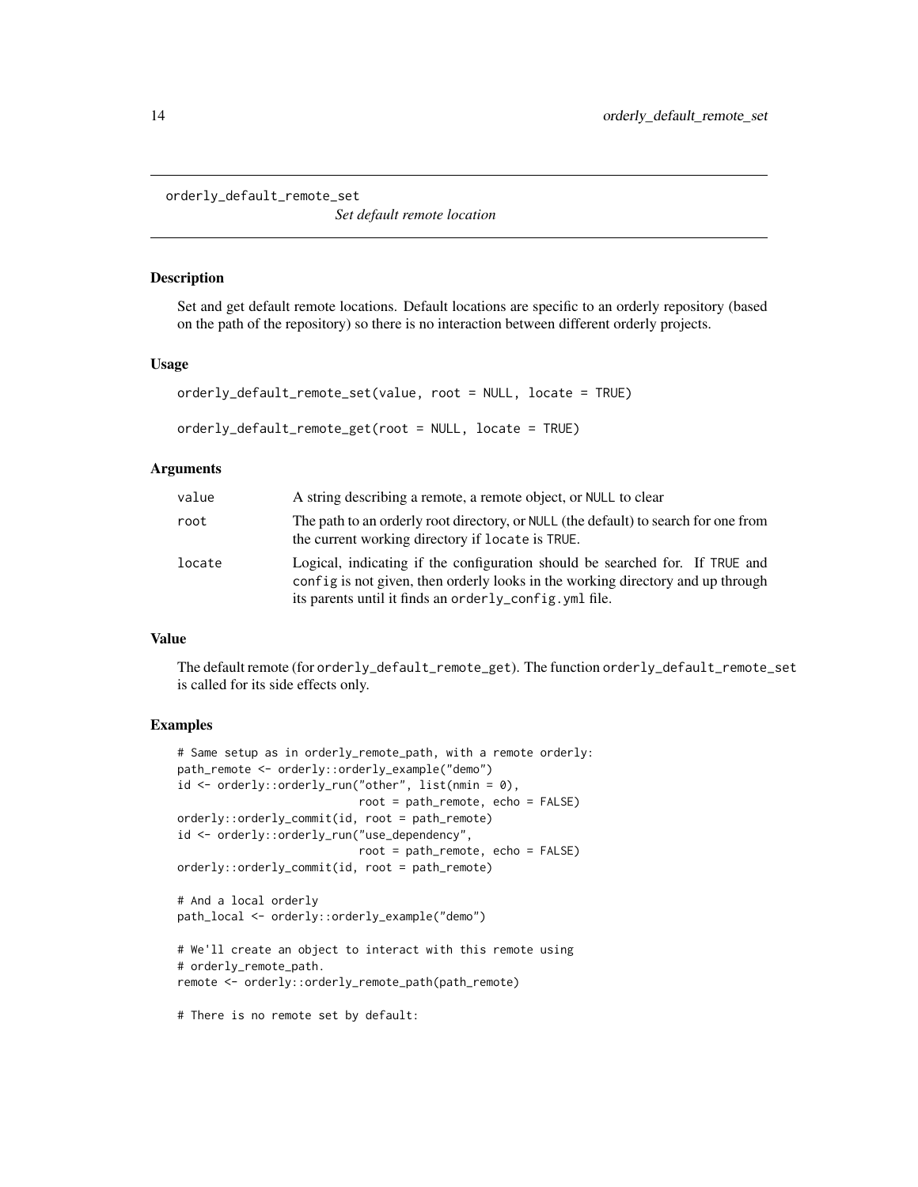# orderly_default_remote_set

*Set default remote location*

## Description

Set and get default remote locations. Default locations are specific to an orderly repository (based on the path of the repository) so there is no interaction between different orderly projects.

## Usage

```
orderly_default_remote_set(value, root = NULL, locate = TRUE)

orderly_default_remote_get(root = NULL, locate = TRUE)
```

## Arguments

| | |
|---|---|
| value | A string describing a remote, a remote object, or `NULL` to clear |
| root | The path to an orderly root directory, or `NULL` (the default) to search for one from the current working directory if `locate` is `TRUE`. |
| locate | Logical, indicating if the configuration should be searched for. If `TRUE` and `config` is not given, then orderly looks in the working directory and up through its parents until it finds an `orderly_config.yml` file. |

## Value

The default remote (for `orderly_default_remote_get`). The function `orderly_default_remote_set` is called for its side effects only.

## Examples

```
# Same setup as in orderly_remote_path, with a remote orderly:
path_remote <- orderly::orderly_example("demo")
id <- orderly::orderly_run("other", list(nmin = 0),
                           root = path_remote, echo = FALSE)
orderly::orderly_commit(id, root = path_remote)
id <- orderly::orderly_run("use_dependency",
                           root = path_remote, echo = FALSE)
orderly::orderly_commit(id, root = path_remote)

# And a local orderly
path_local <- orderly::orderly_example("demo")

# We'll create an object to interact with this remote using
# orderly_remote_path.
remote <- orderly::orderly_remote_path(path_remote)

# There is no remote set by default:
```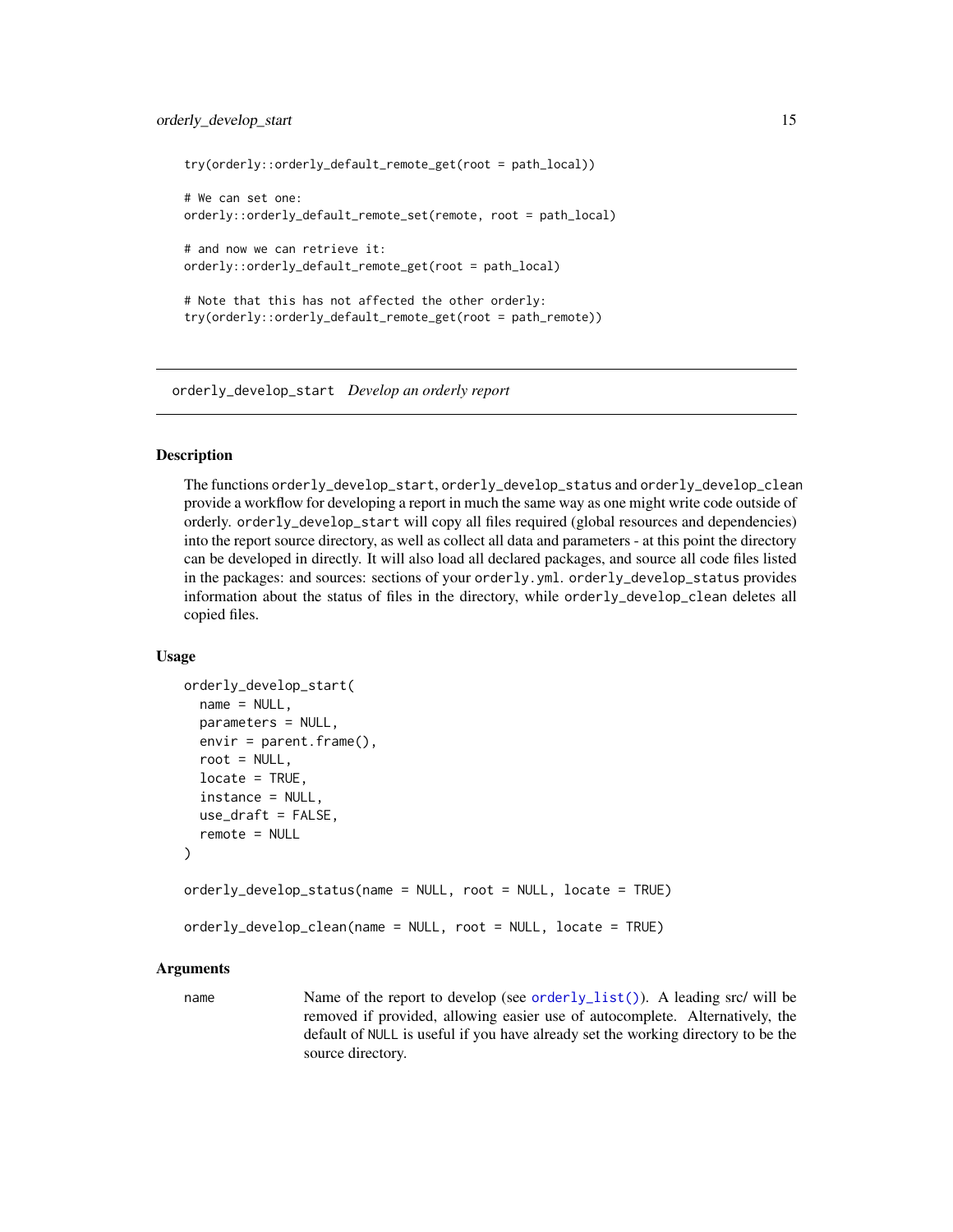```
try(orderly::orderly_default_remote_get(root = path_local))

# We can set one:
orderly::orderly_default_remote_set(remote, root = path_local)

# and now we can retrieve it:
orderly::orderly_default_remote_get(root = path_local)

# Note that this has not affected the other orderly:
try(orderly::orderly_default_remote_get(root = path_remote))
```

## orderly_develop_start *Develop an orderly report*

### Description

The functions `orderly_develop_start`, `orderly_develop_status` and `orderly_develop_clean` provide a workflow for developing a report in much the same way as one might write code outside of orderly. `orderly_develop_start` will copy all files required (global resources and dependencies) into the report source directory, as well as collect all data and parameters - at this point the directory can be developed in directly. It will also load all declared packages, and source all code files listed in the packages: and sources: sections of your `orderly.yml`. `orderly_develop_status` provides information about the status of files in the directory, while `orderly_develop_clean` deletes all copied files.

### Usage

```
orderly_develop_start(
  name = NULL,
  parameters = NULL,
  envir = parent.frame(),
  root = NULL,
  locate = TRUE,
  instance = NULL,
  use_draft = FALSE,
  remote = NULL
)

orderly_develop_status(name = NULL, root = NULL, locate = TRUE)

orderly_develop_clean(name = NULL, root = NULL, locate = TRUE)
```

### Arguments

| | |
|---|---|
| name | Name of the report to develop (see `orderly_list()`). A leading src/ will be removed if provided, allowing easier use of autocomplete. Alternatively, the default of NULL is useful if you have already set the working directory to be the source directory. |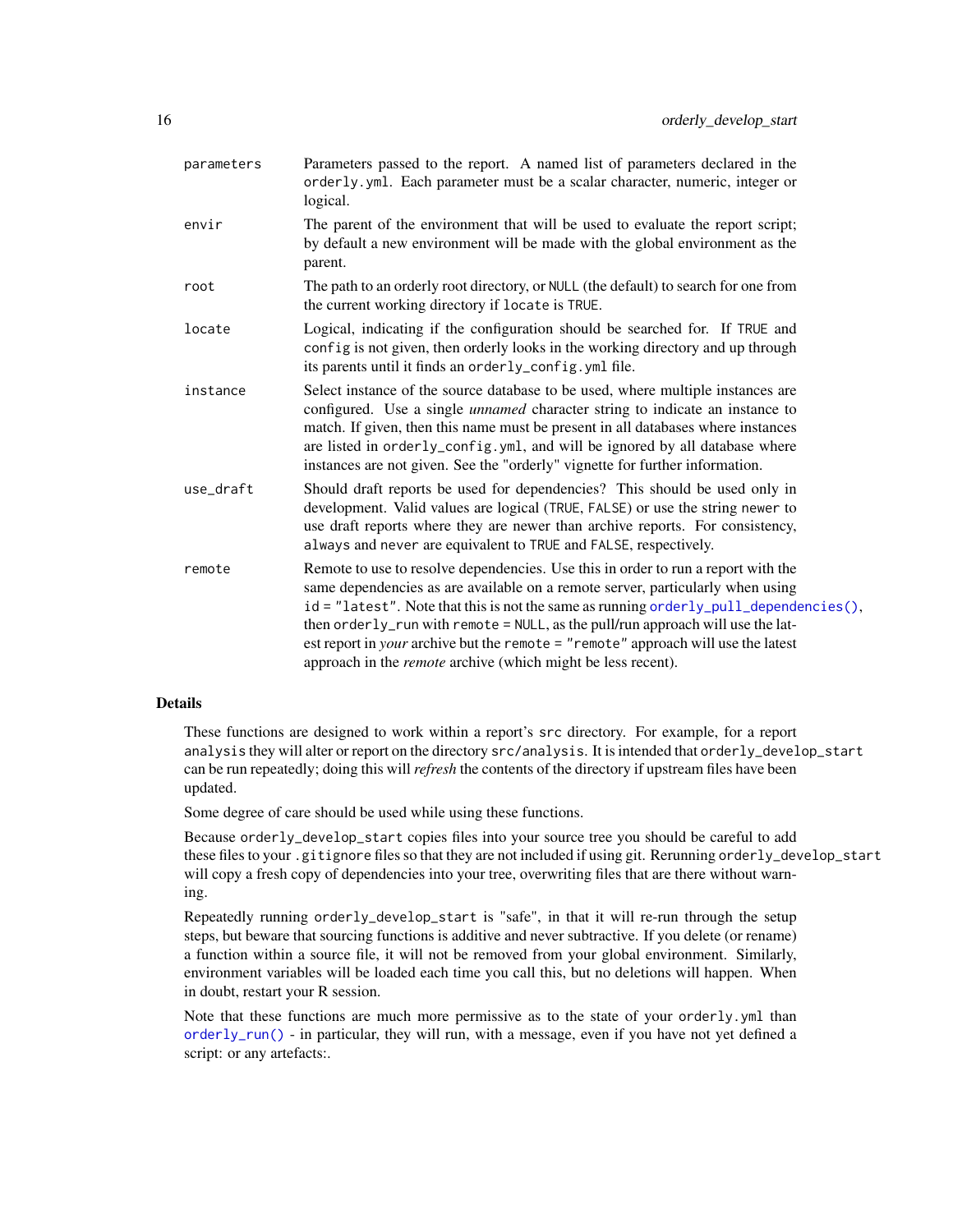| | |
|---|---|
| `parameters` | Parameters passed to the report. A named list of parameters declared in the `orderly.yml`. Each parameter must be a scalar character, numeric, integer or logical. |
| `envir` | The parent of the environment that will be used to evaluate the report script; by default a new environment will be made with the global environment as the parent. |
| `root` | The path to an orderly root directory, or `NULL` (the default) to search for one from the current working directory if `locate` is `TRUE`. |
| `locate` | Logical, indicating if the configuration should be searched for. If `TRUE` and `config` is not given, then orderly looks in the working directory and up through its parents until it finds an `orderly_config.yml` file. |
| `instance` | Select instance of the source database to be used, where multiple instances are configured. Use a single *unnamed* character string to indicate an instance to match. If given, then this name must be present in all databases where instances are listed in `orderly_config.yml`, and will be ignored by all database where instances are not given. See the "orderly" vignette for further information. |
| `use_draft` | Should draft reports be used for dependencies? This should be used only in development. Valid values are logical (`TRUE`, `FALSE`) or use the string `newer` to use draft reports where they are newer than archive reports. For consistency, `always` and `never` are equivalent to `TRUE` and `FALSE`, respectively. |
| `remote` | Remote to use to resolve dependencies. Use this in order to run a report with the same dependencies as are available on a remote server, particularly when using `id = "latest"`. Note that this is not the same as running `orderly_pull_dependencies()`, then `orderly_run` with `remote = NULL`, as the pull/run approach will use the latest report in *your* archive but the `remote = "remote"` approach will use the latest approach in the *remote* archive (which might be less recent). |

## Details

These functions are designed to work within a report's `src` directory. For example, for a report `analysis` they will alter or report on the directory `src/analysis`. It is intended that `orderly_develop_start` can be run repeatedly; doing this will *refresh* the contents of the directory if upstream files have been updated.

Some degree of care should be used while using these functions.

Because `orderly_develop_start` copies files into your source tree you should be careful to add these files to your `.gitignore` files so that they are not included if using git. Rerunning `orderly_develop_start` will copy a fresh copy of dependencies into your tree, overwriting files that are there without warning.

Repeatedly running `orderly_develop_start` is "safe", in that it will re-run through the setup steps, but beware that sourcing functions is additive and never subtractive. If you delete (or rename) a function within a source file, it will not be removed from your global environment. Similarly, environment variables will be loaded each time you call this, but no deletions will happen. When in doubt, restart your R session.

Note that these functions are much more permissive as to the state of your `orderly.yml` than `orderly_run()` - in particular, they will run, with a message, even if you have not yet defined a script: or any artefacts:.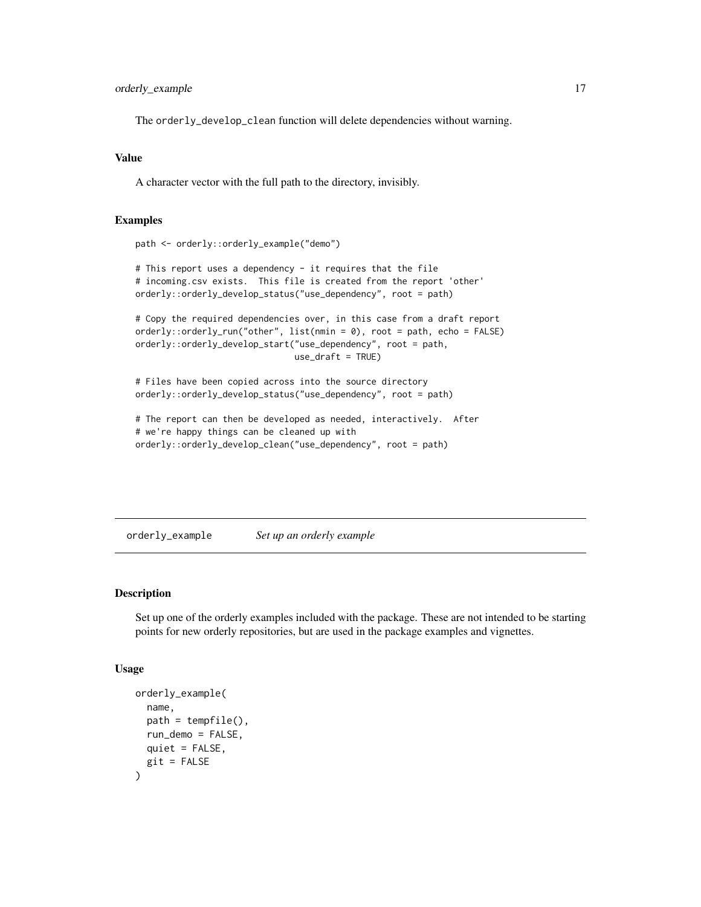The orderly_develop_clean function will delete dependencies without warning.

### Value

A character vector with the full path to the directory, invisibly.

### Examples

```
path <- orderly::orderly_example("demo")

# This report uses a dependency - it requires that the file
# incoming.csv exists.  This file is created from the report 'other'
orderly::orderly_develop_status("use_dependency", root = path)

# Copy the required dependencies over, in this case from a draft report
orderly::orderly_run("other", list(nmin = 0), root = path, echo = FALSE)
orderly::orderly_develop_start("use_dependency", root = path,
                               use_draft = TRUE)

# Files have been copied across into the source directory
orderly::orderly_develop_status("use_dependency", root = path)

# The report can then be developed as needed, interactively.  After
# we're happy things can be cleaned up with
orderly::orderly_develop_clean("use_dependency", root = path)
```

## orderly_example *Set up an orderly example*

### Description

Set up one of the orderly examples included with the package. These are not intended to be starting points for new orderly repositories, but are used in the package examples and vignettes.

### Usage

```
orderly_example(
  name,
  path = tempfile(),
  run_demo = FALSE,
  quiet = FALSE,
  git = FALSE
)
```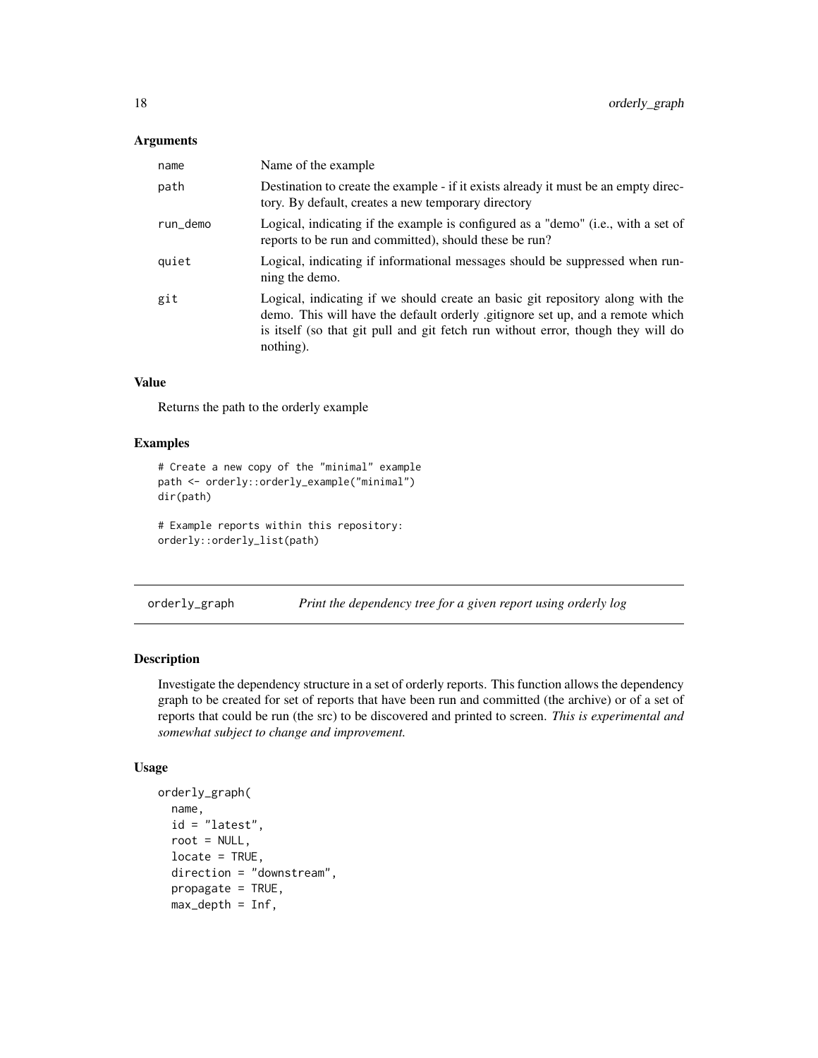### Arguments

| | |
|---|---|
| `name` | Name of the example |
| `path` | Destination to create the example - if it exists already it must be an empty directory. By default, creates a new temporary directory |
| `run_demo` | Logical, indicating if the example is configured as a "demo" (i.e., with a set of reports to be run and committed), should these be run? |
| `quiet` | Logical, indicating if informational messages should be suppressed when running the demo. |
| `git` | Logical, indicating if we should create an basic git repository along with the demo. This will have the default orderly .gitignore set up, and a remote which is itself (so that git pull and git fetch run without error, though they will do nothing). |

### Value

Returns the path to the orderly example

### Examples

```
# Create a new copy of the "minimal" example
path <- orderly::orderly_example("minimal")
dir(path)

# Example reports within this repository:
orderly::orderly_list(path)
```

---

## orderly_graph — *Print the dependency tree for a given report using orderly log*

### Description

Investigate the dependency structure in a set of orderly reports. This function allows the dependency graph to be created for set of reports that have been run and committed (the archive) or of a set of reports that could be run (the src) to be discovered and printed to screen. *This is experimental and somewhat subject to change and improvement.*

### Usage

```
orderly_graph(
  name,
  id = "latest",
  root = NULL,
  locate = TRUE,
  direction = "downstream",
  propagate = TRUE,
  max_depth = Inf,
```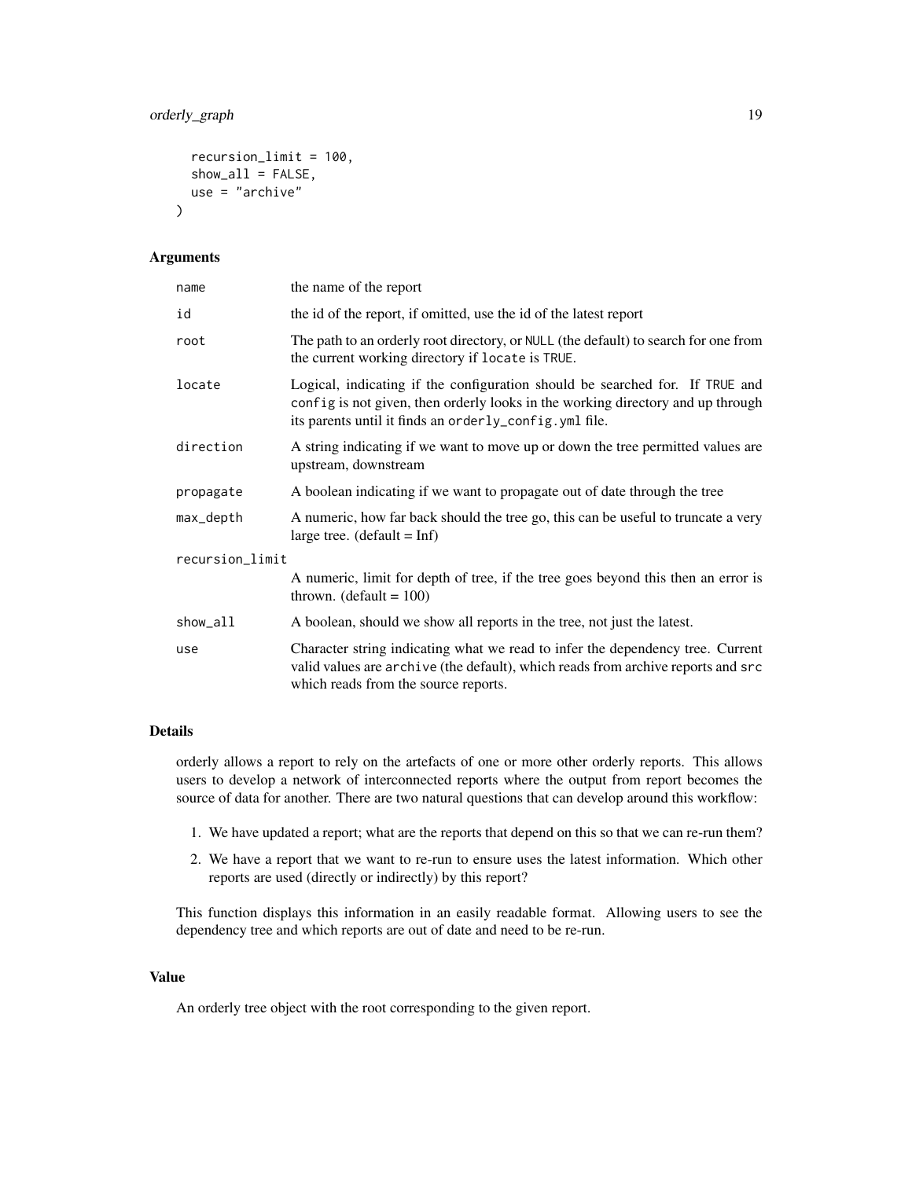```
  recursion_limit = 100,
  show_all = FALSE,
  use = "archive"
)
```

### Arguments

| Argument | Description |
|---|---|
| `name` | the name of the report |
| `id` | the id of the report, if omitted, use the id of the latest report |
| `root` | The path to an orderly root directory, or `NULL` (the default) to search for one from the current working directory if `locate` is `TRUE`. |
| `locate` | Logical, indicating if the configuration should be searched for. If `TRUE` and `config` is not given, then orderly looks in the working directory and up through its parents until it finds an `orderly_config.yml` file. |
| `direction` | A string indicating if we want to move up or down the tree permitted values are upstream, downstream |
| `propagate` | A boolean indicating if we want to propagate out of date through the tree |
| `max_depth` | A numeric, how far back should the tree go, this can be useful to truncate a very large tree. (default = Inf) |
| `recursion_limit` | A numeric, limit for depth of tree, if the tree goes beyond this then an error is thrown. (default = 100) |
| `show_all` | A boolean, should we show all reports in the tree, not just the latest. |
| `use` | Character string indicating what we read to infer the dependency tree. Current valid values are `archive` (the default), which reads from archive reports and `src` which reads from the source reports. |

### Details

orderly allows a report to rely on the artefacts of one or more other orderly reports. This allows users to develop a network of interconnected reports where the output from report becomes the source of data for another. There are two natural questions that can develop around this workflow:

1. We have updated a report; what are the reports that depend on this so that we can re-run them?
2. We have a report that we want to re-run to ensure uses the latest information. Which other reports are used (directly or indirectly) by this report?

This function displays this information in an easily readable format. Allowing users to see the dependency tree and which reports are out of date and need to be re-run.

### Value

An orderly tree object with the root corresponding to the given report.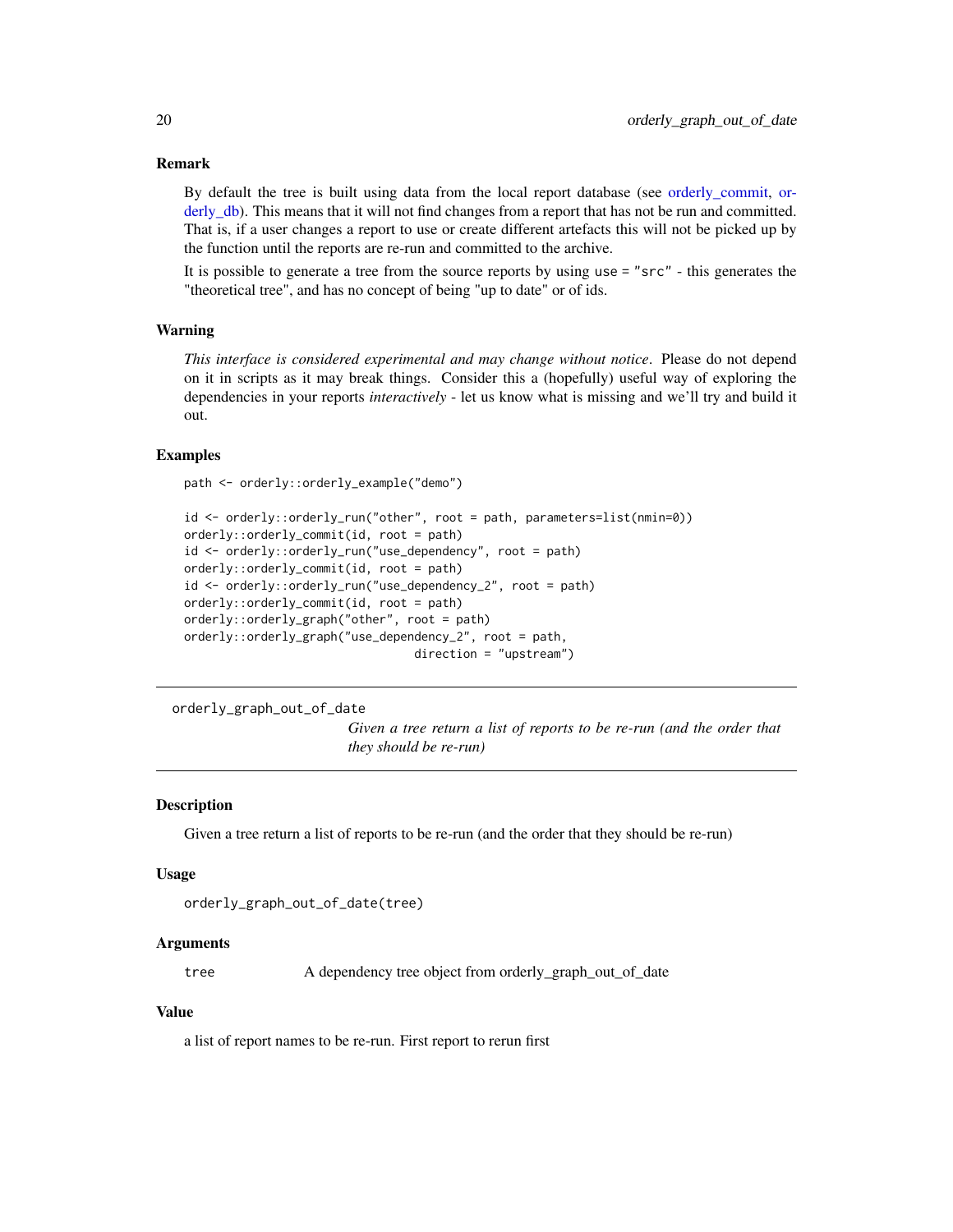### Remark

By default the tree is built using data from the local report database (see orderly_commit, orderly_db). This means that it will not find changes from a report that has not be run and committed. That is, if a user changes a report to use or create different artefacts this will not be picked up by the function until the reports are re-run and committed to the archive.

It is possible to generate a tree from the source reports by using `use = "src"` - this generates the "theoretical tree", and has no concept of being "up to date" or of ids.

### Warning

*This interface is considered experimental and may change without notice*. Please do not depend on it in scripts as it may break things. Consider this a (hopefully) useful way of exploring the dependencies in your reports *interactively* - let us know what is missing and we'll try and build it out.

### Examples

```
path <- orderly::orderly_example("demo")

id <- orderly::orderly_run("other", root = path, parameters=list(nmin=0))
orderly::orderly_commit(id, root = path)
id <- orderly::orderly_run("use_dependency", root = path)
orderly::orderly_commit(id, root = path)
id <- orderly::orderly_run("use_dependency_2", root = path)
orderly::orderly_commit(id, root = path)
orderly::orderly_graph("other", root = path)
orderly::orderly_graph("use_dependency_2", root = path,
                        direction = "upstream")
```

---

## orderly_graph_out_of_date

*Given a tree return a list of reports to be re-run (and the order that they should be re-run)*

---

### Description

Given a tree return a list of reports to be re-run (and the order that they should be re-run)

### Usage

```
orderly_graph_out_of_date(tree)
```

### Arguments

| | |
|---|---|
| `tree` | A dependency tree object from orderly_graph_out_of_date |

### Value

a list of report names to be re-run. First report to rerun first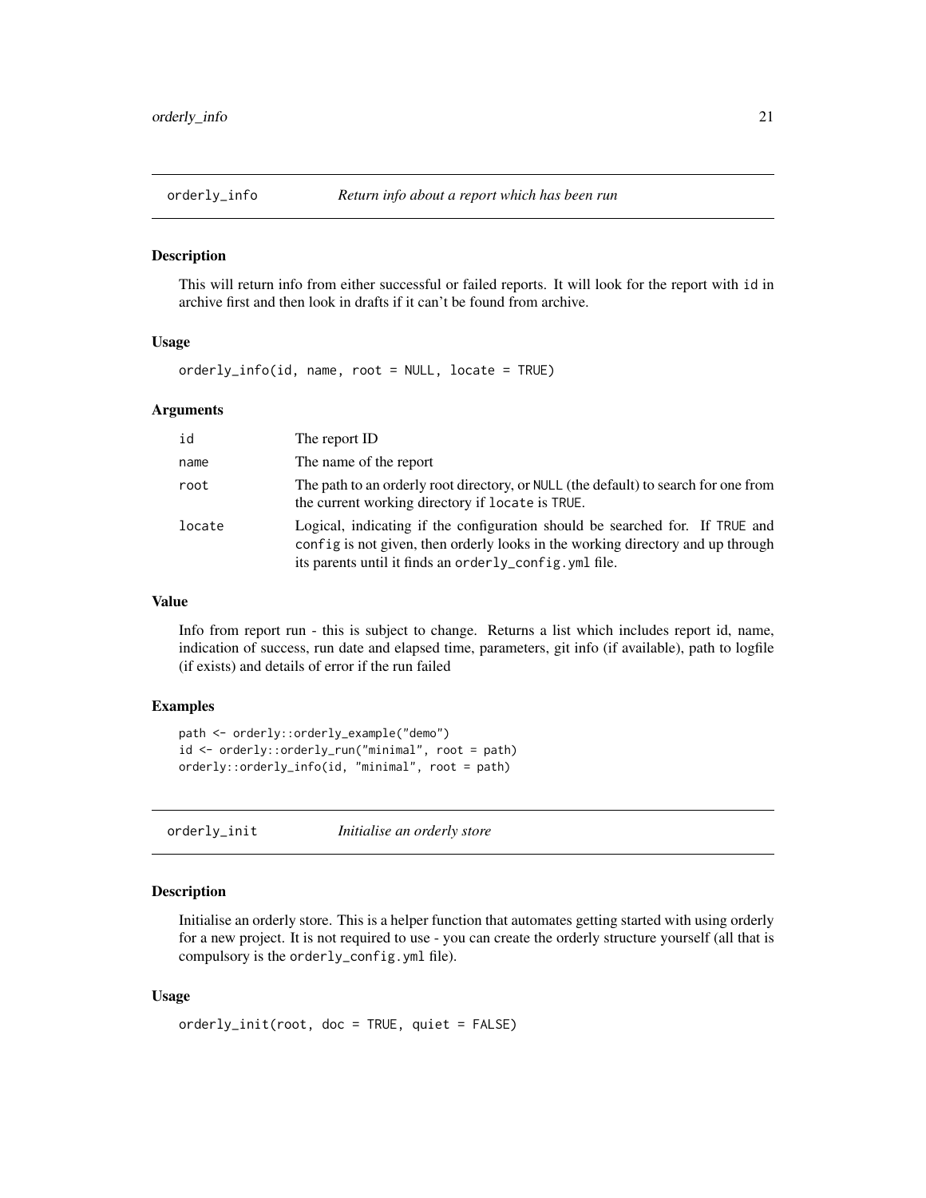## orderly_info — *Return info about a report which has been run*

### Description

This will return info from either successful or failed reports. It will look for the report with id in archive first and then look in drafts if it can't be found from archive.

### Usage

```
orderly_info(id, name, root = NULL, locate = TRUE)
```

### Arguments

| Argument | Description |
| --- | --- |
| id | The report ID |
| name | The name of the report |
| root | The path to an orderly root directory, or NULL (the default) to search for one from the current working directory if locate is TRUE. |
| locate | Logical, indicating if the configuration should be searched for. If TRUE and config is not given, then orderly looks in the working directory and up through its parents until it finds an orderly_config.yml file. |

### Value

Info from report run - this is subject to change. Returns a list which includes report id, name, indication of success, run date and elapsed time, parameters, git info (if available), path to logfile (if exists) and details of error if the run failed

### Examples

```
path <- orderly::orderly_example("demo")
id <- orderly::orderly_run("minimal", root = path)
orderly::orderly_info(id, "minimal", root = path)
```

## orderly_init — *Initialise an orderly store*

### Description

Initialise an orderly store. This is a helper function that automates getting started with using orderly for a new project. It is not required to use - you can create the orderly structure yourself (all that is compulsory is the orderly_config.yml file).

### Usage

```
orderly_init(root, doc = TRUE, quiet = FALSE)
```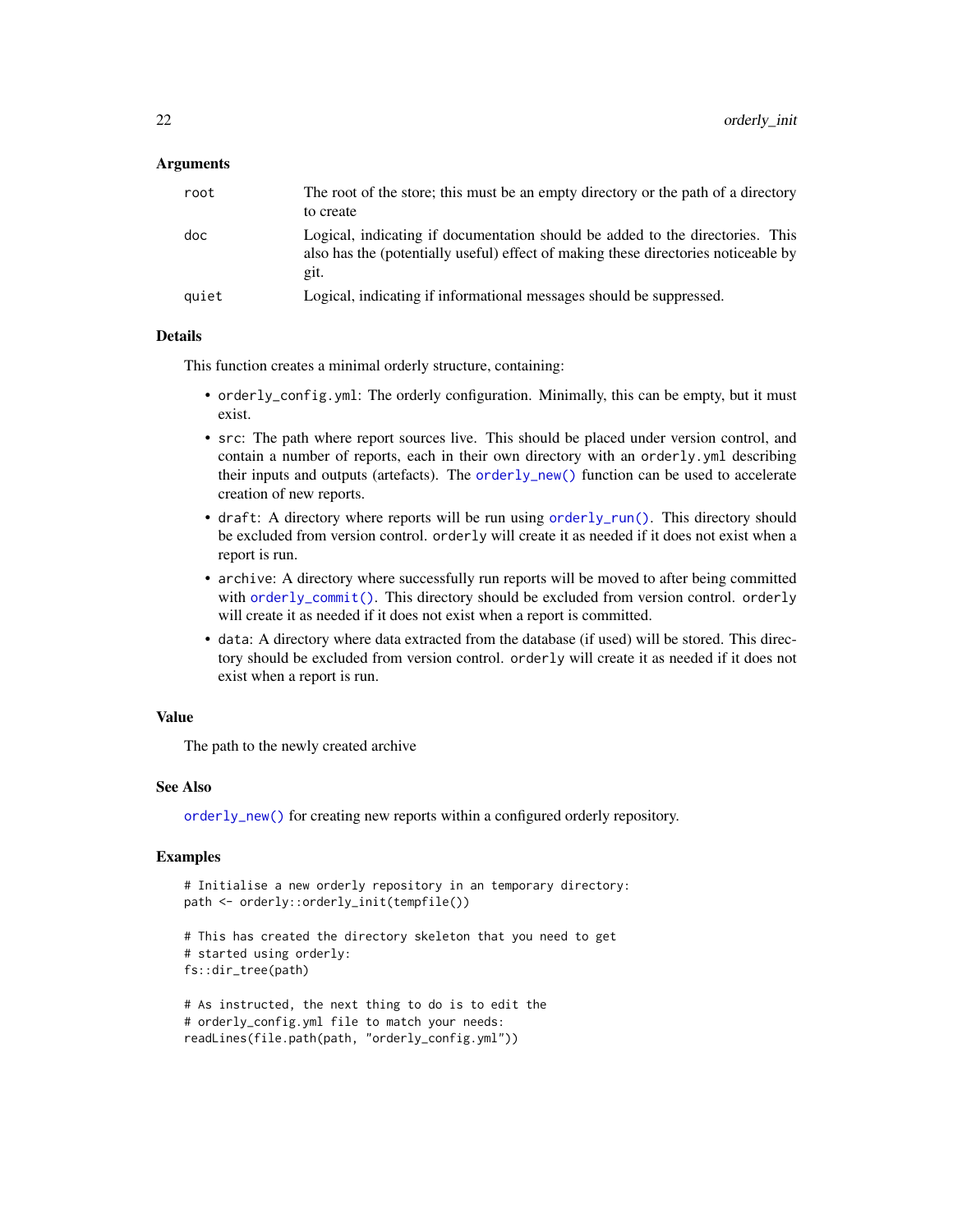### Arguments

| | |
|---|---|
| root | The root of the store; this must be an empty directory or the path of a directory to create |
| doc | Logical, indicating if documentation should be added to the directories. This also has the (potentially useful) effect of making these directories noticeable by git. |
| quiet | Logical, indicating if informational messages should be suppressed. |

### Details

This function creates a minimal orderly structure, containing:

- `orderly_config.yml`: The orderly configuration. Minimally, this can be empty, but it must exist.
- `src`: The path where report sources live. This should be placed under version control, and contain a number of reports, each in their own directory with an `orderly.yml` describing their inputs and outputs (artefacts). The `orderly_new()` function can be used to accelerate creation of new reports.
- `draft`: A directory where reports will be run using `orderly_run()`. This directory should be excluded from version control. `orderly` will create it as needed if it does not exist when a report is run.
- `archive`: A directory where successfully run reports will be moved to after being committed with `orderly_commit()`. This directory should be excluded from version control. `orderly` will create it as needed if it does not exist when a report is committed.
- `data`: A directory where data extracted from the database (if used) will be stored. This directory should be excluded from version control. `orderly` will create it as needed if it does not exist when a report is run.

### Value

The path to the newly created archive

### See Also

`orderly_new()` for creating new reports within a configured orderly repository.

### Examples

```
# Initialise a new orderly repository in an temporary directory:
path <- orderly::orderly_init(tempfile())

# This has created the directory skeleton that you need to get
# started using orderly:
fs::dir_tree(path)

# As instructed, the next thing to do is to edit the
# orderly_config.yml file to match your needs:
readLines(file.path(path, "orderly_config.yml"))
```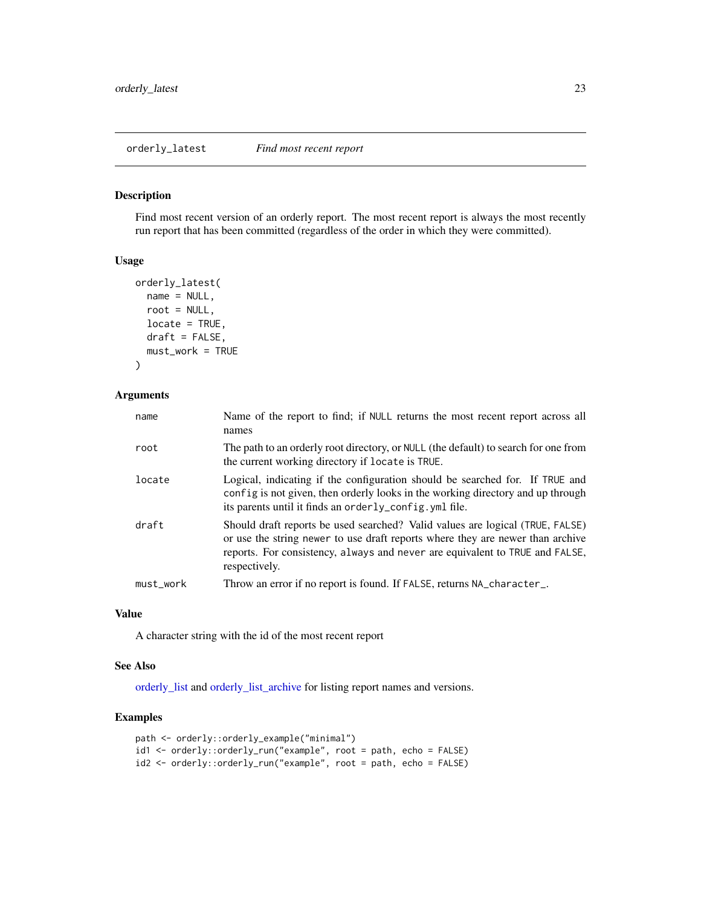## orderly_latest — *Find most recent report*

### Description

Find most recent version of an orderly report. The most recent report is always the most recently run report that has been committed (regardless of the order in which they were committed).

### Usage

```
orderly_latest(
  name = NULL,
  root = NULL,
  locate = TRUE,
  draft = FALSE,
  must_work = TRUE
)
```

### Arguments

| | |
|---|---|
| `name` | Name of the report to find; if `NULL` returns the most recent report across all names |
| `root` | The path to an orderly root directory, or `NULL` (the default) to search for one from the current working directory if `locate` is `TRUE`. |
| `locate` | Logical, indicating if the configuration should be searched for. If `TRUE` and `config` is not given, then orderly looks in the working directory and up through its parents until it finds an `orderly_config.yml` file. |
| `draft` | Should draft reports be used searched? Valid values are logical (`TRUE`, `FALSE`) or use the string `newer` to use draft reports where they are newer than archive reports. For consistency, `always` and `never` are equivalent to `TRUE` and `FALSE`, respectively. |
| `must_work` | Throw an error if no report is found. If `FALSE`, returns `NA_character_`. |

### Value

A character string with the id of the most recent report

### See Also

orderly_list and orderly_list_archive for listing report names and versions.

### Examples

```
path <- orderly::orderly_example("minimal")
id1 <- orderly::orderly_run("example", root = path, echo = FALSE)
id2 <- orderly::orderly_run("example", root = path, echo = FALSE)
```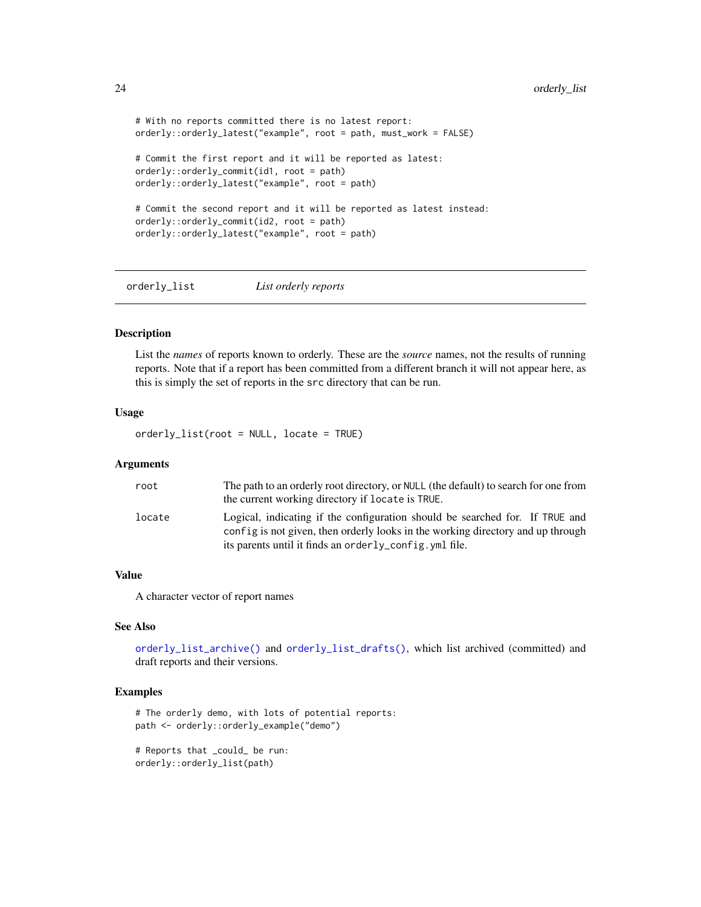```
# With no reports committed there is no latest report:
orderly::orderly_latest("example", root = path, must_work = FALSE)

# Commit the first report and it will be reported as latest:
orderly::orderly_commit(id1, root = path)
orderly::orderly_latest("example", root = path)

# Commit the second report and it will be reported as latest instead:
orderly::orderly_commit(id2, root = path)
orderly::orderly_latest("example", root = path)
```

---

## orderly_list — *List orderly reports*

### Description

List the *names* of reports known to orderly. These are the *source* names, not the results of running reports. Note that if a report has been committed from a different branch it will not appear here, as this is simply the set of reports in the `src` directory that can be run.

### Usage

```
orderly_list(root = NULL, locate = TRUE)
```

### Arguments

| | |
|---|---|
| `root` | The path to an orderly root directory, or `NULL` (the default) to search for one from the current working directory if `locate` is `TRUE`. |
| `locate` | Logical, indicating if the configuration should be searched for. If `TRUE` and `config` is not given, then orderly looks in the working directory and up through its parents until it finds an `orderly_config.yml` file. |

### Value

A character vector of report names

### See Also

`orderly_list_archive()` and `orderly_list_drafts()`, which list archived (committed) and draft reports and their versions.

### Examples

```
# The orderly demo, with lots of potential reports:
path <- orderly::orderly_example("demo")

# Reports that _could_ be run:
orderly::orderly_list(path)
```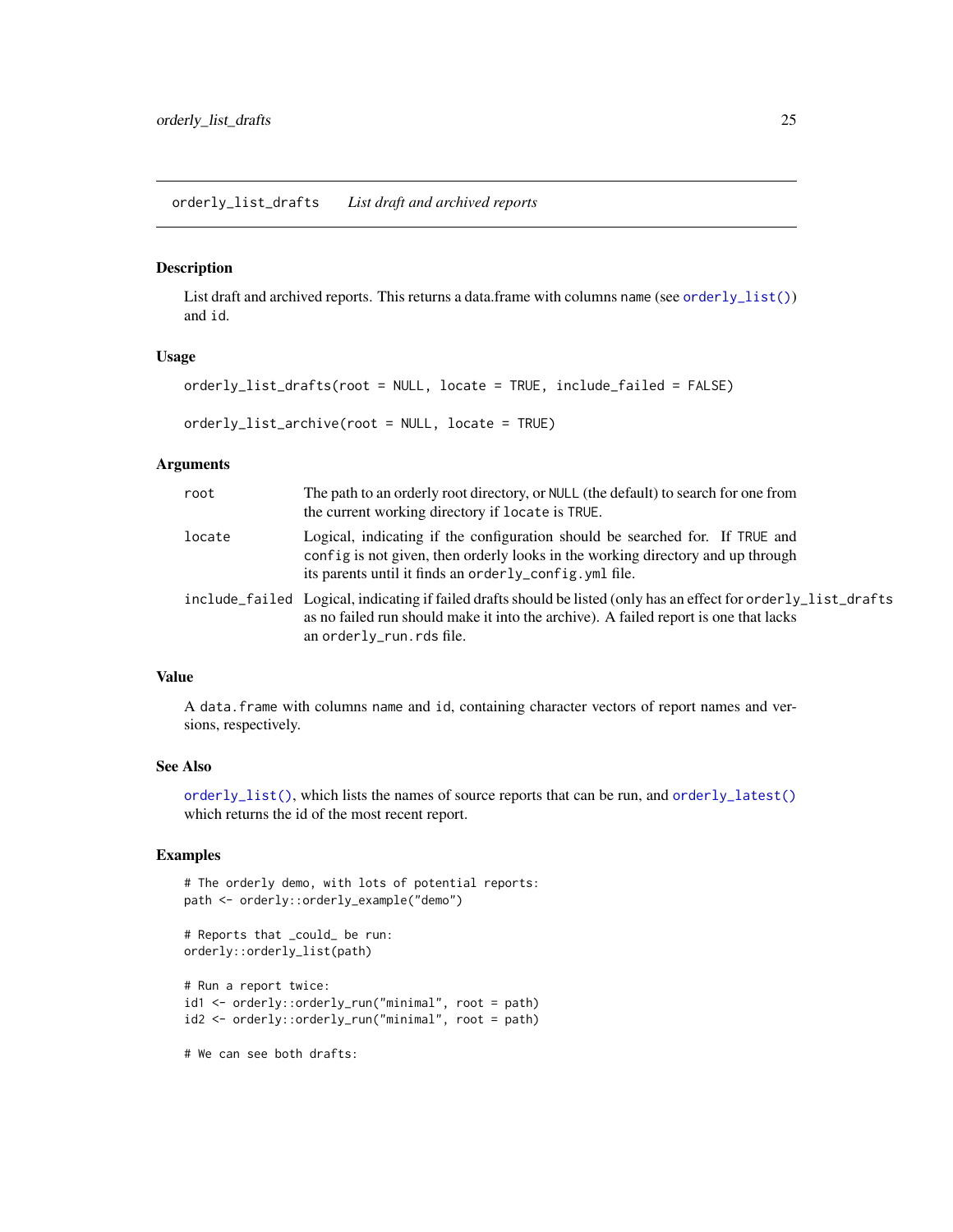## orderly_list_drafts *List draft and archived reports*

### Description

List draft and archived reports. This returns a data.frame with columns `name` (see `orderly_list()`) and `id`.

### Usage

```
orderly_list_drafts(root = NULL, locate = TRUE, include_failed = FALSE)

orderly_list_archive(root = NULL, locate = TRUE)
```

### Arguments

| | |
|---|---|
| `root` | The path to an orderly root directory, or `NULL` (the default) to search for one from the current working directory if `locate` is `TRUE`. |
| `locate` | Logical, indicating if the configuration should be searched for. If `TRUE` and `config` is not given, then orderly looks in the working directory and up through its parents until it finds an `orderly_config.yml` file. |
| `include_failed` | Logical, indicating if failed drafts should be listed (only has an effect for `orderly_list_drafts` as no failed run should make it into the archive). A failed report is one that lacks an `orderly_run.rds` file. |

### Value

A `data.frame` with columns `name` and `id`, containing character vectors of report names and versions, respectively.

### See Also

`orderly_list()`, which lists the names of source reports that can be run, and `orderly_latest()` which returns the id of the most recent report.

### Examples

```
# The orderly demo, with lots of potential reports:
path <- orderly::orderly_example("demo")

# Reports that _could_ be run:
orderly::orderly_list(path)

# Run a report twice:
id1 <- orderly::orderly_run("minimal", root = path)
id2 <- orderly::orderly_run("minimal", root = path)

# We can see both drafts:
```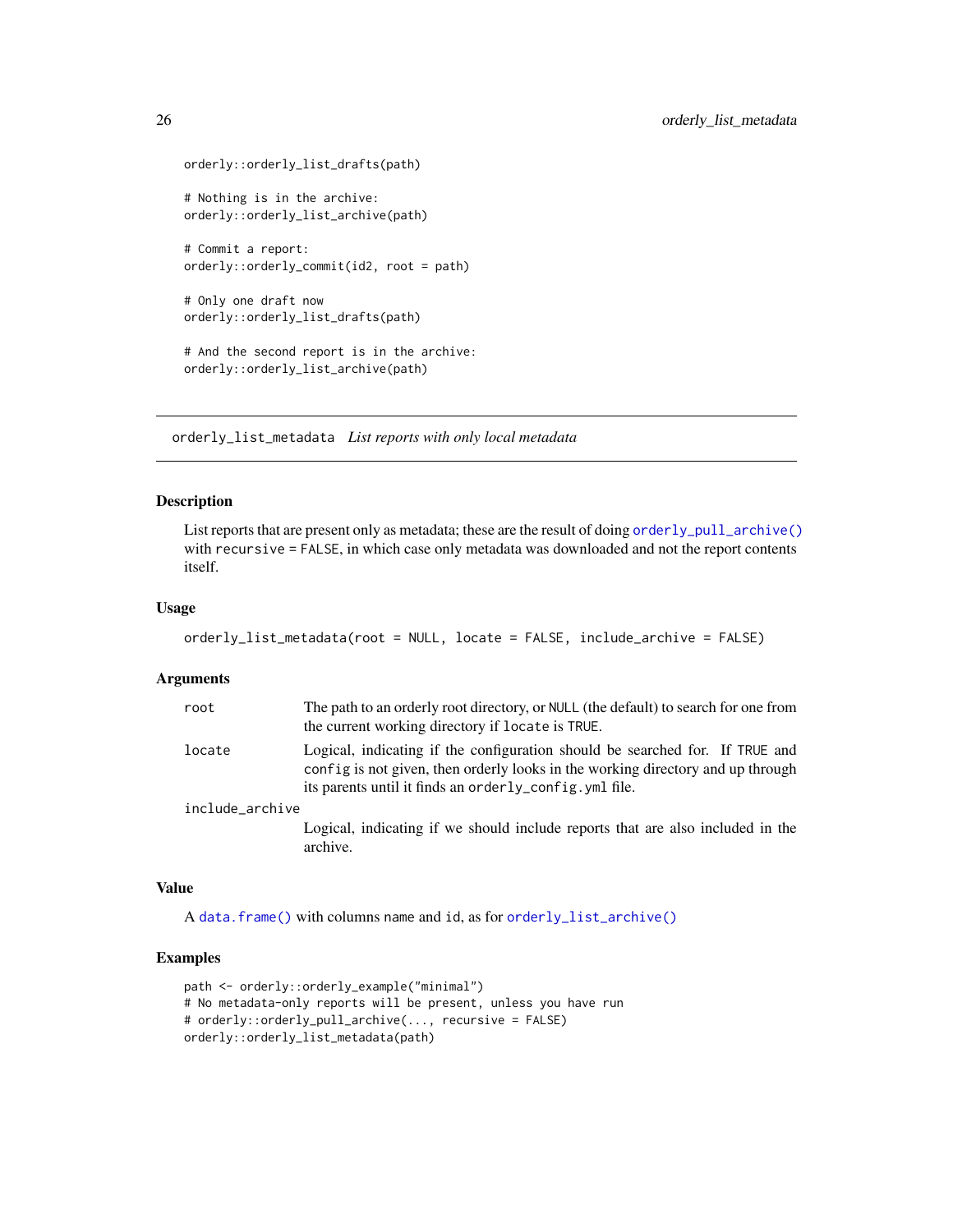```
orderly::orderly_list_drafts(path)

# Nothing is in the archive:
orderly::orderly_list_archive(path)

# Commit a report:
orderly::orderly_commit(id2, root = path)

# Only one draft now
orderly::orderly_list_drafts(path)

# And the second report is in the archive:
orderly::orderly_list_archive(path)
```

---

## orderly_list_metadata *List reports with only local metadata*

### Description

List reports that are present only as metadata; these are the result of doing `orderly_pull_archive()` with `recursive = FALSE`, in which case only metadata was downloaded and not the report contents itself.

### Usage

```
orderly_list_metadata(root = NULL, locate = FALSE, include_archive = FALSE)
```

### Arguments

| | |
|---|---|
| `root` | The path to an orderly root directory, or `NULL` (the default) to search for one from the current working directory if `locate` is `TRUE`. |
| `locate` | Logical, indicating if the configuration should be searched for. If `TRUE` and `config` is not given, then orderly looks in the working directory and up through its parents until it finds an `orderly_config.yml` file. |
| `include_archive` | Logical, indicating if we should include reports that are also included in the archive. |

### Value

A `data.frame()` with columns `name` and `id`, as for `orderly_list_archive()`

### Examples

```
path <- orderly::orderly_example("minimal")
# No metadata-only reports will be present, unless you have run
# orderly::orderly_pull_archive(..., recursive = FALSE)
orderly::orderly_list_metadata(path)
```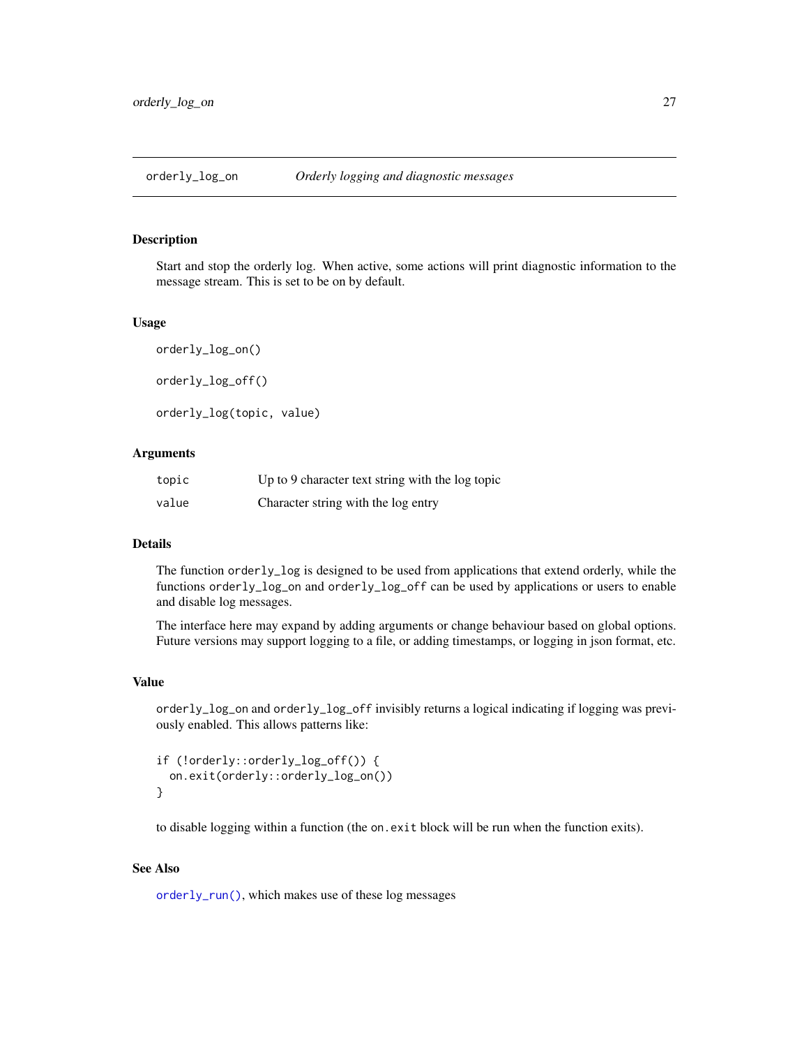## orderly_log_on    *Orderly logging and diagnostic messages*

### Description

Start and stop the orderly log. When active, some actions will print diagnostic information to the message stream. This is set to be on by default.

### Usage

```
orderly_log_on()

orderly_log_off()

orderly_log(topic, value)
```

### Arguments

| | |
|---|---|
| topic | Up to 9 character text string with the log topic |
| value | Character string with the log entry |

### Details

The function `orderly_log` is designed to be used from applications that extend orderly, while the functions `orderly_log_on` and `orderly_log_off` can be used by applications or users to enable and disable log messages.

The interface here may expand by adding arguments or change behaviour based on global options. Future versions may support logging to a file, or adding timestamps, or logging in json format, etc.

### Value

`orderly_log_on` and `orderly_log_off` invisibly returns a logical indicating if logging was previously enabled. This allows patterns like:

```
if (!orderly::orderly_log_off()) {
  on.exit(orderly::orderly_log_on())
}
```

to disable logging within a function (the `on.exit` block will be run when the function exits).

### See Also

`orderly_run()`, which makes use of these log messages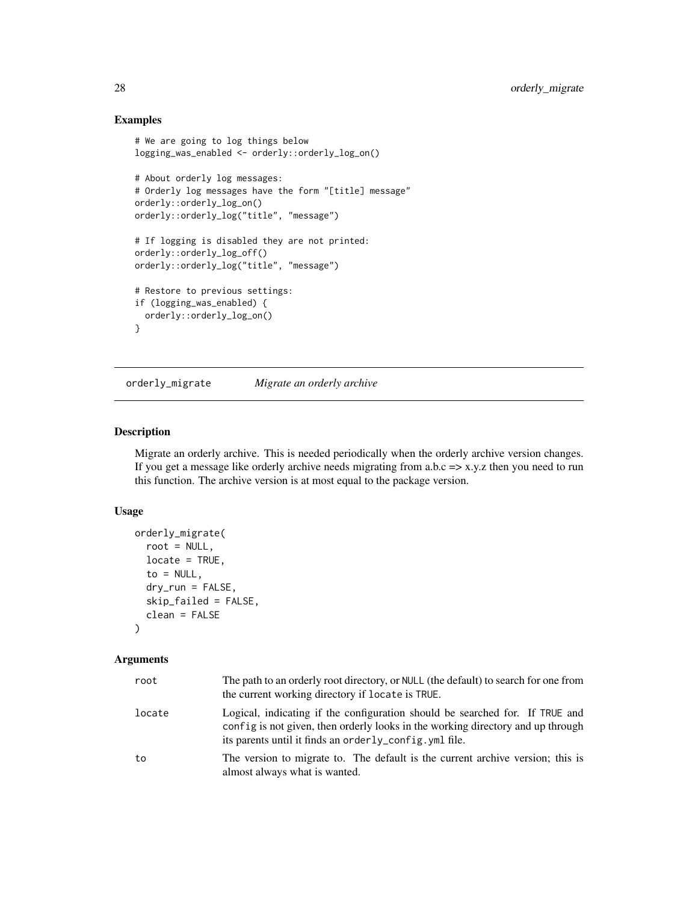## Examples

```
# We are going to log things below
logging_was_enabled <- orderly::orderly_log_on()

# About orderly log messages:
# Orderly log messages have the form "[title] message"
orderly::orderly_log_on()
orderly::orderly_log("title", "message")

# If logging is disabled they are not printed:
orderly::orderly_log_off()
orderly::orderly_log("title", "message")

# Restore to previous settings:
if (logging_was_enabled) {
  orderly::orderly_log_on()
}
```

---

# orderly_migrate *Migrate an orderly archive*

---

## Description

Migrate an orderly archive. This is needed periodically when the orderly archive version changes. If you get a message like orderly archive needs migrating from a.b.c => x.y.z then you need to run this function. The archive version is at most equal to the package version.

## Usage

```
orderly_migrate(
  root = NULL,
  locate = TRUE,
  to = NULL,
  dry_run = FALSE,
  skip_failed = FALSE,
  clean = FALSE
)
```

## Arguments

| | |
|---|---|
| root | The path to an orderly root directory, or `NULL` (the default) to search for one from the current working directory if `locate` is `TRUE`. |
| locate | Logical, indicating if the configuration should be searched for. If `TRUE` and `config` is not given, then orderly looks in the working directory and up through its parents until it finds an `orderly_config.yml` file. |
| to | The version to migrate to. The default is the current archive version; this is almost always what is wanted. |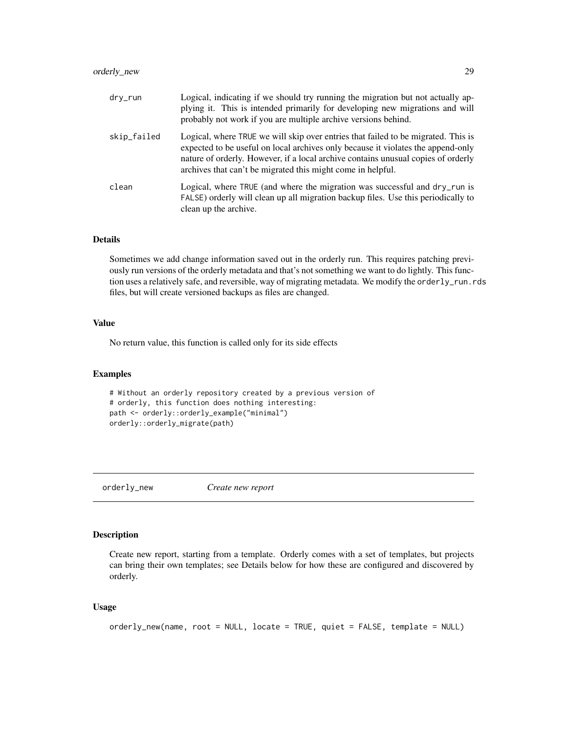| | |
|---|---|
| `dry_run` | Logical, indicating if we should try running the migration but not actually applying it. This is intended primarily for developing new migrations and will probably not work if you are multiple archive versions behind. |
| `skip_failed` | Logical, where `TRUE` we will skip over entries that failed to be migrated. This is expected to be useful on local archives only because it violates the append-only nature of orderly. However, if a local archive contains unusual copies of orderly archives that can't be migrated this might come in helpful. |
| `clean` | Logical, where `TRUE` (and where the migration was successful and `dry_run` is `FALSE`) orderly will clean up all migration backup files. Use this periodically to clean up the archive. |

### Details

Sometimes we add change information saved out in the orderly run. This requires patching previously run versions of the orderly metadata and that's not something we want to do lightly. This function uses a relatively safe, and reversible, way of migrating metadata. We modify the `orderly_run.rds` files, but will create versioned backups as files are changed.

### Value

No return value, this function is called only for its side effects

### Examples

```
# Without an orderly repository created by a previous version of
# orderly, this function does nothing interesting:
path <- orderly::orderly_example("minimal")
orderly::orderly_migrate(path)
```

---

## orderly_new *Create new report*

---

### Description

Create new report, starting from a template. Orderly comes with a set of templates, but projects can bring their own templates; see Details below for how these are configured and discovered by orderly.

### Usage

```
orderly_new(name, root = NULL, locate = TRUE, quiet = FALSE, template = NULL)
```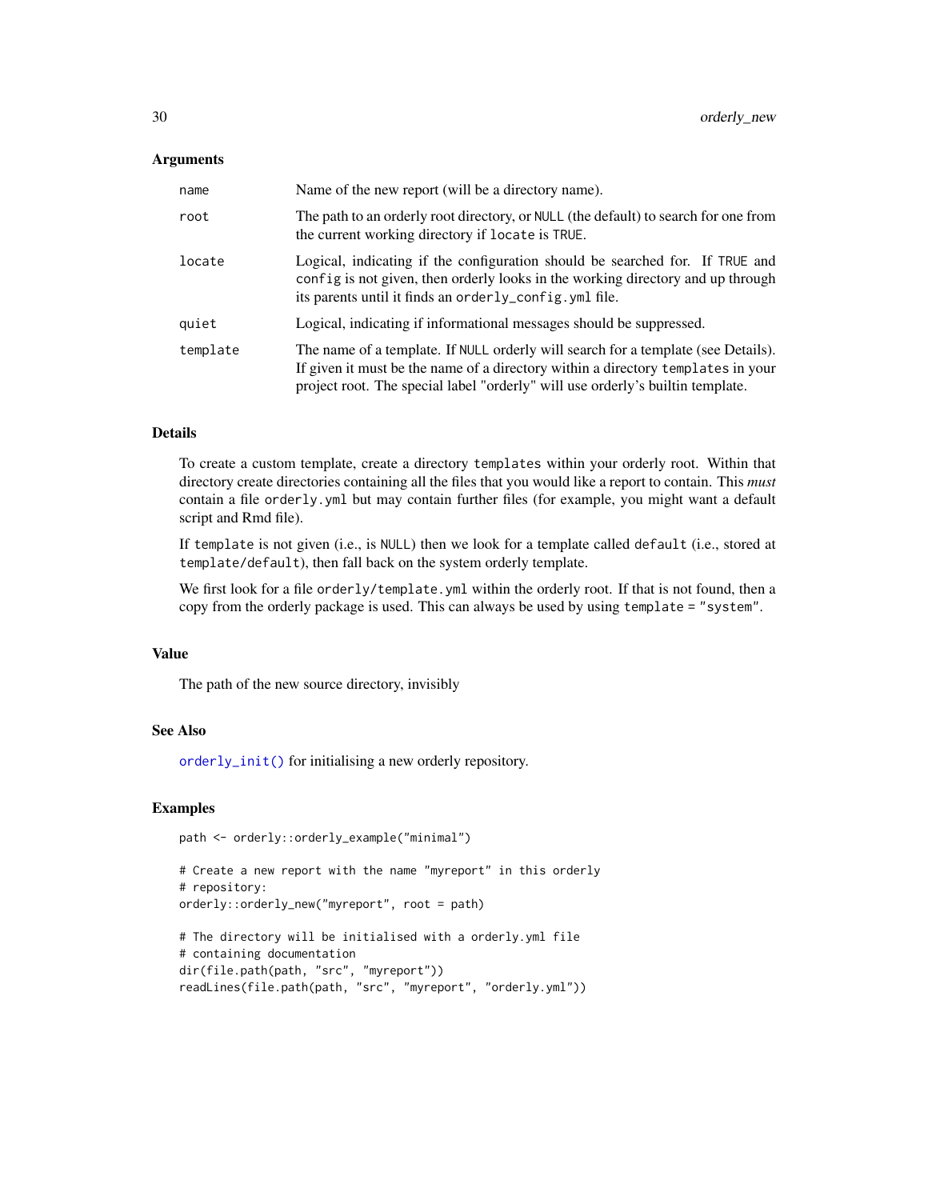## Arguments

| | |
|---|---|
| `name` | Name of the new report (will be a directory name). |
| `root` | The path to an orderly root directory, or `NULL` (the default) to search for one from the current working directory if `locate` is `TRUE`. |
| `locate` | Logical, indicating if the configuration should be searched for. If `TRUE` and `config` is not given, then orderly looks in the working directory and up through its parents until it finds an `orderly_config.yml` file. |
| `quiet` | Logical, indicating if informational messages should be suppressed. |
| `template` | The name of a template. If `NULL` orderly will search for a template (see Details). If given it must be the name of a directory within a directory `templates` in your project root. The special label "orderly" will use orderly's builtin template. |

## Details

To create a custom template, create a directory `templates` within your orderly root. Within that directory create directories containing all the files that you would like a report to contain. This *must* contain a file `orderly.yml` but may contain further files (for example, you might want a default script and Rmd file).

If `template` is not given (i.e., is `NULL`) then we look for a template called `default` (i.e., stored at `template/default`), then fall back on the system orderly template.

We first look for a file `orderly/template.yml` within the orderly root. If that is not found, then a copy from the orderly package is used. This can always be used by using `template = "system"`.

## Value

The path of the new source directory, invisibly

## See Also

`orderly_init()` for initialising a new orderly repository.

## Examples

```
path <- orderly::orderly_example("minimal")

# Create a new report with the name "myreport" in this orderly
# repository:
orderly::orderly_new("myreport", root = path)

# The directory will be initialised with a orderly.yml file
# containing documentation
dir(file.path(path, "src", "myreport"))
readLines(file.path(path, "src", "myreport", "orderly.yml"))
```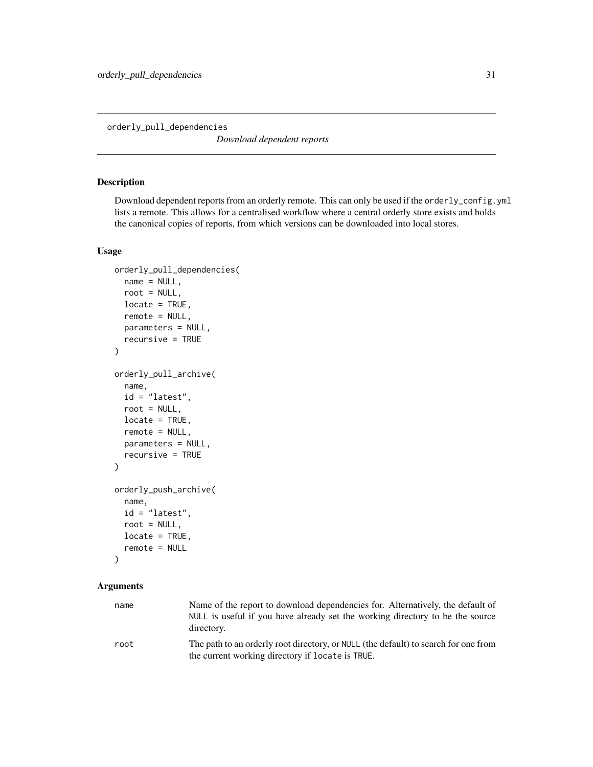## orderly_pull_dependencies

*Download dependent reports*

### Description

Download dependent reports from an orderly remote. This can only be used if the `orderly_config.yml` lists a remote. This allows for a centralised workflow where a central orderly store exists and holds the canonical copies of reports, from which versions can be downloaded into local stores.

### Usage

```
orderly_pull_dependencies(
  name = NULL,
  root = NULL,
  locate = TRUE,
  remote = NULL,
  parameters = NULL,
  recursive = TRUE
)

orderly_pull_archive(
  name,
  id = "latest",
  root = NULL,
  locate = TRUE,
  remote = NULL,
  parameters = NULL,
  recursive = TRUE
)

orderly_push_archive(
  name,
  id = "latest",
  root = NULL,
  locate = TRUE,
  remote = NULL
)
```

### Arguments

| | |
|---|---|
| `name` | Name of the report to download dependencies for. Alternatively, the default of `NULL` is useful if you have already set the working directory to be the source directory. |
| `root` | The path to an orderly root directory, or `NULL` (the default) to search for one from the current working directory if `locate` is `TRUE`. |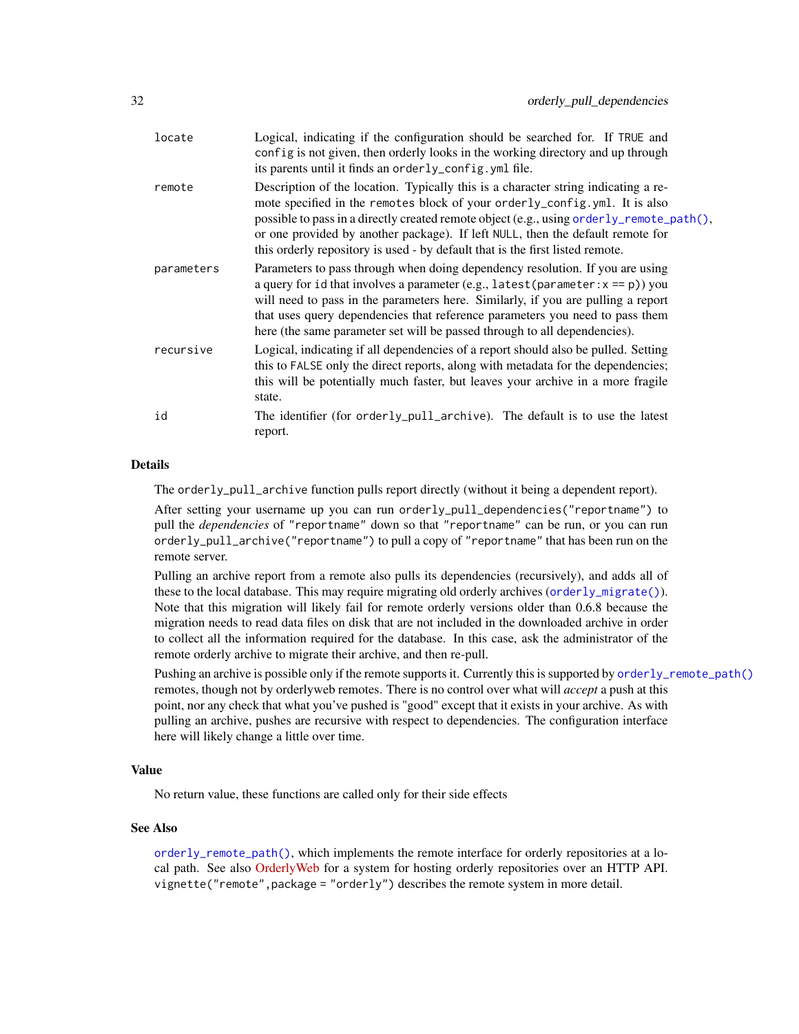| | |
|---|---|
| locate | Logical, indicating if the configuration should be searched for. If TRUE and config is not given, then orderly looks in the working directory and up through its parents until it finds an orderly_config.yml file. |
| remote | Description of the location. Typically this is a character string indicating a remote specified in the remotes block of your orderly_config.yml. It is also possible to pass in a directly created remote object (e.g., using orderly_remote_path(), or one provided by another package). If left NULL, then the default remote for this orderly repository is used - by default that is the first listed remote. |
| parameters | Parameters to pass through when doing dependency resolution. If you are using a query for id that involves a parameter (e.g., latest(parameter:x == p)) you will need to pass in the parameters here. Similarly, if you are pulling a report that uses query dependencies that reference parameters you need to pass them here (the same parameter set will be passed through to all dependencies). |
| recursive | Logical, indicating if all dependencies of a report should also be pulled. Setting this to FALSE only the direct reports, along with metadata for the dependencies; this will be potentially much faster, but leaves your archive in a more fragile state. |
| id | The identifier (for orderly_pull_archive). The default is to use the latest report. |

## Details

The orderly_pull_archive function pulls report directly (without it being a dependent report).

After setting your username up you can run orderly_pull_dependencies("reportname") to pull the *dependencies* of "reportname" down so that "reportname" can be run, or you can run orderly_pull_archive("reportname") to pull a copy of "reportname" that has been run on the remote server.

Pulling an archive report from a remote also pulls its dependencies (recursively), and adds all of these to the local database. This may require migrating old orderly archives (orderly_migrate()). Note that this migration will likely fail for remote orderly versions older than 0.6.8 because the migration needs to read data files on disk that are not included in the downloaded archive in order to collect all the information required for the database. In this case, ask the administrator of the remote orderly archive to migrate their archive, and then re-pull.

Pushing an archive is possible only if the remote supports it. Currently this is supported by orderly_remote_path() remotes, though not by orderlyweb remotes. There is no control over what will *accept* a push at this point, nor any check that what you've pushed is "good" except that it exists in your archive. As with pulling an archive, pushes are recursive with respect to dependencies. The configuration interface here will likely change a little over time.

## Value

No return value, these functions are called only for their side effects

## See Also

orderly_remote_path(), which implements the remote interface for orderly repositories at a local path. See also OrderlyWeb for a system for hosting orderly repositories over an HTTP API. vignette("remote",package = "orderly") describes the remote system in more detail.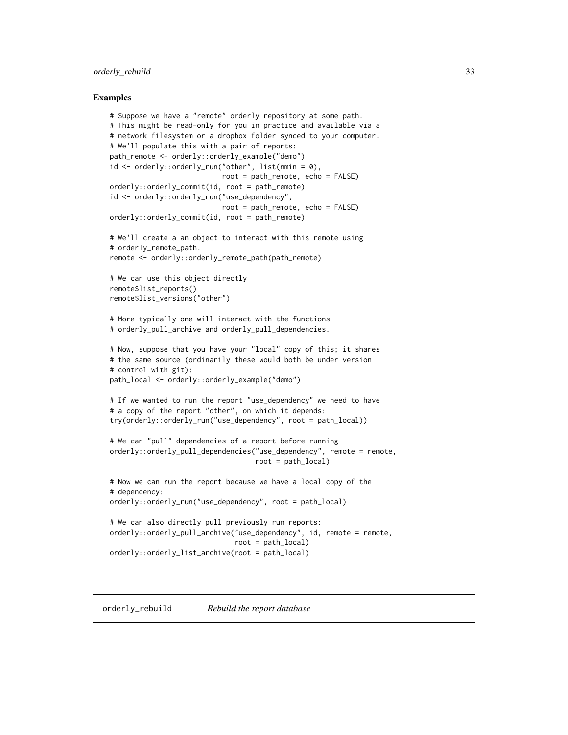## Examples

```
# Suppose we have a "remote" orderly repository at some path.
# This might be read-only for you in practice and available via a
# network filesystem or a dropbox folder synced to your computer.
# We'll populate this with a pair of reports:
path_remote <- orderly::orderly_example("demo")
id <- orderly::orderly_run("other", list(nmin = 0),
                           root = path_remote, echo = FALSE)
orderly::orderly_commit(id, root = path_remote)
id <- orderly::orderly_run("use_dependency",
                           root = path_remote, echo = FALSE)
orderly::orderly_commit(id, root = path_remote)

# We'll create a an object to interact with this remote using
# orderly_remote_path.
remote <- orderly::orderly_remote_path(path_remote)

# We can use this object directly
remote$list_reports()
remote$list_versions("other")

# More typically one will interact with the functions
# orderly_pull_archive and orderly_pull_dependencies.

# Now, suppose that you have your "local" copy of this; it shares
# the same source (ordinarily these would both be under version
# control with git):
path_local <- orderly::orderly_example("demo")

# If we wanted to run the report "use_dependency" we need to have
# a copy of the report "other", on which it depends:
try(orderly::orderly_run("use_dependency", root = path_local))

# We can "pull" dependencies of a report before running
orderly::orderly_pull_dependencies("use_dependency", remote = remote,
                                   root = path_local)

# Now we can run the report because we have a local copy of the
# dependency:
orderly::orderly_run("use_dependency", root = path_local)

# We can also directly pull previously run reports:
orderly::orderly_pull_archive("use_dependency", id, remote = remote,
                              root = path_local)
orderly::orderly_list_archive(root = path_local)
```

## orderly_rebuild    *Rebuild the report database*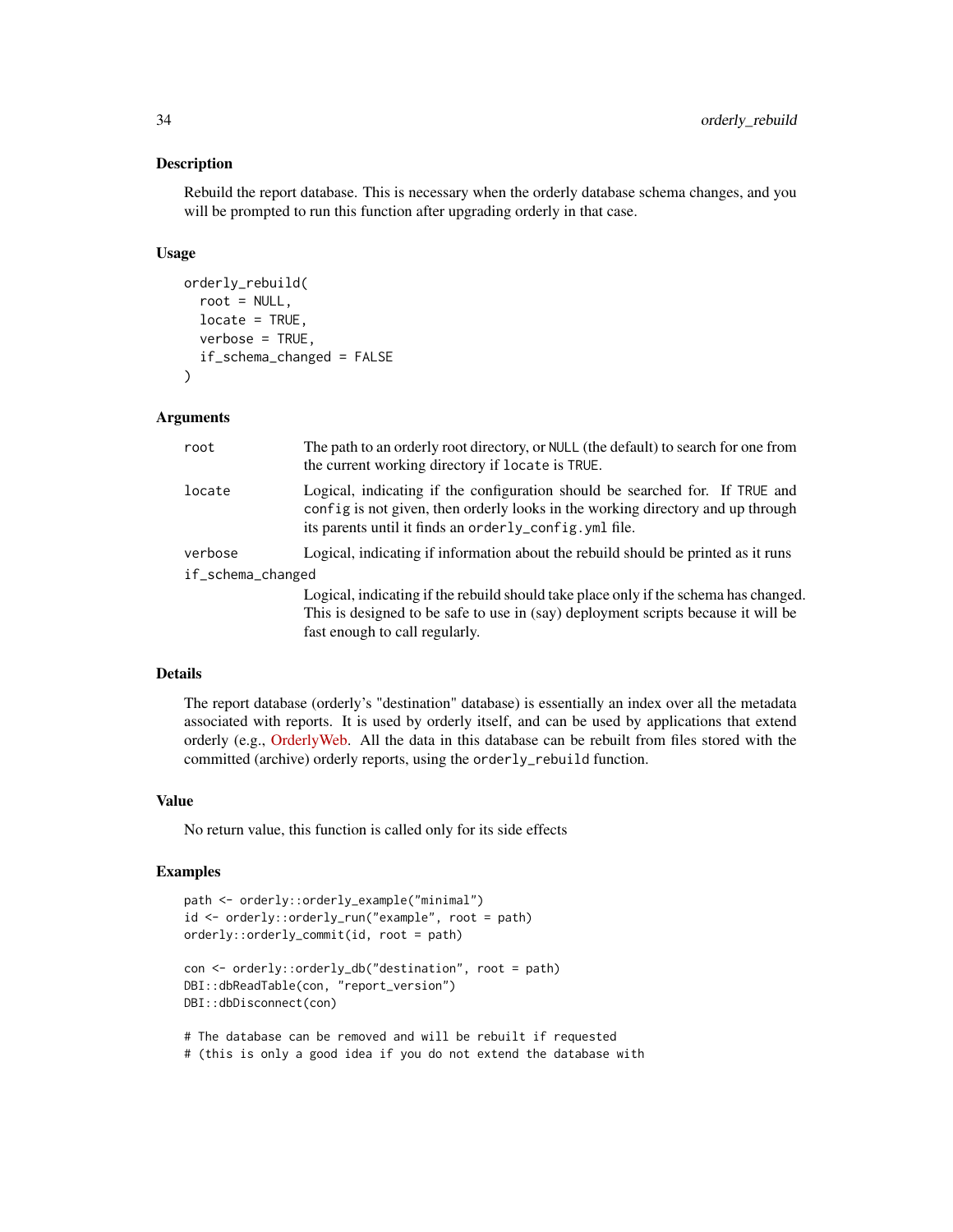## Description

Rebuild the report database. This is necessary when the orderly database schema changes, and you will be prompted to run this function after upgrading orderly in that case.

## Usage

```
orderly_rebuild(
  root = NULL,
  locate = TRUE,
  verbose = TRUE,
  if_schema_changed = FALSE
)
```

## Arguments

| | |
|---|---|
| `root` | The path to an orderly root directory, or `NULL` (the default) to search for one from the current working directory if `locate` is `TRUE`. |
| `locate` | Logical, indicating if the configuration should be searched for. If `TRUE` and `config` is not given, then orderly looks in the working directory and up through its parents until it finds an `orderly_config.yml` file. |
| `verbose` | Logical, indicating if information about the rebuild should be printed as it runs |
| `if_schema_changed` | Logical, indicating if the rebuild should take place only if the schema has changed. This is designed to be safe to use in (say) deployment scripts because it will be fast enough to call regularly. |

## Details

The report database (orderly's "destination" database) is essentially an index over all the metadata associated with reports. It is used by orderly itself, and can be used by applications that extend orderly (e.g., OrderlyWeb. All the data in this database can be rebuilt from files stored with the committed (archive) orderly reports, using the `orderly_rebuild` function.

## Value

No return value, this function is called only for its side effects

## Examples

```
path <- orderly::orderly_example("minimal")
id <- orderly::orderly_run("example", root = path)
orderly::orderly_commit(id, root = path)

con <- orderly::orderly_db("destination", root = path)
DBI::dbReadTable(con, "report_version")
DBI::dbDisconnect(con)

# The database can be removed and will be rebuilt if requested
# (this is only a good idea if you do not extend the database with
```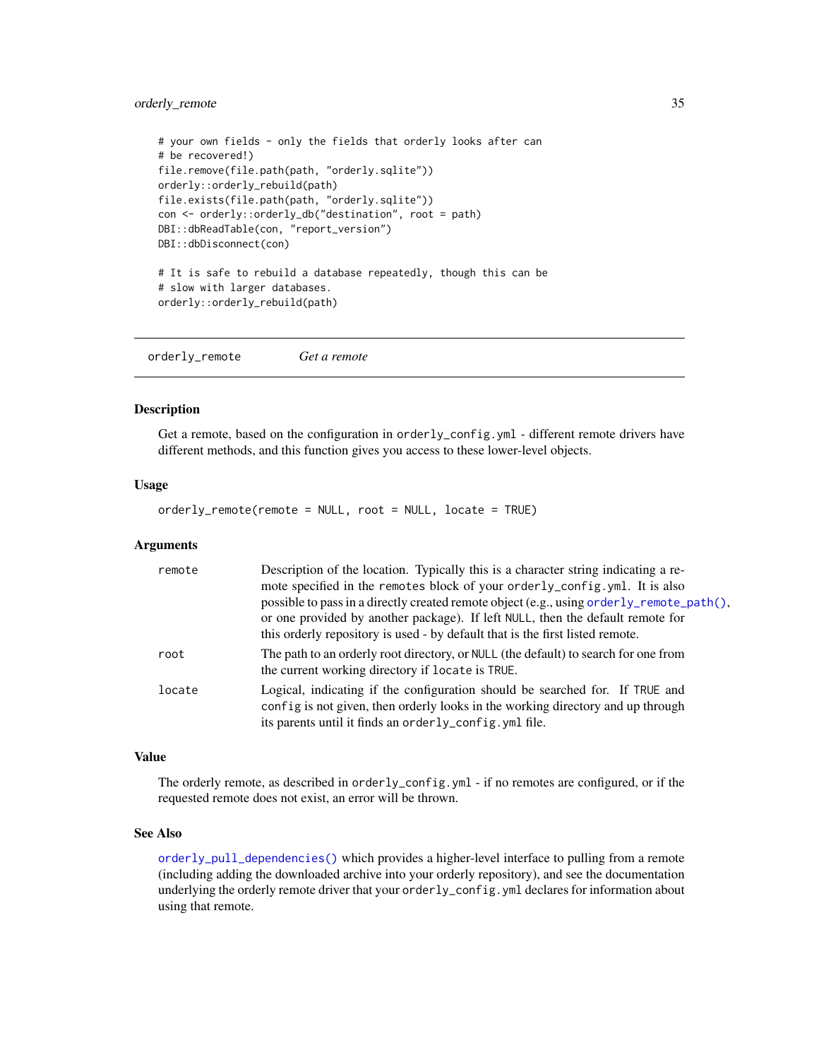```
# your own fields - only the fields that orderly looks after can
# be recovered!)
file.remove(file.path(path, "orderly.sqlite"))
orderly::orderly_rebuild(path)
file.exists(file.path(path, "orderly.sqlite"))
con <- orderly::orderly_db("destination", root = path)
DBI::dbReadTable(con, "report_version")
DBI::dbDisconnect(con)

# It is safe to rebuild a database repeatedly, though this can be
# slow with larger databases.
orderly::orderly_rebuild(path)
```

---

## orderly_remote — *Get a remote*

### Description

Get a remote, based on the configuration in `orderly_config.yml` - different remote drivers have different methods, and this function gives you access to these lower-level objects.

### Usage

```
orderly_remote(remote = NULL, root = NULL, locate = TRUE)
```

### Arguments

| | |
|---|---|
| `remote` | Description of the location. Typically this is a character string indicating a remote specified in the `remotes` block of your `orderly_config.yml`. It is also possible to pass in a directly created remote object (e.g., using `orderly_remote_path()`, or one provided by another package). If left `NULL`, then the default remote for this orderly repository is used - by default that is the first listed remote. |
| `root` | The path to an orderly root directory, or `NULL` (the default) to search for one from the current working directory if `locate` is `TRUE`. |
| `locate` | Logical, indicating if the configuration should be searched for. If `TRUE` and `config` is not given, then orderly looks in the working directory and up through its parents until it finds an `orderly_config.yml` file. |

### Value

The orderly remote, as described in `orderly_config.yml` - if no remotes are configured, or if the requested remote does not exist, an error will be thrown.

### See Also

`orderly_pull_dependencies()` which provides a higher-level interface to pulling from a remote (including adding the downloaded archive into your orderly repository), and see the documentation underlying the orderly remote driver that your `orderly_config.yml` declares for information about using that remote.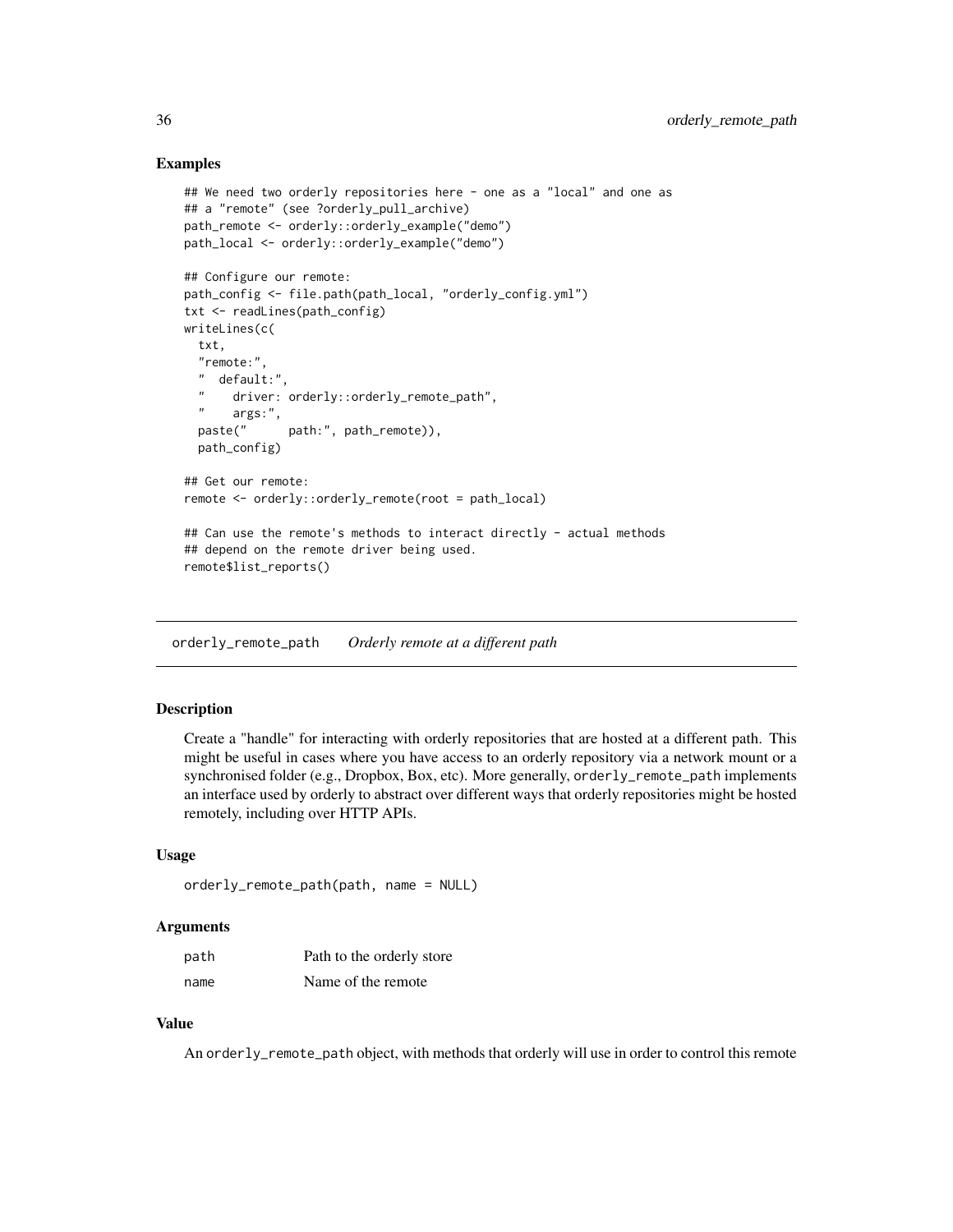### Examples

```
## We need two orderly repositories here - one as a "local" and one as
## a "remote" (see ?orderly_pull_archive)
path_remote <- orderly::orderly_example("demo")
path_local <- orderly::orderly_example("demo")

## Configure our remote:
path_config <- file.path(path_local, "orderly_config.yml")
txt <- readLines(path_config)
writeLines(c(
  txt,
  "remote:",
  "  default:",
  "    driver: orderly::orderly_remote_path",
  "    args:",
  paste("      path:", path_remote)),
  path_config)

## Get our remote:
remote <- orderly::orderly_remote(root = path_local)

## Can use the remote's methods to interact directly - actual methods
## depend on the remote driver being used.
remote$list_reports()
```

---

## orderly_remote_path *Orderly remote at a different path*

---

### Description

Create a "handle" for interacting with orderly repositories that are hosted at a different path. This might be useful in cases where you have access to an orderly repository via a network mount or a synchronised folder (e.g., Dropbox, Box, etc). More generally, `orderly_remote_path` implements an interface used by orderly to abstract over different ways that orderly repositories might be hosted remotely, including over HTTP APIs.

### Usage

```
orderly_remote_path(path, name = NULL)
```

### Arguments

| | |
|---|---|
| path | Path to the orderly store |
| name | Name of the remote |

### Value

An `orderly_remote_path` object, with methods that orderly will use in order to control this remote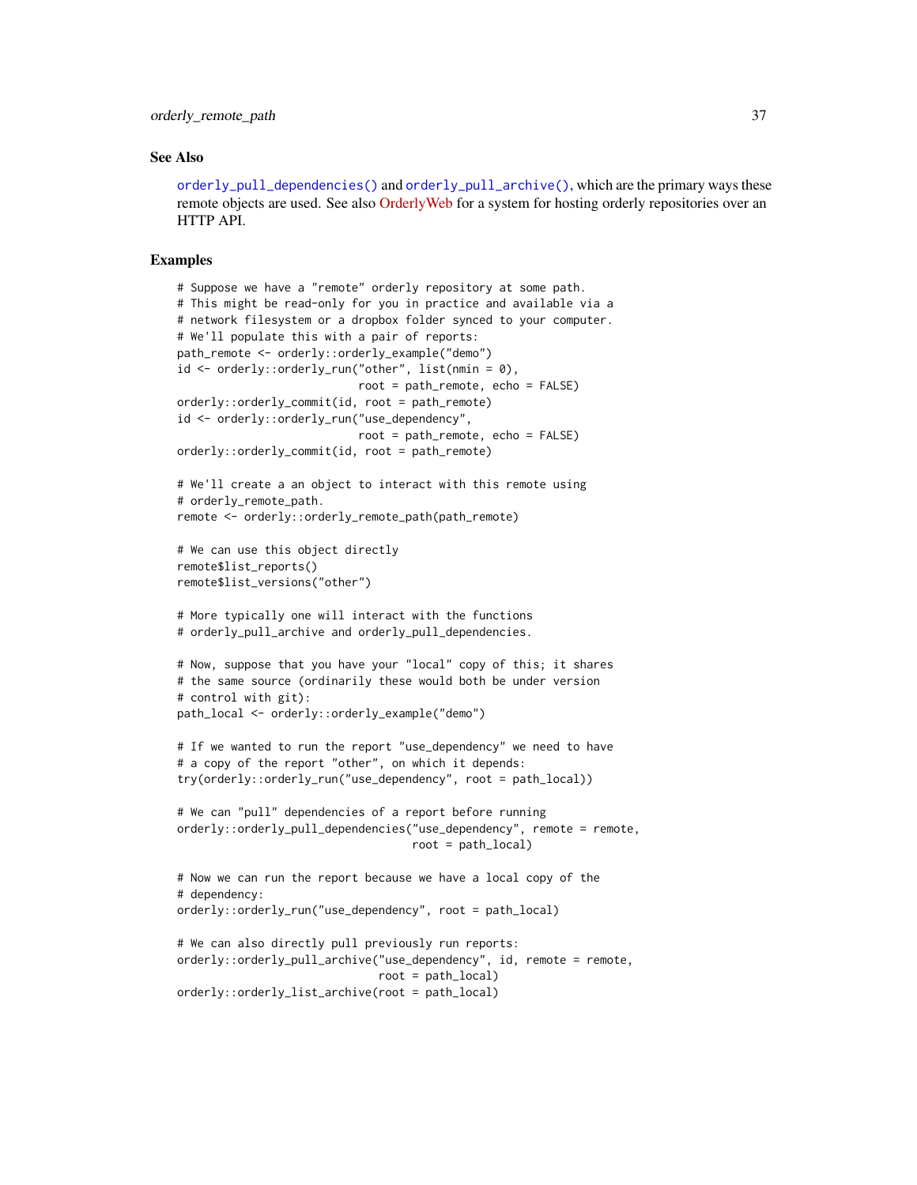## See Also

`orderly_pull_dependencies()` and `orderly_pull_archive()`, which are the primary ways these remote objects are used. See also OrderlyWeb for a system for hosting orderly repositories over an HTTP API.

## Examples

```
# Suppose we have a "remote" orderly repository at some path.
# This might be read-only for you in practice and available via a
# network filesystem or a dropbox folder synced to your computer.
# We'll populate this with a pair of reports:
path_remote <- orderly::orderly_example("demo")
id <- orderly::orderly_run("other", list(nmin = 0),
                           root = path_remote, echo = FALSE)
orderly::orderly_commit(id, root = path_remote)
id <- orderly::orderly_run("use_dependency",
                           root = path_remote, echo = FALSE)
orderly::orderly_commit(id, root = path_remote)

# We'll create a an object to interact with this remote using
# orderly_remote_path.
remote <- orderly::orderly_remote_path(path_remote)

# We can use this object directly
remote$list_reports()
remote$list_versions("other")

# More typically one will interact with the functions
# orderly_pull_archive and orderly_pull_dependencies.

# Now, suppose that you have your "local" copy of this; it shares
# the same source (ordinarily these would both be under version
# control with git):
path_local <- orderly::orderly_example("demo")

# If we wanted to run the report "use_dependency" we need to have
# a copy of the report "other", on which it depends:
try(orderly::orderly_run("use_dependency", root = path_local))

# We can "pull" dependencies of a report before running
orderly::orderly_pull_dependencies("use_dependency", remote = remote,
                                   root = path_local)

# Now we can run the report because we have a local copy of the
# dependency:
orderly::orderly_run("use_dependency", root = path_local)

# We can also directly pull previously run reports:
orderly::orderly_pull_archive("use_dependency", id, remote = remote,
                              root = path_local)
orderly::orderly_list_archive(root = path_local)
```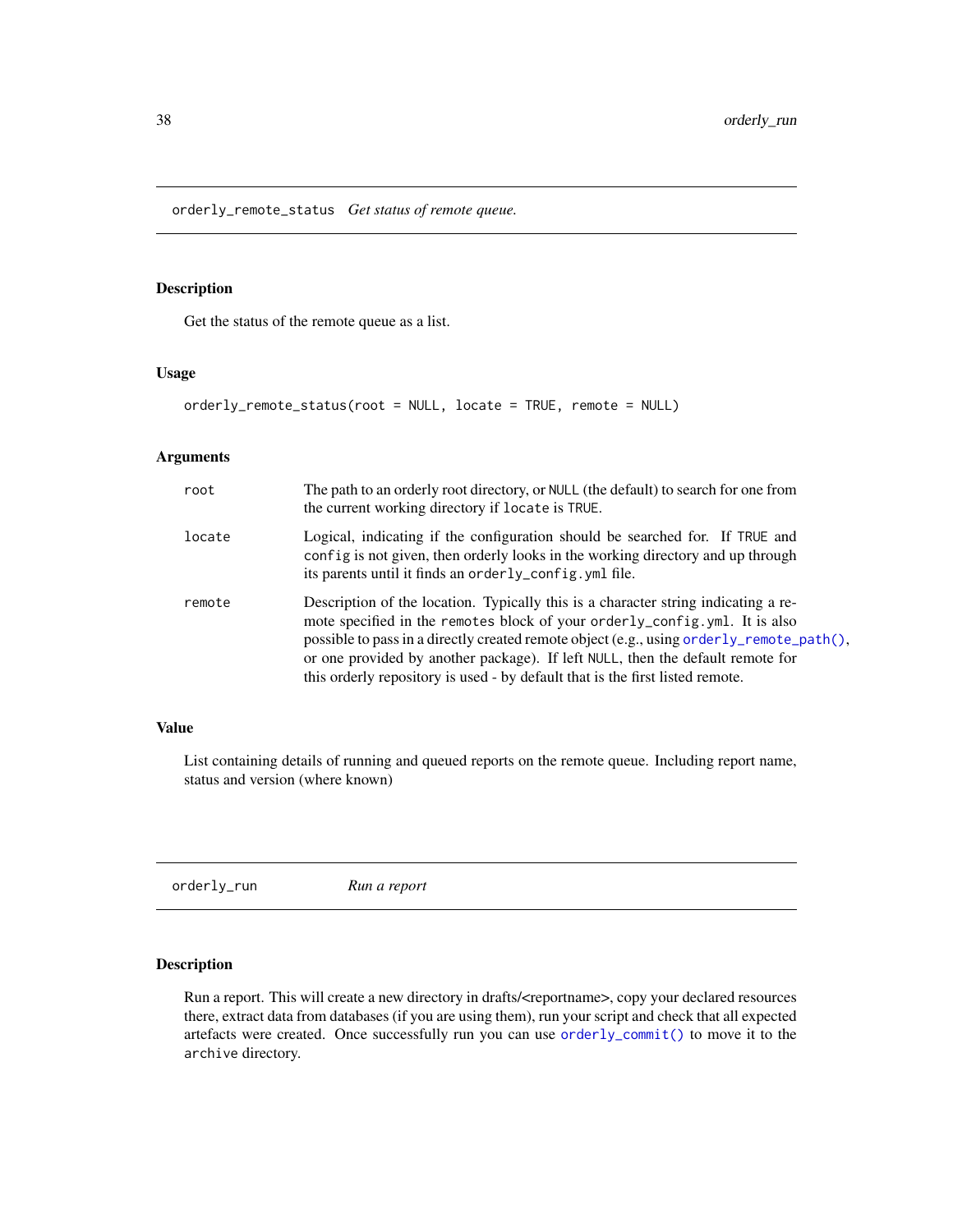## orderly_remote_status *Get status of remote queue.*

### Description

Get the status of the remote queue as a list.

### Usage

```
orderly_remote_status(root = NULL, locate = TRUE, remote = NULL)
```

### Arguments

| | |
|---|---|
| root | The path to an orderly root directory, or NULL (the default) to search for one from the current working directory if locate is TRUE. |
| locate | Logical, indicating if the configuration should be searched for. If TRUE and config is not given, then orderly looks in the working directory and up through its parents until it finds an orderly_config.yml file. |
| remote | Description of the location. Typically this is a character string indicating a remote specified in the remotes block of your orderly_config.yml. It is also possible to pass in a directly created remote object (e.g., using orderly_remote_path(), or one provided by another package). If left NULL, then the default remote for this orderly repository is used - by default that is the first listed remote. |

### Value

List containing details of running and queued reports on the remote queue. Including report name, status and version (where known)

## orderly_run *Run a report*

### Description

Run a report. This will create a new directory in drafts/<reportname>, copy your declared resources there, extract data from databases (if you are using them), run your script and check that all expected artefacts were created. Once successfully run you can use orderly_commit() to move it to the archive directory.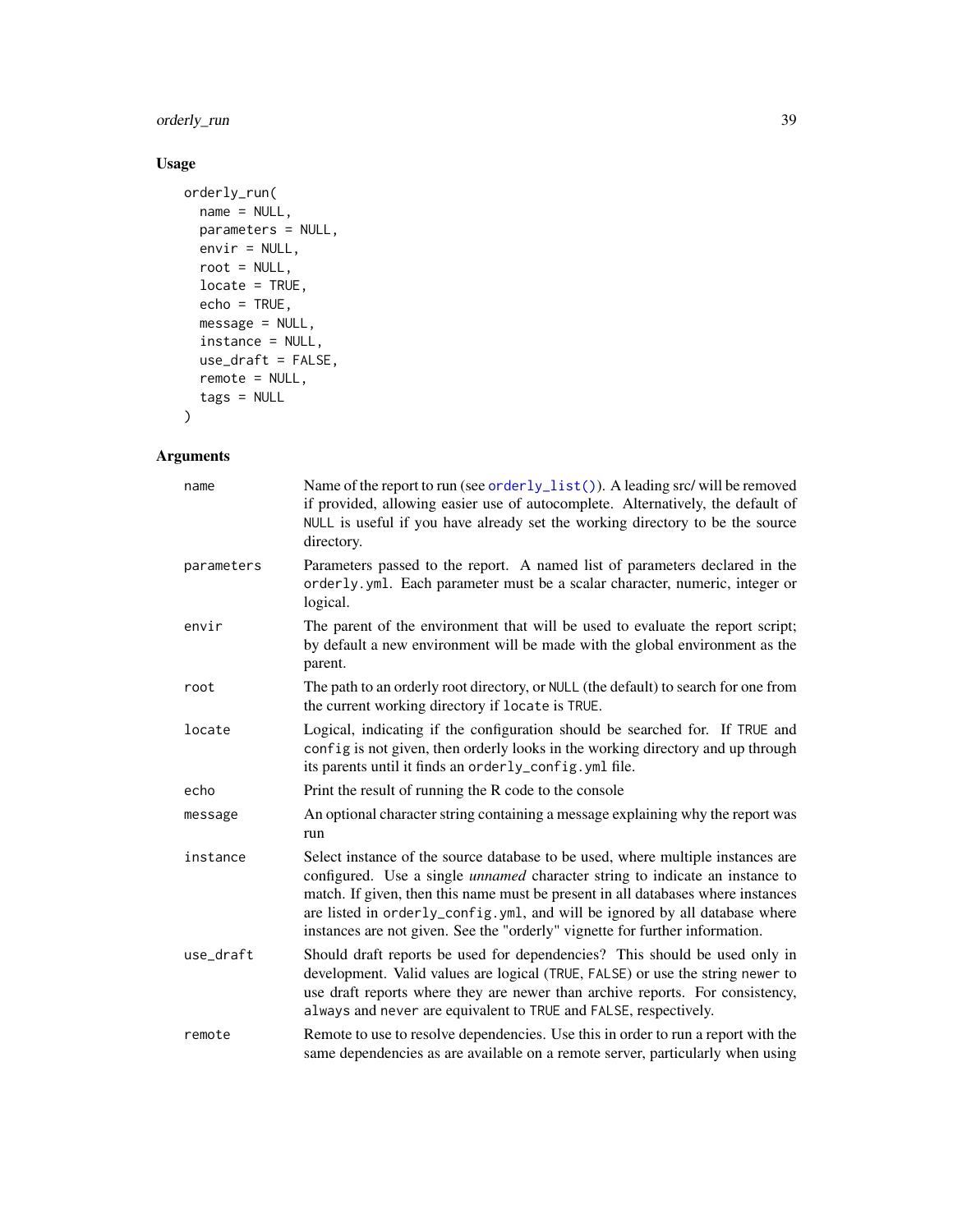## Usage

```
orderly_run(
  name = NULL,
  parameters = NULL,
  envir = NULL,
  root = NULL,
  locate = TRUE,
  echo = TRUE,
  message = NULL,
  instance = NULL,
  use_draft = FALSE,
  remote = NULL,
  tags = NULL
)
```

## Arguments

| | |
|---|---|
| `name` | Name of the report to run (see `orderly_list()`). A leading src/ will be removed if provided, allowing easier use of autocomplete. Alternatively, the default of `NULL` is useful if you have already set the working directory to be the source directory. |
| `parameters` | Parameters passed to the report. A named list of parameters declared in the `orderly.yml`. Each parameter must be a scalar character, numeric, integer or logical. |
| `envir` | The parent of the environment that will be used to evaluate the report script; by default a new environment will be made with the global environment as the parent. |
| `root` | The path to an orderly root directory, or `NULL` (the default) to search for one from the current working directory if `locate` is `TRUE`. |
| `locate` | Logical, indicating if the configuration should be searched for. If `TRUE` and `config` is not given, then orderly looks in the working directory and up through its parents until it finds an `orderly_config.yml` file. |
| `echo` | Print the result of running the R code to the console |
| `message` | An optional character string containing a message explaining why the report was run |
| `instance` | Select instance of the source database to be used, where multiple instances are configured. Use a single *unnamed* character string to indicate an instance to match. If given, then this name must be present in all databases where instances are listed in `orderly_config.yml`, and will be ignored by all database where instances are not given. See the "orderly" vignette for further information. |
| `use_draft` | Should draft reports be used for dependencies? This should be used only in development. Valid values are logical (`TRUE`, `FALSE`) or use the string `newer` to use draft reports where they are newer than archive reports. For consistency, `always` and `never` are equivalent to `TRUE` and `FALSE`, respectively. |
| `remote` | Remote to use to resolve dependencies. Use this in order to run a report with the same dependencies as are available on a remote server, particularly when using |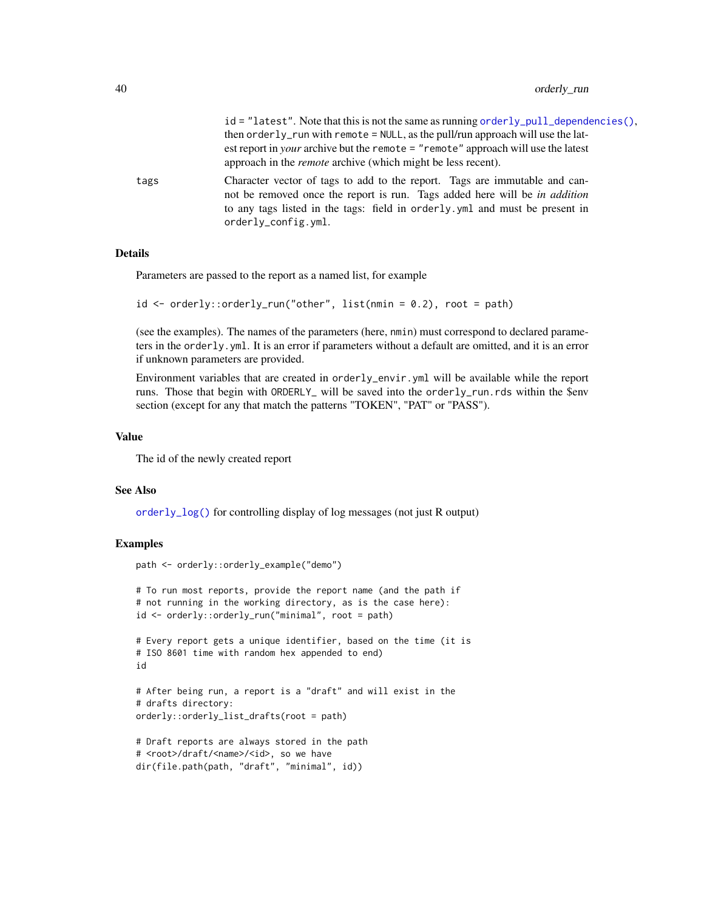id = "latest". Note that this is not the same as running `orderly_pull_dependencies()`, then `orderly_run` with `remote = NULL`, as the pull/run approach will use the latest report in *your* archive but the `remote = "remote"` approach will use the latest approach in the *remote* archive (which might be less recent).

tags
: Character vector of tags to add to the report. Tags are immutable and cannot be removed once the report is run. Tags added here will be *in addition* to any tags listed in the tags: field in `orderly.yml` and must be present in `orderly_config.yml`.

### Details

Parameters are passed to the report as a named list, for example

```
id <- orderly::orderly_run("other", list(nmin = 0.2), root = path)
```

(see the examples). The names of the parameters (here, `nmin`) must correspond to declared parameters in the `orderly.yml`. It is an error if parameters without a default are omitted, and it is an error if unknown parameters are provided.

Environment variables that are created in `orderly_envir.yml` will be available while the report runs. Those that begin with `ORDERLY_` will be saved into the `orderly_run.rds` within the $env section (except for any that match the patterns "TOKEN", "PAT" or "PASS").

### Value

The id of the newly created report

### See Also

`orderly_log()` for controlling display of log messages (not just R output)

### Examples

```
path <- orderly::orderly_example("demo")

# To run most reports, provide the report name (and the path if
# not running in the working directory, as is the case here):
id <- orderly::orderly_run("minimal", root = path)

# Every report gets a unique identifier, based on the time (it is
# ISO 8601 time with random hex appended to end)
id

# After being run, a report is a "draft" and will exist in the
# drafts directory:
orderly::orderly_list_drafts(root = path)

# Draft reports are always stored in the path
# <root>/draft/<name>/<id>, so we have
dir(file.path(path, "draft", "minimal", id))
```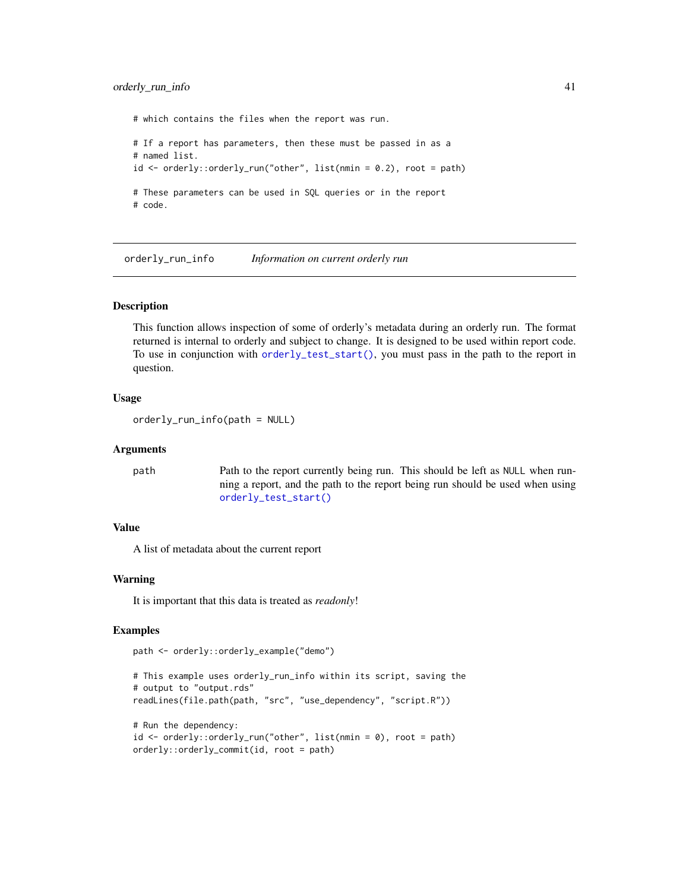```
# which contains the files when the report was run.

# If a report has parameters, then these must be passed in as a
# named list.
id <- orderly::orderly_run("other", list(nmin = 0.2), root = path)

# These parameters can be used in SQL queries or in the report
# code.
```

---

## orderly_run_info — *Information on current orderly run*

### Description

This function allows inspection of some of orderly's metadata during an orderly run. The format returned is internal to orderly and subject to change. It is designed to be used within report code. To use in conjunction with `orderly_test_start()`, you must pass in the path to the report in question.

### Usage

```
orderly_run_info(path = NULL)
```

### Arguments

| | |
|---|---|
| `path` | Path to the report currently being run. This should be left as `NULL` when running a report, and the path to the report being run should be used when using `orderly_test_start()` |

### Value

A list of metadata about the current report

### Warning

It is important that this data is treated as *readonly*!

### Examples

```
path <- orderly::orderly_example("demo")

# This example uses orderly_run_info within its script, saving the
# output to "output.rds"
readLines(file.path(path, "src", "use_dependency", "script.R"))

# Run the dependency:
id <- orderly::orderly_run("other", list(nmin = 0), root = path)
orderly::orderly_commit(id, root = path)
```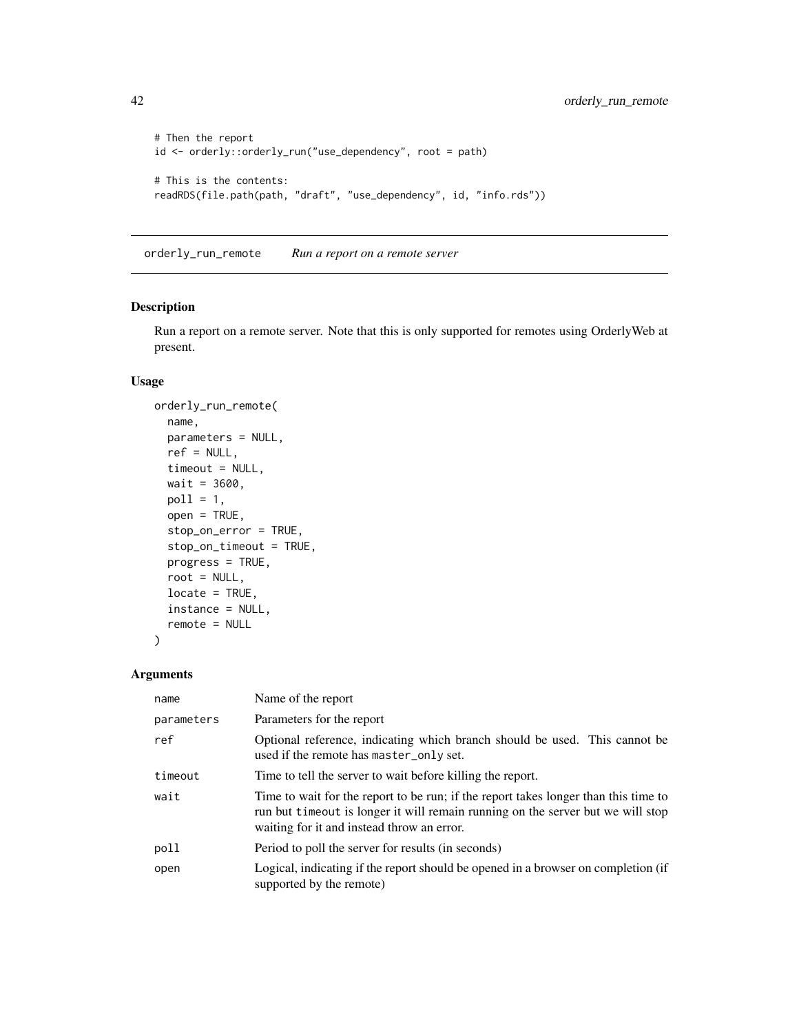```r
# Then the report
id <- orderly::orderly_run("use_dependency", root = path)

# This is the contents:
readRDS(file.path(path, "draft", "use_dependency", id, "info.rds"))
```

## orderly_run_remote &nbsp;&nbsp;&nbsp; *Run a report on a remote server*

### Description

Run a report on a remote server. Note that this is only supported for remotes using OrderlyWeb at present.

### Usage

```r
orderly_run_remote(
  name,
  parameters = NULL,
  ref = NULL,
  timeout = NULL,
  wait = 3600,
  poll = 1,
  open = TRUE,
  stop_on_error = TRUE,
  stop_on_timeout = TRUE,
  progress = TRUE,
  root = NULL,
  locate = TRUE,
  instance = NULL,
  remote = NULL
)
```

### Arguments

| | |
|---|---|
| name | Name of the report |
| parameters | Parameters for the report |
| ref | Optional reference, indicating which branch should be used. This cannot be used if the remote has master_only set. |
| timeout | Time to tell the server to wait before killing the report. |
| wait | Time to wait for the report to be run; if the report takes longer than this time to run but timeout is longer it will remain running on the server but we will stop waiting for it and instead throw an error. |
| poll | Period to poll the server for results (in seconds) |
| open | Logical, indicating if the report should be opened in a browser on completion (if supported by the remote) |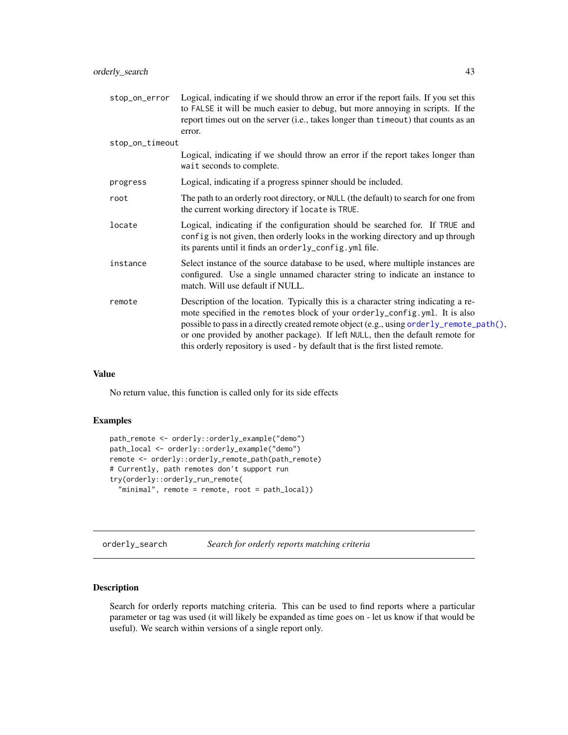| | |
|---|---|
| `stop_on_error` | Logical, indicating if we should throw an error if the report fails. If you set this to `FALSE` it will be much easier to debug, but more annoying in scripts. If the report times out on the server (i.e., takes longer than `timeout`) that counts as an error. |
| `stop_on_timeout` | Logical, indicating if we should throw an error if the report takes longer than `wait` seconds to complete. |
| `progress` | Logical, indicating if a progress spinner should be included. |
| `root` | The path to an orderly root directory, or `NULL` (the default) to search for one from the current working directory if `locate` is `TRUE`. |
| `locate` | Logical, indicating if the configuration should be searched for. If `TRUE` and `config` is not given, then orderly looks in the working directory and up through its parents until it finds an `orderly_config.yml` file. |
| `instance` | Select instance of the source database to be used, where multiple instances are configured. Use a single unnamed character string to indicate an instance to match. Will use default if NULL. |
| `remote` | Description of the location. Typically this is a character string indicating a remote specified in the `remotes` block of your `orderly_config.yml`. It is also possible to pass in a directly created remote object (e.g., using `orderly_remote_path()`, or one provided by another package). If left `NULL`, then the default remote for this orderly repository is used - by default that is the first listed remote. |

### Value

No return value, this function is called only for its side effects

### Examples

```
path_remote <- orderly::orderly_example("demo")
path_local <- orderly::orderly_example("demo")
remote <- orderly::orderly_remote_path(path_remote)
# Currently, path remotes don't support run
try(orderly::orderly_run_remote(
  "minimal", remote = remote, root = path_local))
```

---

## `orderly_search` *Search for orderly reports matching criteria*

---

### Description

Search for orderly reports matching criteria. This can be used to find reports where a particular parameter or tag was used (it will likely be expanded as time goes on - let us know if that would be useful). We search within versions of a single report only.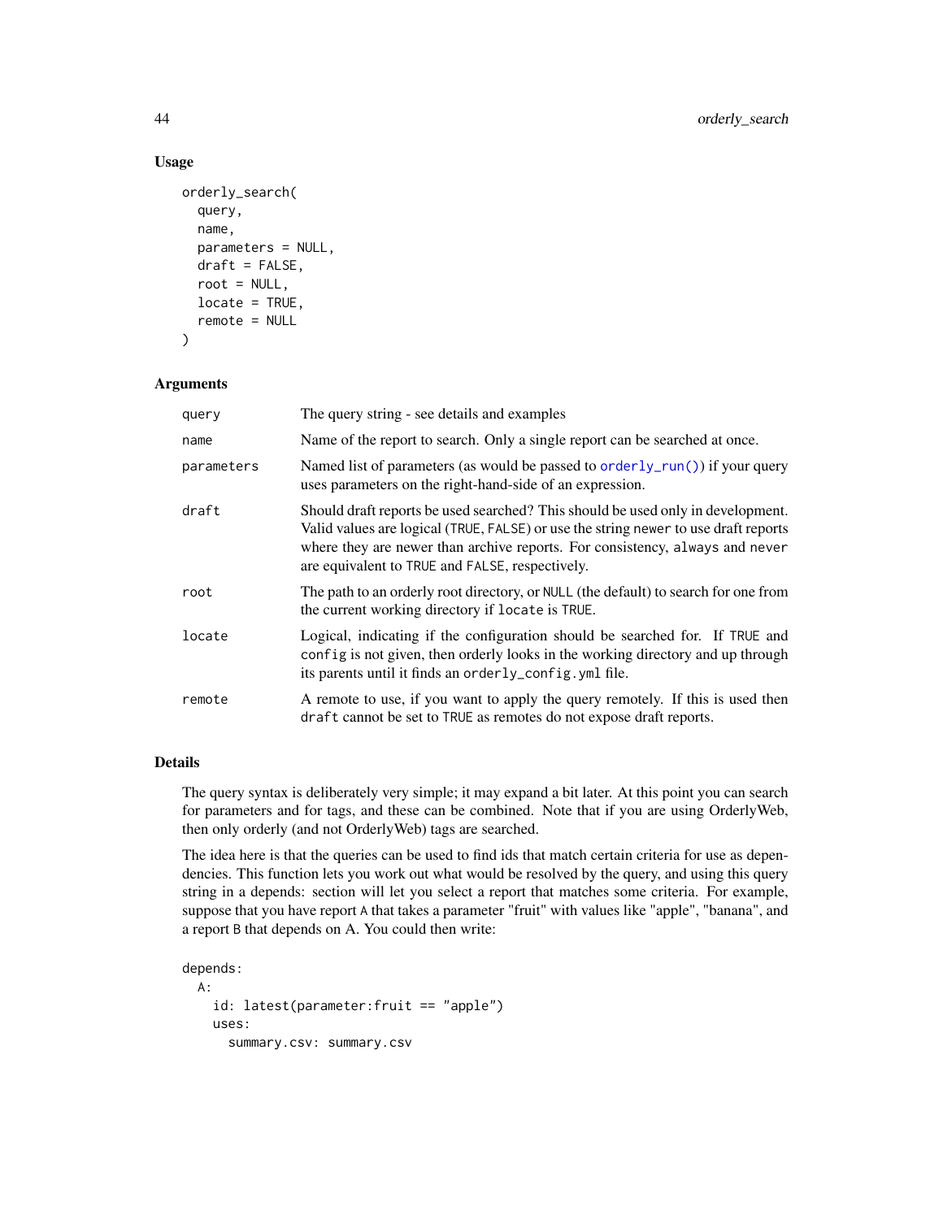## Usage

```
orderly_search(
  query,
  name,
  parameters = NULL,
  draft = FALSE,
  root = NULL,
  locate = TRUE,
  remote = NULL
)
```

## Arguments

| | |
|---|---|
| `query` | The query string - see details and examples |
| `name` | Name of the report to search. Only a single report can be searched at once. |
| `parameters` | Named list of parameters (as would be passed to `orderly_run()`) if your query uses parameters on the right-hand-side of an expression. |
| `draft` | Should draft reports be used searched? This should be used only in development. Valid values are logical (`TRUE`, `FALSE`) or use the string `newer` to use draft reports where they are newer than archive reports. For consistency, `always` and `never` are equivalent to `TRUE` and `FALSE`, respectively. |
| `root` | The path to an orderly root directory, or `NULL` (the default) to search for one from the current working directory if `locate` is `TRUE`. |
| `locate` | Logical, indicating if the configuration should be searched for. If `TRUE` and `config` is not given, then orderly looks in the working directory and up through its parents until it finds an `orderly_config.yml` file. |
| `remote` | A remote to use, if you want to apply the query remotely. If this is used then `draft` cannot be set to `TRUE` as remotes do not expose draft reports. |

## Details

The query syntax is deliberately very simple; it may expand a bit later. At this point you can search for parameters and for tags, and these can be combined. Note that if you are using OrderlyWeb, then only orderly (and not OrderlyWeb) tags are searched.

The idea here is that the queries can be used to find ids that match certain criteria for use as dependencies. This function lets you work out what would be resolved by the query, and using this query string in a depends: section will let you select a report that matches some criteria. For example, suppose that you have report `A` that takes a parameter "fruit" with values like "apple", "banana", and a report `B` that depends on A. You could then write:

```
depends:
  A:
    id: latest(parameter:fruit == "apple")
    uses:
      summary.csv: summary.csv
```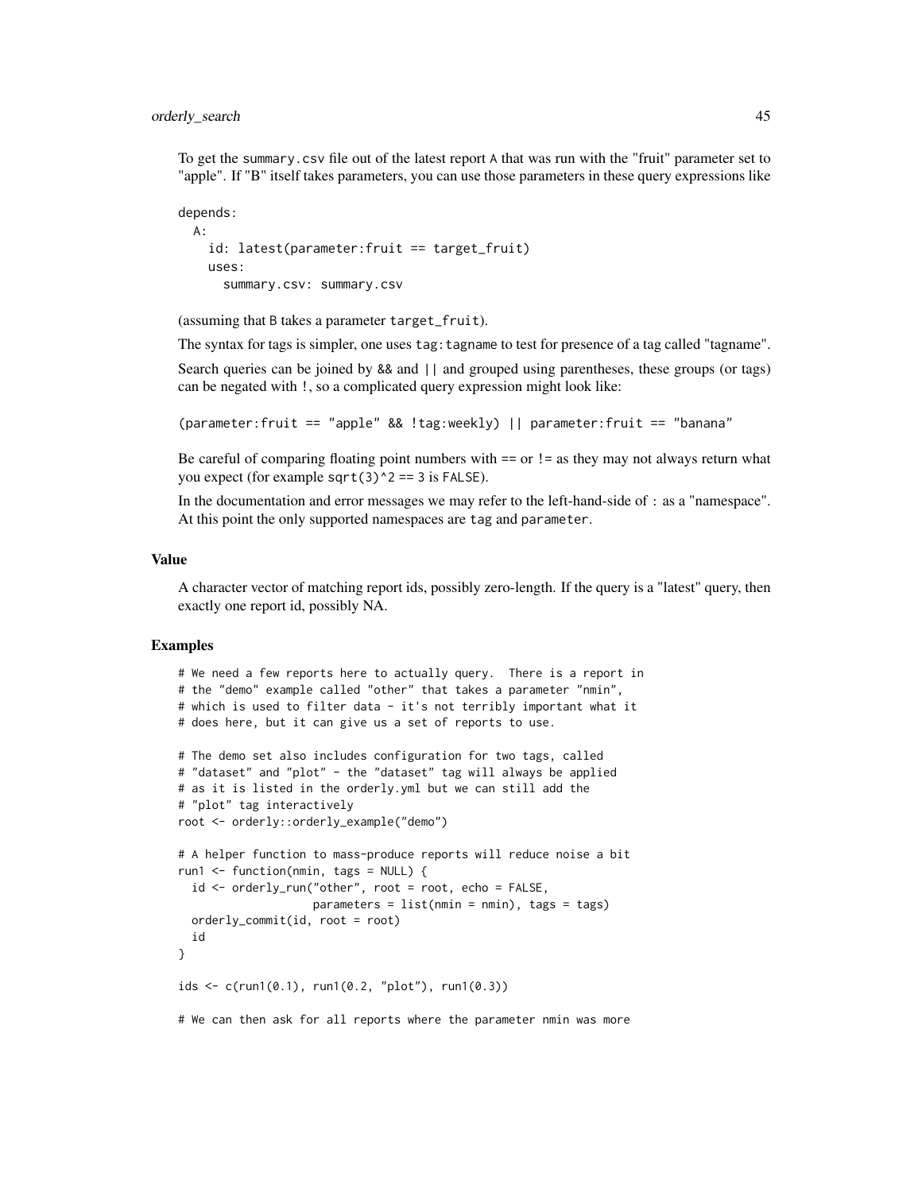To get the `summary.csv` file out of the latest report A that was run with the "fruit" parameter set to "apple". If "B" itself takes parameters, you can use those parameters in these query expressions like

```
depends:
  A:
    id: latest(parameter:fruit == target_fruit)
    uses:
      summary.csv: summary.csv
```

(assuming that B takes a parameter `target_fruit`).

The syntax for tags is simpler, one uses `tag:tagname` to test for presence of a tag called "tagname".

Search queries can be joined by `&&` and `||` and grouped using parentheses, these groups (or tags) can be negated with `!`, so a complicated query expression might look like:

```
(parameter:fruit == "apple" && !tag:weekly) || parameter:fruit == "banana"
```

Be careful of comparing floating point numbers with `==` or `!=` as they may not always return what you expect (for example `sqrt(3)^2 == 3` is `FALSE`).

In the documentation and error messages we may refer to the left-hand-side of `:` as a "namespace". At this point the only supported namespaces are `tag` and `parameter`.

### Value

A character vector of matching report ids, possibly zero-length. If the query is a "latest" query, then exactly one report id, possibly NA.

### Examples

```
# We need a few reports here to actually query.  There is a report in
# the "demo" example called "other" that takes a parameter "nmin",
# which is used to filter data - it's not terribly important what it
# does here, but it can give us a set of reports to use.

# The demo set also includes configuration for two tags, called
# "dataset" and "plot" - the "dataset" tag will always be applied
# as it is listed in the orderly.yml but we can still add the
# "plot" tag interactively
root <- orderly::orderly_example("demo")

# A helper function to mass-produce reports will reduce noise a bit
run1 <- function(nmin, tags = NULL) {
  id <- orderly_run("other", root = root, echo = FALSE,
                    parameters = list(nmin = nmin), tags = tags)
  orderly_commit(id, root = root)
  id
}

ids <- c(run1(0.1), run1(0.2, "plot"), run1(0.3))

# We can then ask for all reports where the parameter nmin was more
```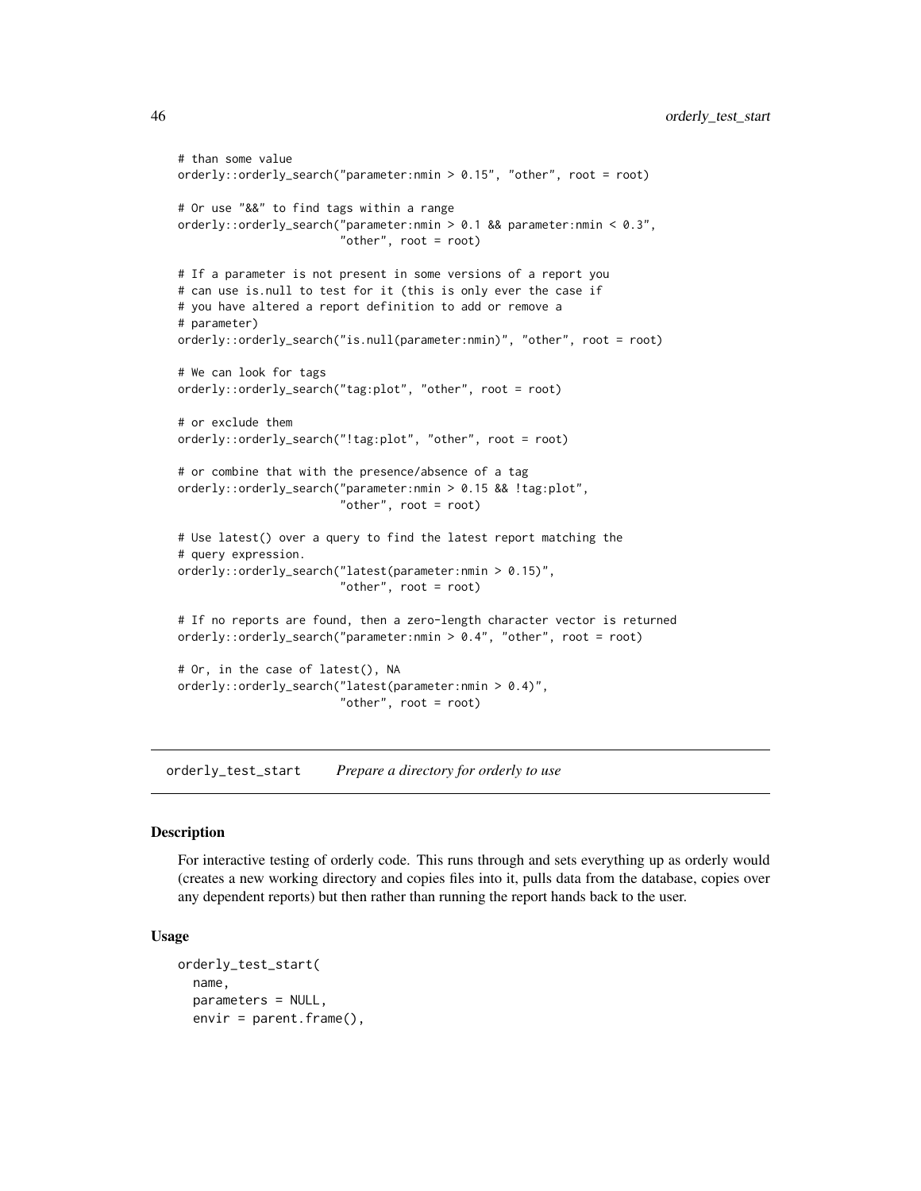```
# than some value
orderly::orderly_search("parameter:nmin > 0.15", "other", root = root)

# Or use "&&" to find tags within a range
orderly::orderly_search("parameter:nmin > 0.1 && parameter:nmin < 0.3",
                        "other", root = root)

# If a parameter is not present in some versions of a report you
# can use is.null to test for it (this is only ever the case if
# you have altered a report definition to add or remove a
# parameter)
orderly::orderly_search("is.null(parameter:nmin)", "other", root = root)

# We can look for tags
orderly::orderly_search("tag:plot", "other", root = root)

# or exclude them
orderly::orderly_search("!tag:plot", "other", root = root)

# or combine that with the presence/absence of a tag
orderly::orderly_search("parameter:nmin > 0.15 && !tag:plot",
                        "other", root = root)

# Use latest() over a query to find the latest report matching the
# query expression.
orderly::orderly_search("latest(parameter:nmin > 0.15)",
                        "other", root = root)

# If no reports are found, then a zero-length character vector is returned
orderly::orderly_search("parameter:nmin > 0.4", "other", root = root)

# Or, in the case of latest(), NA
orderly::orderly_search("latest(parameter:nmin > 0.4)",
                        "other", root = root)
```

## orderly_test_start *Prepare a directory for orderly to use*

### Description

For interactive testing of orderly code. This runs through and sets everything up as orderly would (creates a new working directory and copies files into it, pulls data from the database, copies over any dependent reports) but then rather than running the report hands back to the user.

### Usage

```
orderly_test_start(
  name,
  parameters = NULL,
  envir = parent.frame(),
```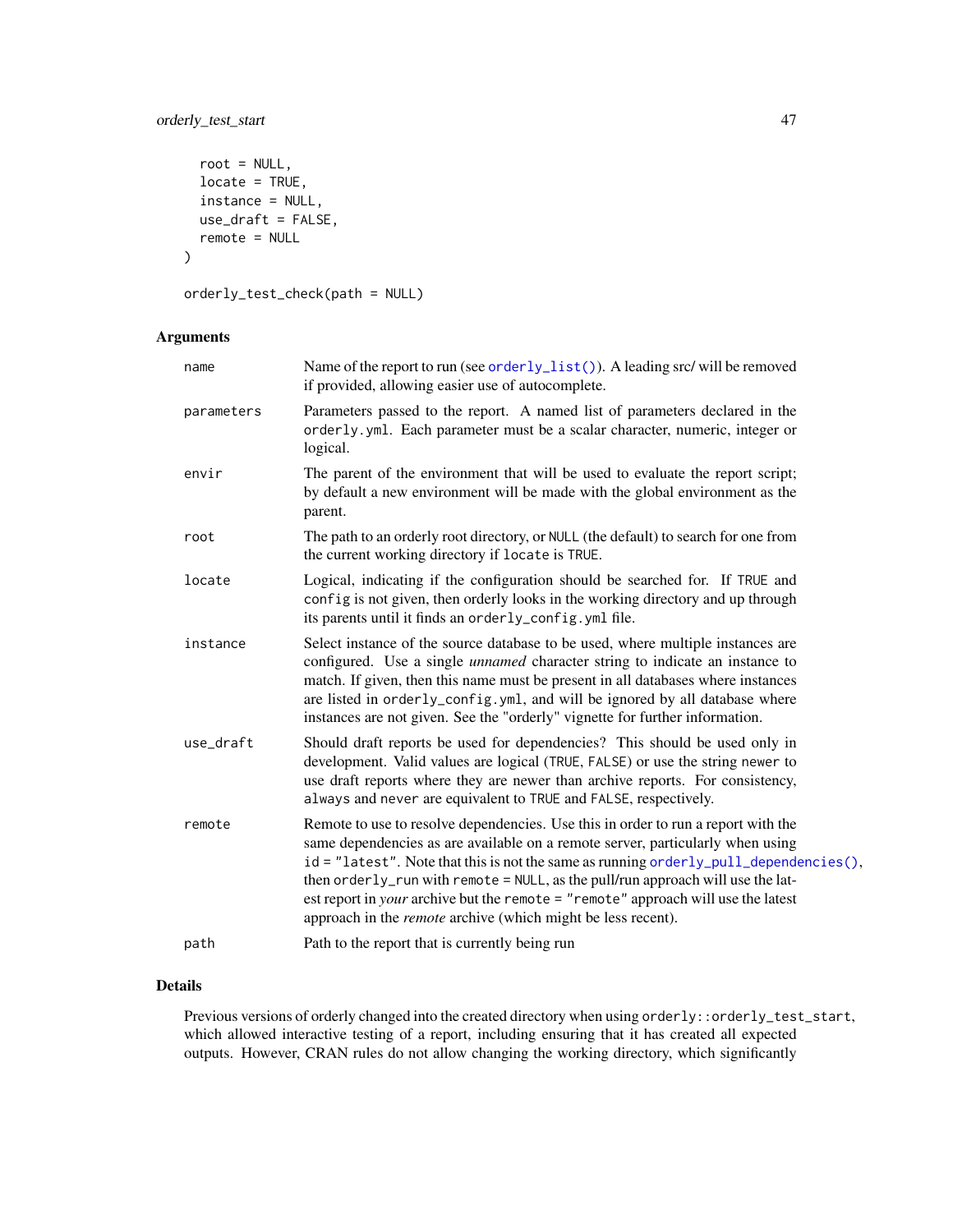```
  root = NULL,
  locate = TRUE,
  instance = NULL,
  use_draft = FALSE,
  remote = NULL
)

orderly_test_check(path = NULL)
```

## Arguments

| | |
|---|---|
| name | Name of the report to run (see `orderly_list()`). A leading src/ will be removed if provided, allowing easier use of autocomplete. |
| parameters | Parameters passed to the report. A named list of parameters declared in the `orderly.yml`. Each parameter must be a scalar character, numeric, integer or logical. |
| envir | The parent of the environment that will be used to evaluate the report script; by default a new environment will be made with the global environment as the parent. |
| root | The path to an orderly root directory, or `NULL` (the default) to search for one from the current working directory if `locate` is `TRUE`. |
| locate | Logical, indicating if the configuration should be searched for. If `TRUE` and `config` is not given, then orderly looks in the working directory and up through its parents until it finds an `orderly_config.yml` file. |
| instance | Select instance of the source database to be used, where multiple instances are configured. Use a single *unnamed* character string to indicate an instance to match. If given, then this name must be present in all databases where instances are listed in `orderly_config.yml`, and will be ignored by all database where instances are not given. See the "orderly" vignette for further information. |
| use_draft | Should draft reports be used for dependencies? This should be used only in development. Valid values are logical (`TRUE`, `FALSE`) or use the string `newer` to use draft reports where they are newer than archive reports. For consistency, `always` and `never` are equivalent to `TRUE` and `FALSE`, respectively. |
| remote | Remote to use to resolve dependencies. Use this in order to run a report with the same dependencies as are available on a remote server, particularly when using `id = "latest"`. Note that this is not the same as running `orderly_pull_dependencies()`, then `orderly_run` with `remote = NULL`, as the pull/run approach will use the latest report in *your* archive but the `remote = "remote"` approach will use the latest approach in the *remote* archive (which might be less recent). |
| path | Path to the report that is currently being run |

## Details

Previous versions of orderly changed into the created directory when using `orderly::orderly_test_start`, which allowed interactive testing of a report, including ensuring that it has created all expected outputs. However, CRAN rules do not allow changing the working directory, which significantly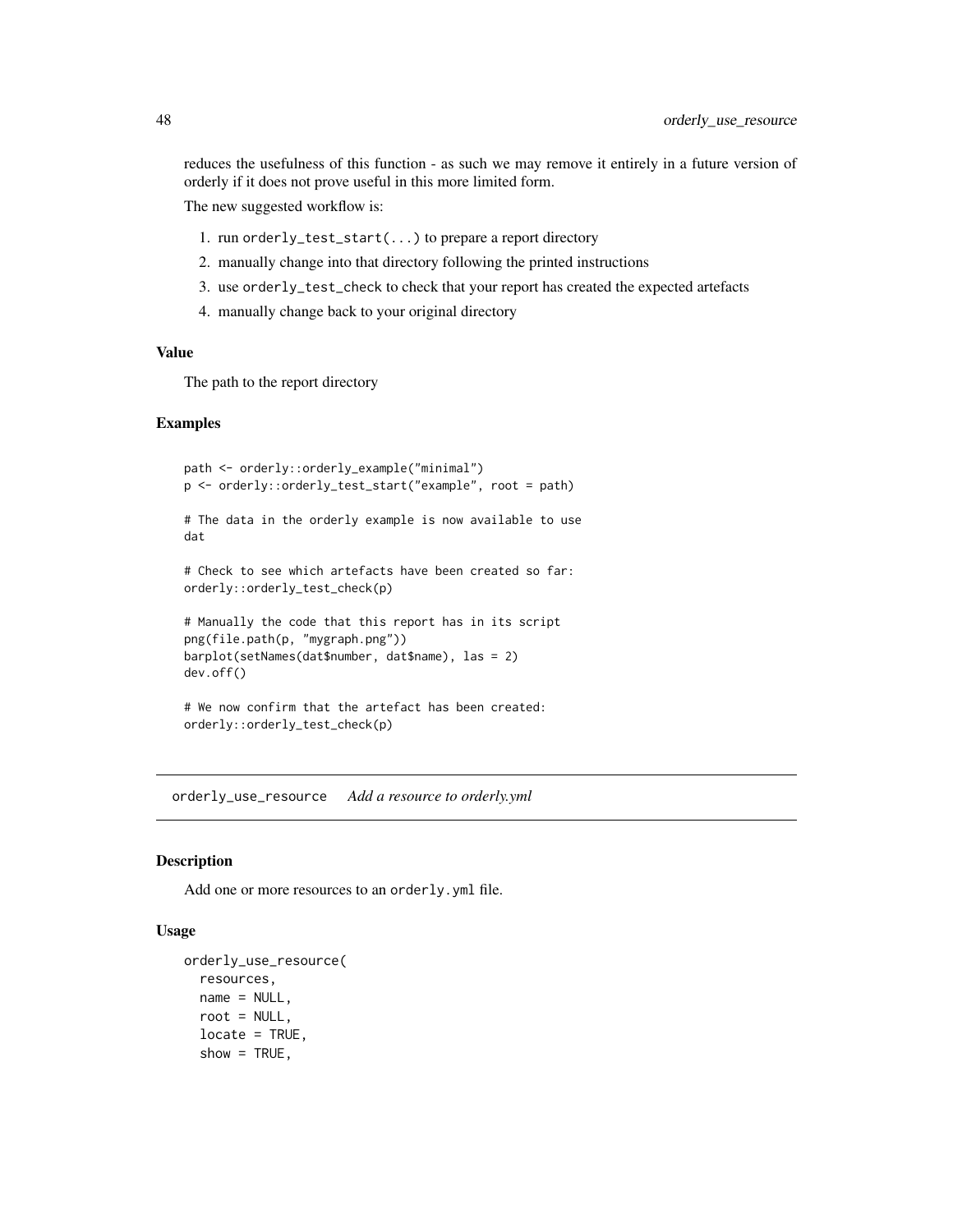reduces the usefulness of this function - as such we may remove it entirely in a future version of orderly if it does not prove useful in this more limited form.

The new suggested workflow is:

1. run `orderly_test_start(...)` to prepare a report directory
2. manually change into that directory following the printed instructions
3. use `orderly_test_check` to check that your report has created the expected artefacts
4. manually change back to your original directory

### Value

The path to the report directory

### Examples

```
path <- orderly::orderly_example("minimal")
p <- orderly::orderly_test_start("example", root = path)

# The data in the orderly example is now available to use
dat

# Check to see which artefacts have been created so far:
orderly::orderly_test_check(p)

# Manually the code that this report has in its script
png(file.path(p, "mygraph.png"))
barplot(setNames(dat$number, dat$name), las = 2)
dev.off()

# We now confirm that the artefact has been created:
orderly::orderly_test_check(p)
```

---

## orderly_use_resource    *Add a resource to orderly.yml*

---

### Description

Add one or more resources to an `orderly.yml` file.

### Usage

```
orderly_use_resource(
  resources,
  name = NULL,
  root = NULL,
  locate = TRUE,
  show = TRUE,
```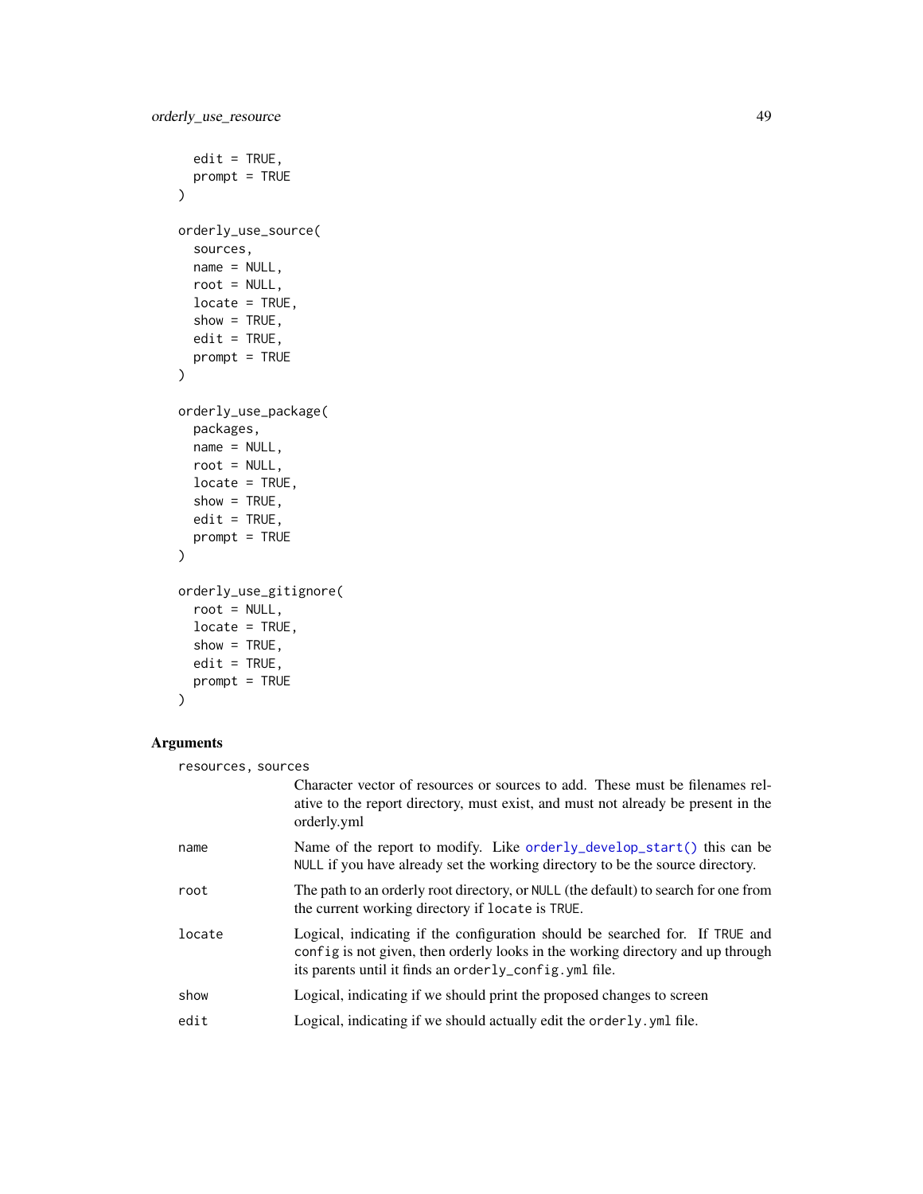```
  edit = TRUE,
  prompt = TRUE
)

orderly_use_source(
  sources,
  name = NULL,
  root = NULL,
  locate = TRUE,
  show = TRUE,
  edit = TRUE,
  prompt = TRUE
)

orderly_use_package(
  packages,
  name = NULL,
  root = NULL,
  locate = TRUE,
  show = TRUE,
  edit = TRUE,
  prompt = TRUE
)

orderly_use_gitignore(
  root = NULL,
  locate = TRUE,
  show = TRUE,
  edit = TRUE,
  prompt = TRUE
)
```

## Arguments

`resources, sources`
: Character vector of resources or sources to add. These must be filenames relative to the report directory, must exist, and must not already be present in the orderly.yml

`name`
: Name of the report to modify. Like `orderly_develop_start()` this can be `NULL` if you have already set the working directory to be the source directory.

`root`
: The path to an orderly root directory, or `NULL` (the default) to search for one from the current working directory if `locate` is `TRUE`.

`locate`
: Logical, indicating if the configuration should be searched for. If `TRUE` and `config` is not given, then orderly looks in the working directory and up through its parents until it finds an `orderly_config.yml` file.

`show`
: Logical, indicating if we should print the proposed changes to screen

`edit`
: Logical, indicating if we should actually edit the `orderly.yml` file.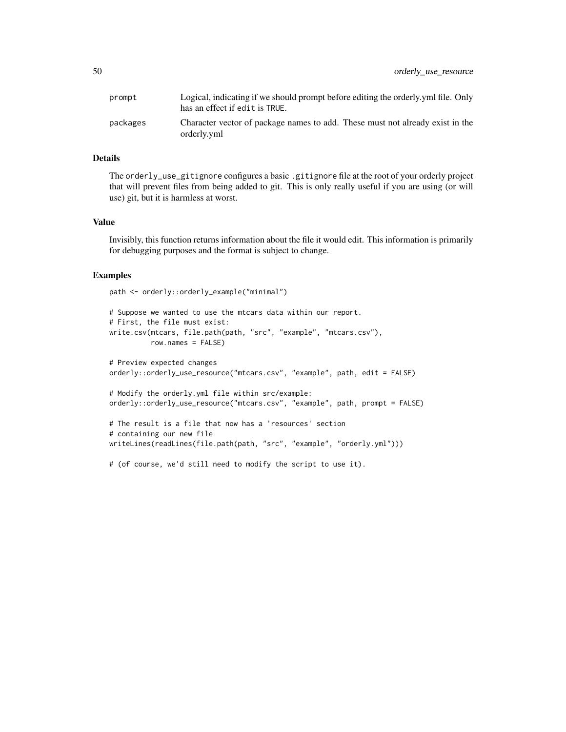| | |
|---|---|
| prompt | Logical, indicating if we should prompt before editing the orderly.yml file. Only has an effect if edit is TRUE. |
| packages | Character vector of package names to add. These must not already exist in the orderly.yml |

## Details

The orderly_use_gitignore configures a basic .gitignore file at the root of your orderly project that will prevent files from being added to git. This is only really useful if you are using (or will use) git, but it is harmless at worst.

## Value

Invisibly, this function returns information about the file it would edit. This information is primarily for debugging purposes and the format is subject to change.

## Examples

```
path <- orderly::orderly_example("minimal")

# Suppose we wanted to use the mtcars data within our report.
# First, the file must exist:
write.csv(mtcars, file.path(path, "src", "example", "mtcars.csv"),
          row.names = FALSE)

# Preview expected changes
orderly::orderly_use_resource("mtcars.csv", "example", path, edit = FALSE)

# Modify the orderly.yml file within src/example:
orderly::orderly_use_resource("mtcars.csv", "example", path, prompt = FALSE)

# The result is a file that now has a 'resources' section
# containing our new file
writeLines(readLines(file.path(path, "src", "example", "orderly.yml")))

# (of course, we'd still need to modify the script to use it).
```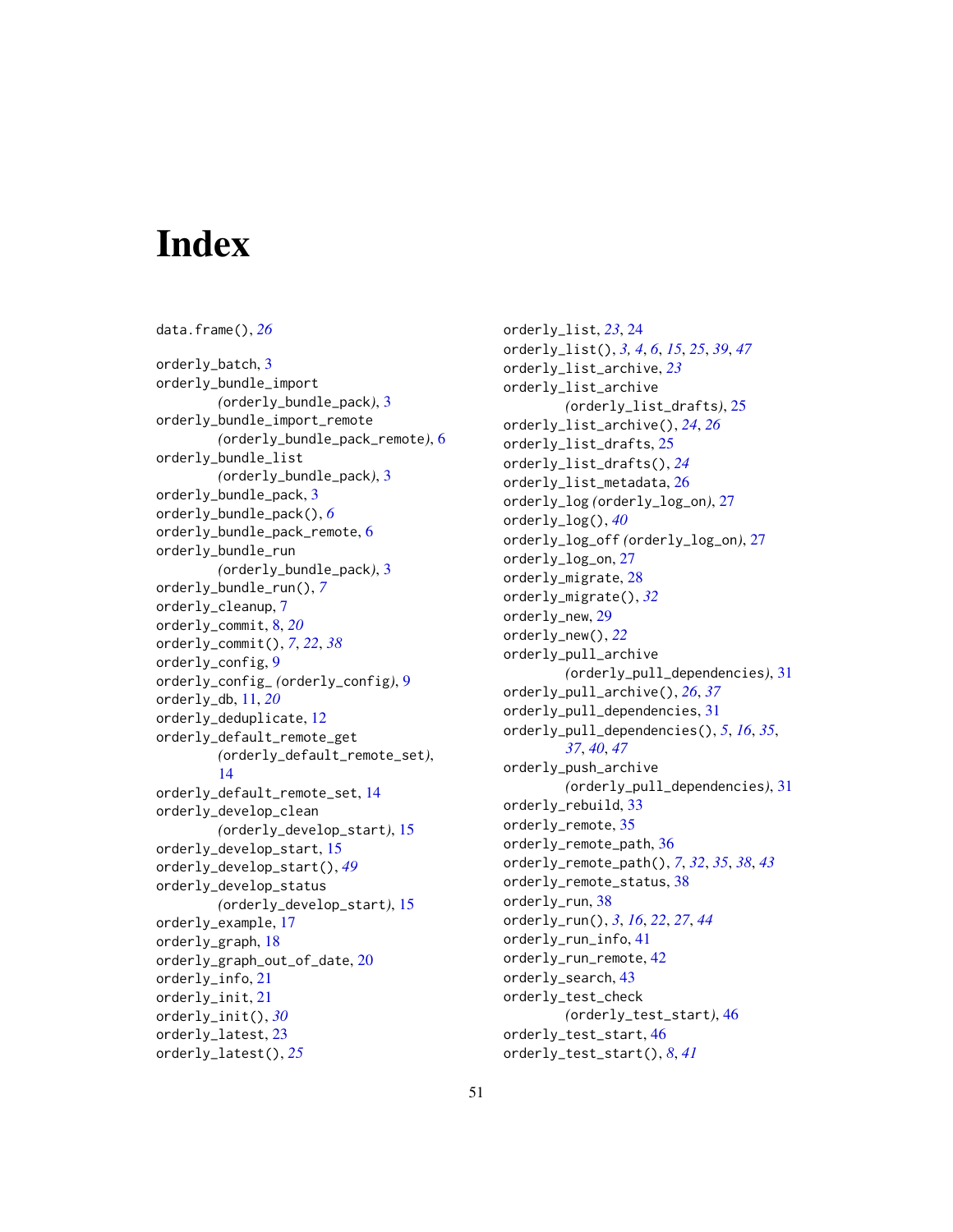# Index

data.frame(), *26*

orderly_batch, 3
orderly_bundle_import (orderly_bundle_pack), 3
orderly_bundle_import_remote (orderly_bundle_pack_remote), 6
orderly_bundle_list (orderly_bundle_pack), 3
orderly_bundle_pack, 3
orderly_bundle_pack(), *6*
orderly_bundle_pack_remote, 6
orderly_bundle_run (orderly_bundle_pack), 3
orderly_bundle_run(), *7*
orderly_cleanup, 7
orderly_commit, 8, *20*
orderly_commit(), *7*, *22*, *38*
orderly_config, 9
orderly_config_ (orderly_config), 9
orderly_db, 11, *20*
orderly_deduplicate, 12
orderly_default_remote_get (orderly_default_remote_set), 14
orderly_default_remote_set, 14
orderly_develop_clean (orderly_develop_start), 15
orderly_develop_start, 15
orderly_develop_start(), *49*
orderly_develop_status (orderly_develop_start), 15
orderly_example, 17
orderly_graph, 18
orderly_graph_out_of_date, 20
orderly_info, 21
orderly_init, 21
orderly_init(), *30*
orderly_latest, 23
orderly_latest(), *25*
orderly_list, *23*, 24
orderly_list(), *3*, *4*, *6*, *15*, *25*, *39*, *47*
orderly_list_archive, *23*
orderly_list_archive (orderly_list_drafts), 25
orderly_list_archive(), *24*, *26*
orderly_list_drafts, 25
orderly_list_drafts(), *24*
orderly_list_metadata, 26
orderly_log (orderly_log_on), 27
orderly_log(), *40*
orderly_log_off (orderly_log_on), 27
orderly_log_on, 27
orderly_migrate, 28
orderly_migrate(), *32*
orderly_new, 29
orderly_new(), *22*
orderly_pull_archive (orderly_pull_dependencies), 31
orderly_pull_archive(), *26*, *37*
orderly_pull_dependencies, 31
orderly_pull_dependencies(), *5*, *16*, *35*, *37*, *40*, *47*
orderly_push_archive (orderly_pull_dependencies), 31
orderly_rebuild, 33
orderly_remote, 35
orderly_remote_path, 36
orderly_remote_path(), *7*, *32*, *35*, *38*, *43*
orderly_remote_status, 38
orderly_run, 38
orderly_run(), *3*, *16*, *22*, *27*, *44*
orderly_run_info, 41
orderly_run_remote, 42
orderly_search, 43
orderly_test_check (orderly_test_start), 46
orderly_test_start, 46
orderly_test_start(), *8*, *41*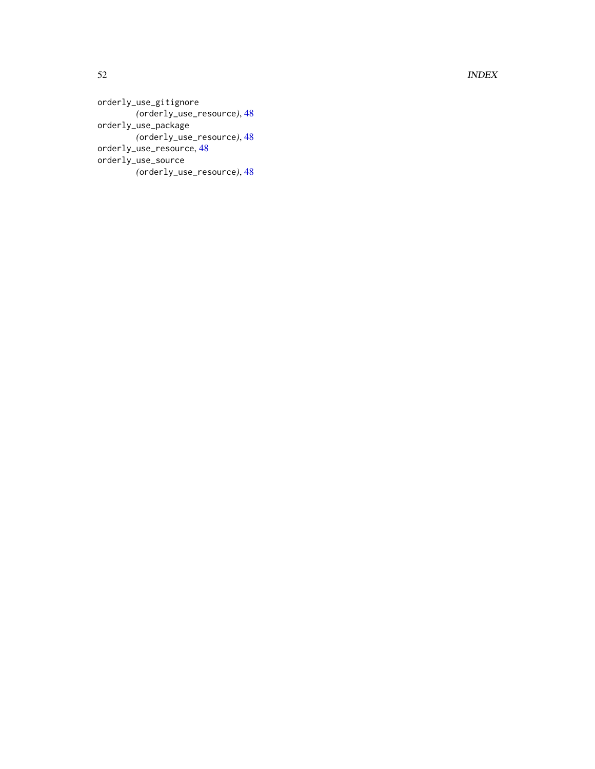orderly_use_gitignore
    (orderly_use_resource), 48
orderly_use_package
    (orderly_use_resource), 48
orderly_use_resource, 48
orderly_use_source
    (orderly_use_resource), 48